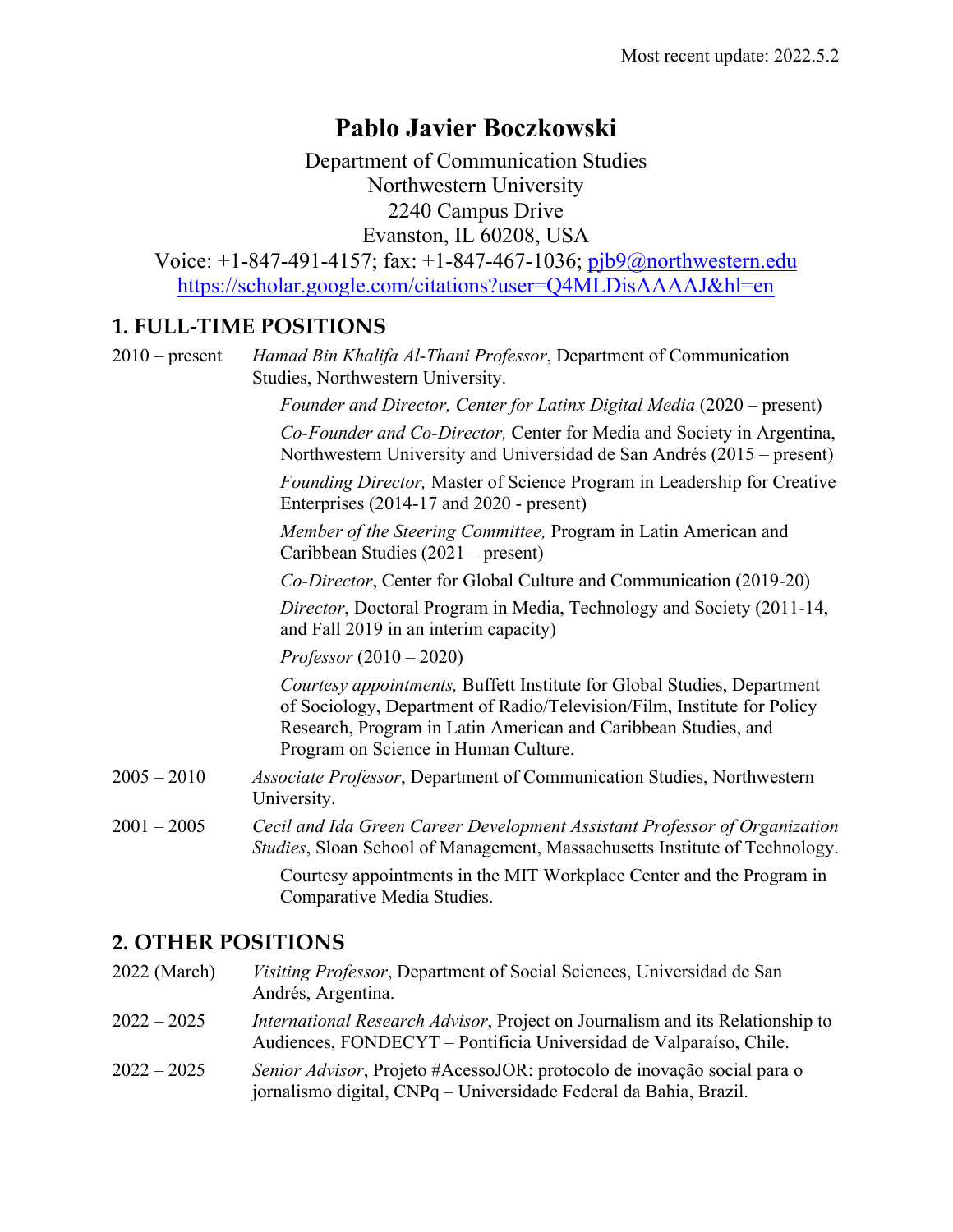Most recent update: 2022.5.2

# Pablo Javier Boczkowski

Department of Communication Studies
Northwestern University
2240 Campus Drive
Evanston, IL 60208, USA
Voice: +1-847-491-4157; fax: +1-847-467-1036; pjb9@northwestern.edu
https://scholar.google.com/citations?user=Q4MLDisAAAAJ&hl=en

## 1. FULL-TIME POSITIONS

2010 – present *Hamad Bin Khalifa Al-Thani Professor*, Department of Communication Studies, Northwestern University.

*Founder and Director, Center for Latinx Digital Media* (2020 – present)

*Co-Founder and Co-Director,* Center for Media and Society in Argentina, Northwestern University and Universidad de San Andrés (2015 – present)

*Founding Director,* Master of Science Program in Leadership for Creative Enterprises (2014-17 and 2020 - present)

*Member of the Steering Committee,* Program in Latin American and Caribbean Studies (2021 – present)

*Co-Director*, Center for Global Culture and Communication (2019-20)

*Director*, Doctoral Program in Media, Technology and Society (2011-14, and Fall 2019 in an interim capacity)

*Professor* (2010 – 2020)

*Courtesy appointments,* Buffett Institute for Global Studies, Department of Sociology, Department of Radio/Television/Film, Institute for Policy Research, Program in Latin American and Caribbean Studies, and Program on Science in Human Culture.

2005 – 2010 *Associate Professor*, Department of Communication Studies, Northwestern University.

2001 – 2005 *Cecil and Ida Green Career Development Assistant Professor of Organization Studies*, Sloan School of Management, Massachusetts Institute of Technology.

Courtesy appointments in the MIT Workplace Center and the Program in Comparative Media Studies.

## 2. OTHER POSITIONS

2022 (March) *Visiting Professor*, Department of Social Sciences, Universidad de San Andrés, Argentina.

2022 – 2025 *International Research Advisor*, Project on Journalism and its Relationship to Audiences, FONDECYT – Pontificia Universidad de Valparaíso, Chile.

2022 – 2025 *Senior Advisor*, Projeto #AcessoJOR: protocolo de inovação social para o jornalismo digital, CNPq – Universidade Federal da Bahia, Brazil.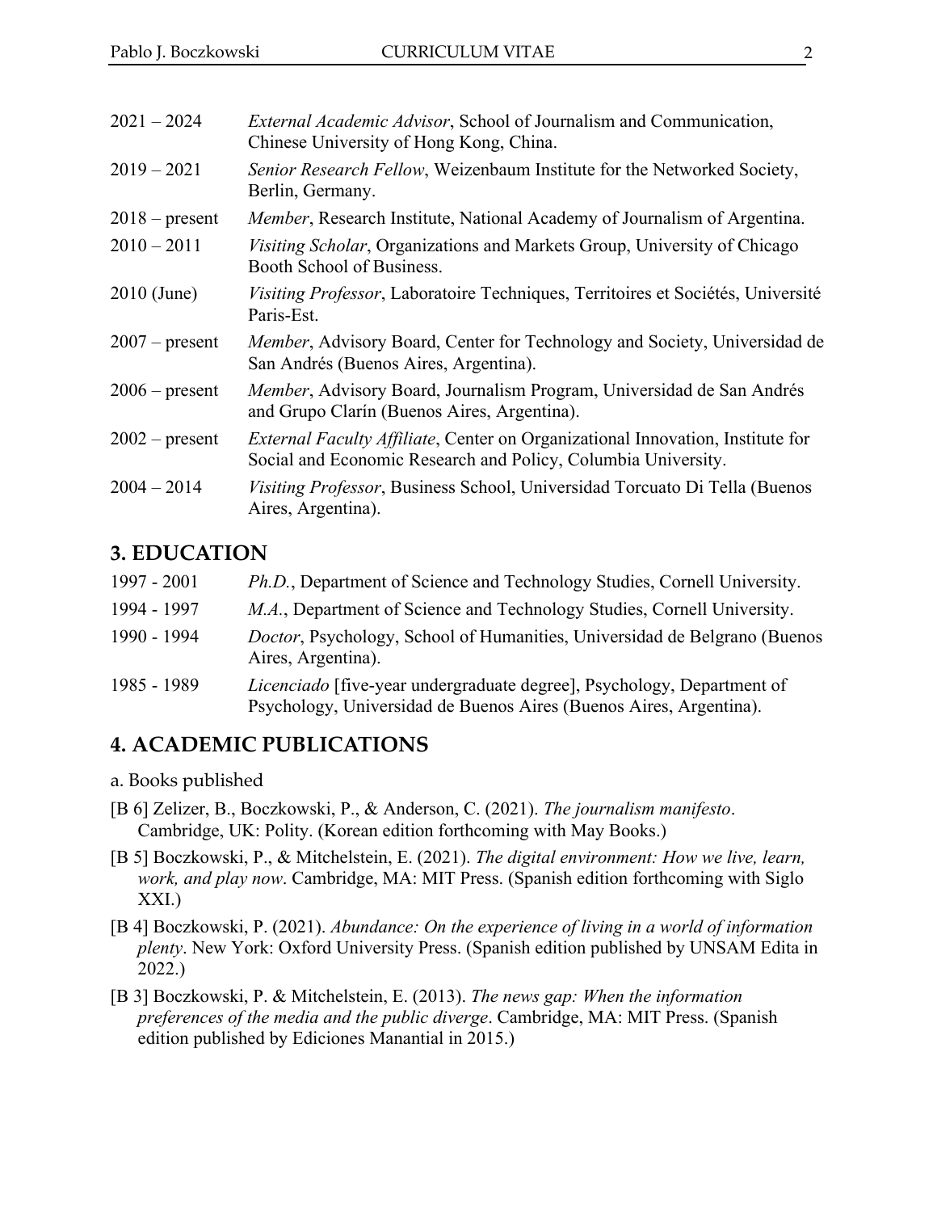| | |
|---|---|
| 2021 – 2024 | *External Academic Advisor*, School of Journalism and Communication, Chinese University of Hong Kong, China. |
| 2019 – 2021 | *Senior Research Fellow*, Weizenbaum Institute for the Networked Society, Berlin, Germany. |
| 2018 – present | *Member*, Research Institute, National Academy of Journalism of Argentina. |
| 2010 – 2011 | *Visiting Scholar*, Organizations and Markets Group, University of Chicago Booth School of Business. |
| 2010 (June) | *Visiting Professor*, Laboratoire Techniques, Territoires et Sociétés, Université Paris-Est. |
| 2007 – present | *Member*, Advisory Board, Center for Technology and Society, Universidad de San Andrés (Buenos Aires, Argentina). |
| 2006 – present | *Member*, Advisory Board, Journalism Program, Universidad de San Andrés and Grupo Clarín (Buenos Aires, Argentina). |
| 2002 – present | *External Faculty Affiliate*, Center on Organizational Innovation, Institute for Social and Economic Research and Policy, Columbia University. |
| 2004 – 2014 | *Visiting Professor*, Business School, Universidad Torcuato Di Tella (Buenos Aires, Argentina). |

## 3. EDUCATION

| | |
|---|---|
| 1997 - 2001 | *Ph.D.*, Department of Science and Technology Studies, Cornell University. |
| 1994 - 1997 | *M.A.*, Department of Science and Technology Studies, Cornell University. |
| 1990 - 1994 | *Doctor*, Psychology, School of Humanities, Universidad de Belgrano (Buenos Aires, Argentina). |
| 1985 - 1989 | *Licenciado* [five-year undergraduate degree], Psychology, Department of Psychology, Universidad de Buenos Aires (Buenos Aires, Argentina). |

## 4. ACADEMIC PUBLICATIONS

a. Books published

[B 6] Zelizer, B., Boczkowski, P., & Anderson, C. (2021). *The journalism manifesto*. Cambridge, UK: Polity. (Korean edition forthcoming with May Books.)

[B 5] Boczkowski, P., & Mitchelstein, E. (2021). *The digital environment: How we live, learn, work, and play now*. Cambridge, MA: MIT Press. (Spanish edition forthcoming with Siglo XXI.)

[B 4] Boczkowski, P. (2021). *Abundance: On the experience of living in a world of information plenty*. New York: Oxford University Press. (Spanish edition published by UNSAM Edita in 2022.)

[B 3] Boczkowski, P. & Mitchelstein, E. (2013). *The news gap: When the information preferences of the media and the public diverge*. Cambridge, MA: MIT Press. (Spanish edition published by Ediciones Manantial in 2015.)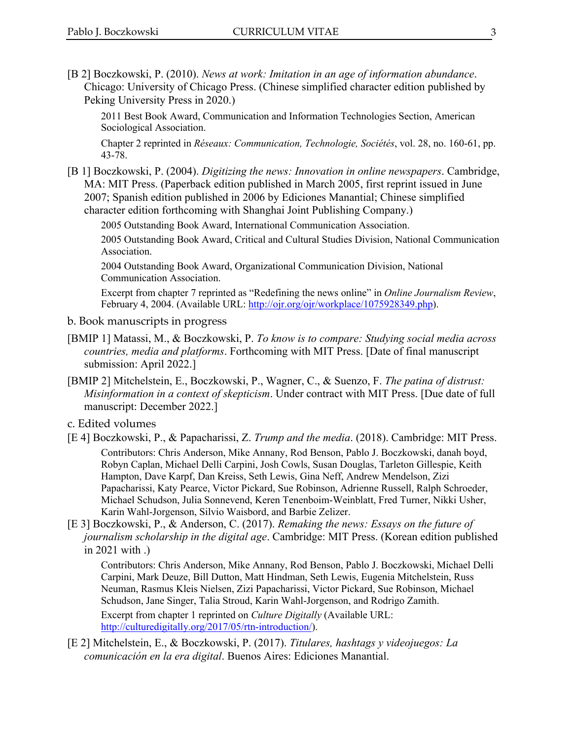[B 2] Boczkowski, P. (2010). *News at work: Imitation in an age of information abundance*. Chicago: University of Chicago Press. (Chinese simplified character edition published by Peking University Press in 2020.)

> 2011 Best Book Award, Communication and Information Technologies Section, American Sociological Association.
>
> Chapter 2 reprinted in *Réseaux: Communication, Technologie, Sociétés*, vol. 28, no. 160-61, pp. 43-78.

[B 1] Boczkowski, P. (2004). *Digitizing the news: Innovation in online newspapers*. Cambridge, MA: MIT Press. (Paperback edition published in March 2005, first reprint issued in June 2007; Spanish edition published in 2006 by Ediciones Manantial; Chinese simplified character edition forthcoming with Shanghai Joint Publishing Company.)

> 2005 Outstanding Book Award, International Communication Association.
>
> 2005 Outstanding Book Award, Critical and Cultural Studies Division, National Communication Association.
>
> 2004 Outstanding Book Award, Organizational Communication Division, National Communication Association.
>
> Excerpt from chapter 7 reprinted as "Redefining the news online" in *Online Journalism Review*, February 4, 2004. (Available URL: http://ojr.org/ojr/workplace/1075928349.php).

b. Book manuscripts in progress

[BMIP 1] Matassi, M., & Boczkowski, P. *To know is to compare: Studying social media across countries, media and platforms*. Forthcoming with MIT Press. [Date of final manuscript submission: April 2022.]

[BMIP 2] Mitchelstein, E., Boczkowski, P., Wagner, C., & Suenzo, F. *The patina of distrust: Misinformation in a context of skepticism*. Under contract with MIT Press. [Due date of full manuscript: December 2022.]

c. Edited volumes

[E 4] Boczkowski, P., & Papacharissi, Z. *Trump and the media*. (2018). Cambridge: MIT Press.

> Contributors: Chris Anderson, Mike Annany, Rod Benson, Pablo J. Boczkowski, danah boyd, Robyn Caplan, Michael Delli Carpini, Josh Cowls, Susan Douglas, Tarleton Gillespie, Keith Hampton, Dave Karpf, Dan Kreiss, Seth Lewis, Gina Neff, Andrew Mendelson, Zizi Papacharissi, Katy Pearce, Victor Pickard, Sue Robinson, Adrienne Russell, Ralph Schroeder, Michael Schudson, Julia Sonnevend, Keren Tenenboim-Weinblatt, Fred Turner, Nikki Usher, Karin Wahl-Jorgenson, Silvio Waisbord, and Barbie Zelizer.

[E 3] Boczkowski, P., & Anderson, C. (2017). *Remaking the news: Essays on the future of journalism scholarship in the digital age*. Cambridge: MIT Press. (Korean edition published in 2021 with .)

> Contributors: Chris Anderson, Mike Annany, Rod Benson, Pablo J. Boczkowski, Michael Delli Carpini, Mark Deuze, Bill Dutton, Matt Hindman, Seth Lewis, Eugenia Mitchelstein, Russ Neuman, Rasmus Kleis Nielsen, Zizi Papacharissi, Victor Pickard, Sue Robinson, Michael Schudson, Jane Singer, Talia Stroud, Karin Wahl-Jorgenson, and Rodrigo Zamith.
>
> Excerpt from chapter 1 reprinted on *Culture Digitally* (Available URL: http://culturedigitally.org/2017/05/rtn-introduction/).

[E 2] Mitchelstein, E., & Boczkowski, P. (2017). *Titulares, hashtags y videojuegos: La comunicación en la era digital*. Buenos Aires: Ediciones Manantial.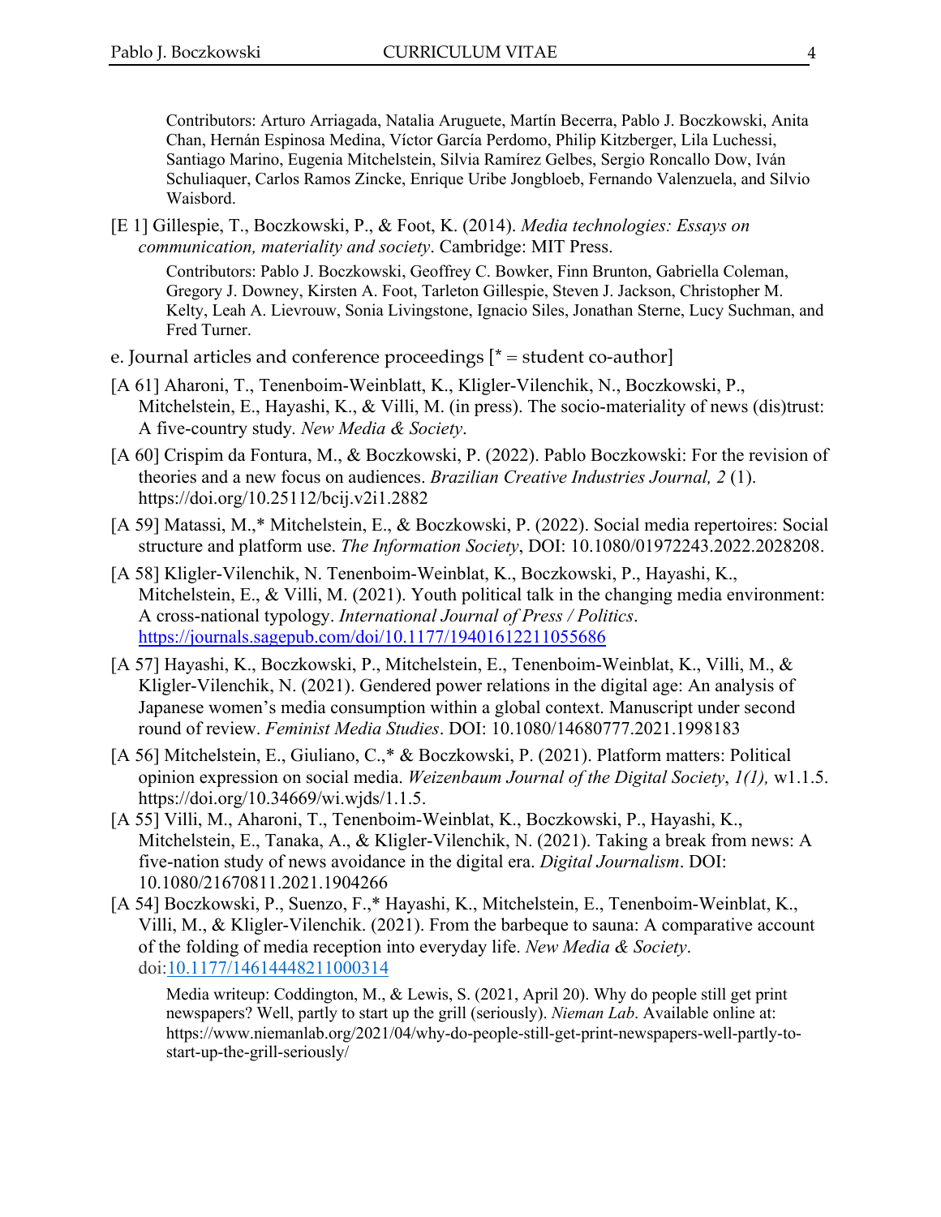Contributors: Arturo Arriagada, Natalia Aruguete, Martín Becerra, Pablo J. Boczkowski, Anita Chan, Hernán Espinosa Medina, Víctor García Perdomo, Philip Kitzberger, Lila Luchessi, Santiago Marino, Eugenia Mitchelstein, Silvia Ramírez Gelbes, Sergio Roncallo Dow, Iván Schuliaquer, Carlos Ramos Zincke, Enrique Uribe Jongbloeb, Fernando Valenzuela, and Silvio Waisbord.

[E 1] Gillespie, T., Boczkowski, P., & Foot, K. (2014). *Media technologies: Essays on communication, materiality and society*. Cambridge: MIT Press.

Contributors: Pablo J. Boczkowski, Geoffrey C. Bowker, Finn Brunton, Gabriella Coleman, Gregory J. Downey, Kirsten A. Foot, Tarleton Gillespie, Steven J. Jackson, Christopher M. Kelty, Leah A. Lievrouw, Sonia Livingstone, Ignacio Siles, Jonathan Sterne, Lucy Suchman, and Fred Turner.

e. Journal articles and conference proceedings [* = student co-author]

[A 61] Aharoni, T., Tenenboim-Weinblatt, K., Kligler-Vilenchik, N., Boczkowski, P., Mitchelstein, E., Hayashi, K., & Villi, M. (in press). The socio-materiality of news (dis)trust: A five-country study. *New Media & Society*.

[A 60] Crispim da Fontura, M., & Boczkowski, P. (2022). Pablo Boczkowski: For the revision of theories and a new focus on audiences. *Brazilian Creative Industries Journal, 2* (1). https://doi.org/10.25112/bcij.v2i1.2882

[A 59] Matassi, M.,* Mitchelstein, E., & Boczkowski, P. (2022). Social media repertoires: Social structure and platform use. *The Information Society*, DOI: 10.1080/01972243.2022.2028208.

[A 58] Kligler-Vilenchik, N. Tenenboim-Weinblat, K., Boczkowski, P., Hayashi, K., Mitchelstein, E., & Villi, M. (2021). Youth political talk in the changing media environment: A cross-national typology. *International Journal of Press / Politics*. https://journals.sagepub.com/doi/10.1177/19401612211055686

[A 57] Hayashi, K., Boczkowski, P., Mitchelstein, E., Tenenboim-Weinblat, K., Villi, M., & Kligler-Vilenchik, N. (2021). Gendered power relations in the digital age: An analysis of Japanese women's media consumption within a global context. Manuscript under second round of review. *Feminist Media Studies*. DOI: 10.1080/14680777.2021.1998183

[A 56] Mitchelstein, E., Giuliano, C.,* & Boczkowski, P. (2021). Platform matters: Political opinion expression on social media. *Weizenbaum Journal of the Digital Society*, *1(1),* w1.1.5. https://doi.org/10.34669/wi.wjds/1.1.5.

[A 55] Villi, M., Aharoni, T., Tenenboim-Weinblat, K., Boczkowski, P., Hayashi, K., Mitchelstein, E., Tanaka, A., & Kligler-Vilenchik, N. (2021). Taking a break from news: A five-nation study of news avoidance in the digital era. *Digital Journalism*. DOI: 10.1080/21670811.2021.1904266

[A 54] Boczkowski, P., Suenzo, F.,* Hayashi, K., Mitchelstein, E., Tenenboim-Weinblat, K., Villi, M., & Kligler-Vilenchik. (2021). From the barbeque to sauna: A comparative account of the folding of media reception into everyday life. *New Media & Society*. doi:10.1177/14614448211000314

Media writeup: Coddington, M., & Lewis, S. (2021, April 20). Why do people still get print newspapers? Well, partly to start up the grill (seriously). *Nieman Lab*. Available online at: https://www.niemanlab.org/2021/04/why-do-people-still-get-print-newspapers-well-partly-to-start-up-the-grill-seriously/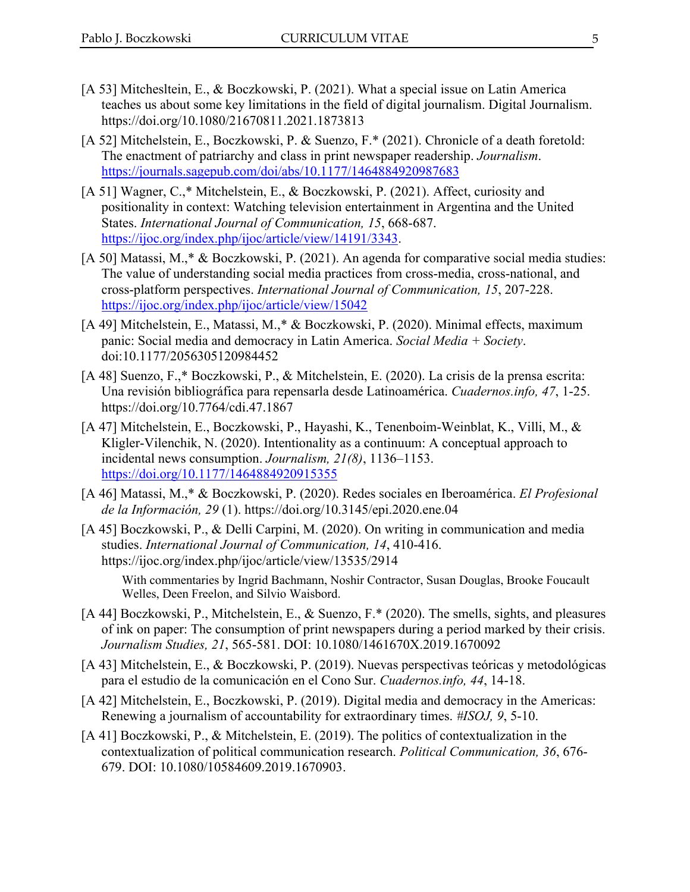[A 53] Mitchesltein, E., & Boczkowski, P. (2021). What a special issue on Latin America teaches us about some key limitations in the field of digital journalism. Digital Journalism. https://doi.org/10.1080/21670811.2021.1873813

[A 52] Mitchelstein, E., Boczkowski, P. & Suenzo, F.* (2021). Chronicle of a death foretold: The enactment of patriarchy and class in print newspaper readership. *Journalism*. https://journals.sagepub.com/doi/abs/10.1177/1464884920987683

[A 51] Wagner, C.,* Mitchelstein, E., & Boczkowski, P. (2021). Affect, curiosity and positionality in context: Watching television entertainment in Argentina and the United States. *International Journal of Communication, 15*, 668-687. https://ijoc.org/index.php/ijoc/article/view/14191/3343.

[A 50] Matassi, M.,* & Boczkowski, P. (2021). An agenda for comparative social media studies: The value of understanding social media practices from cross-media, cross-national, and cross-platform perspectives. *International Journal of Communication, 15*, 207-228. https://ijoc.org/index.php/ijoc/article/view/15042

[A 49] Mitchelstein, E., Matassi, M.,* & Boczkowski, P. (2020). Minimal effects, maximum panic: Social media and democracy in Latin America. *Social Media + Society*. doi:10.1177/2056305120984452

[A 48] Suenzo, F.,* Boczkowski, P., & Mitchelstein, E. (2020). La crisis de la prensa escrita: Una revisión bibliográfica para repensarla desde Latinoamérica. *Cuadernos.info, 47*, 1-25. https://doi.org/10.7764/cdi.47.1867

[A 47] Mitchelstein, E., Boczkowski, P., Hayashi, K., Tenenboim-Weinblat, K., Villi, M., & Kligler-Vilenchik, N. (2020). Intentionality as a continuum: A conceptual approach to incidental news consumption. *Journalism, 21(8)*, 1136–1153. https://doi.org/10.1177/1464884920915355

[A 46] Matassi, M.,* & Boczkowski, P. (2020). Redes sociales en Iberoamérica. *El Profesional de la Información, 29* (1). https://doi.org/10.3145/epi.2020.ene.04

[A 45] Boczkowski, P., & Delli Carpini, M. (2020). On writing in communication and media studies. *International Journal of Communication, 14*, 410-416. https://ijoc.org/index.php/ijoc/article/view/13535/2914

With commentaries by Ingrid Bachmann, Noshir Contractor, Susan Douglas, Brooke Foucault Welles, Deen Freelon, and Silvio Waisbord.

[A 44] Boczkowski, P., Mitchelstein, E., & Suenzo, F.* (2020). The smells, sights, and pleasures of ink on paper: The consumption of print newspapers during a period marked by their crisis. *Journalism Studies, 21*, 565-581. DOI: 10.1080/1461670X.2019.1670092

[A 43] Mitchelstein, E., & Boczkowski, P. (2019). Nuevas perspectivas teóricas y metodológicas para el estudio de la comunicación en el Cono Sur. *Cuadernos.info, 44*, 14-18.

[A 42] Mitchelstein, E., Boczkowski, P. (2019). Digital media and democracy in the Americas: Renewing a journalism of accountability for extraordinary times. *#ISOJ, 9*, 5-10.

[A 41] Boczkowski, P., & Mitchelstein, E. (2019). The politics of contextualization in the contextualization of political communication research. *Political Communication, 36*, 676-679. DOI: 10.1080/10584609.2019.1670903.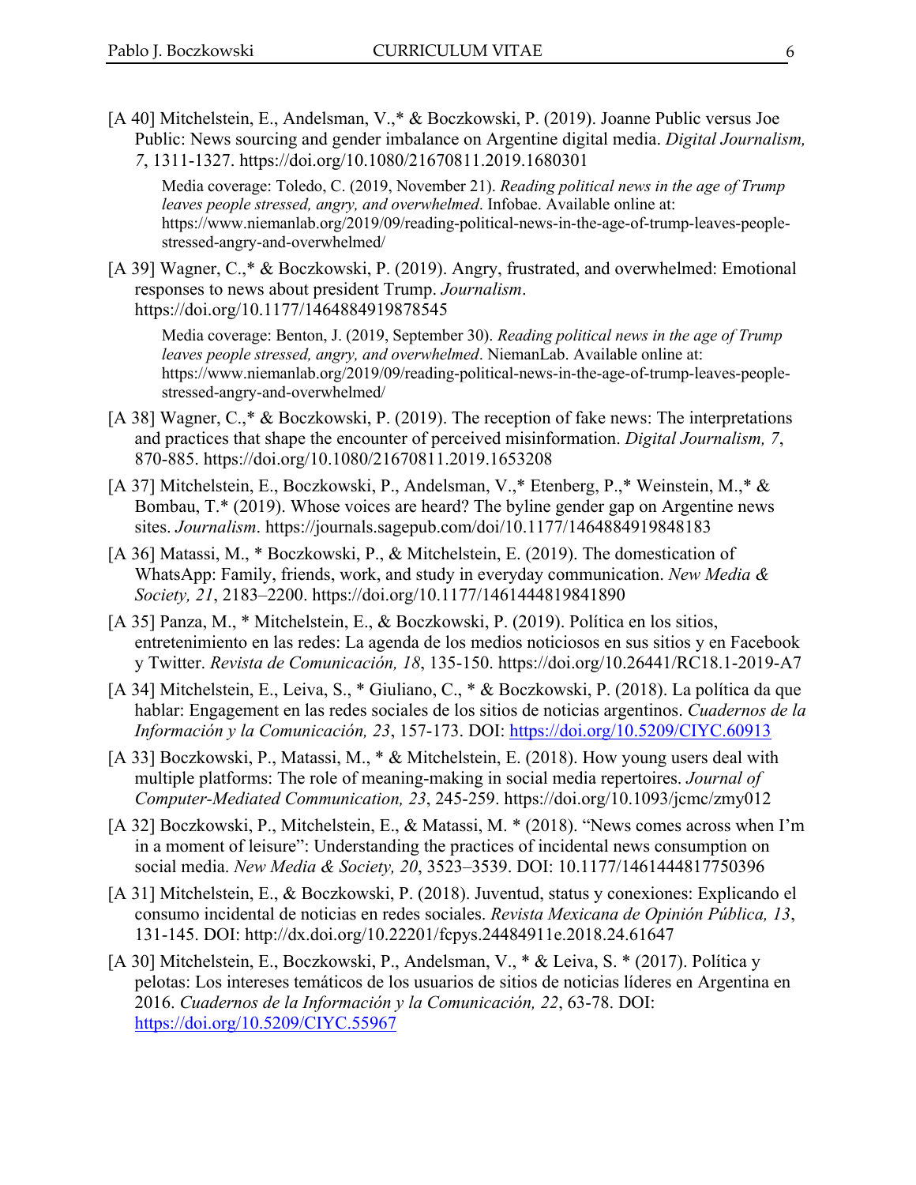[A 40] Mitchelstein, E., Andelsman, V.,* & Boczkowski, P. (2019). Joanne Public versus Joe Public: News sourcing and gender imbalance on Argentine digital media. *Digital Journalism, 7*, 1311-1327. https://doi.org/10.1080/21670811.2019.1680301

> Media coverage: Toledo, C. (2019, November 21). *Reading political news in the age of Trump leaves people stressed, angry, and overwhelmed*. Infobae. Available online at: https://www.niemanlab.org/2019/09/reading-political-news-in-the-age-of-trump-leaves-people-stressed-angry-and-overwhelmed/

[A 39] Wagner, C.,* & Boczkowski, P. (2019). Angry, frustrated, and overwhelmed: Emotional responses to news about president Trump. *Journalism*. https://doi.org/10.1177/1464884919878545

> Media coverage: Benton, J. (2019, September 30). *Reading political news in the age of Trump leaves people stressed, angry, and overwhelmed*. NiemanLab. Available online at: https://www.niemanlab.org/2019/09/reading-political-news-in-the-age-of-trump-leaves-people-stressed-angry-and-overwhelmed/

[A 38] Wagner, C.,* & Boczkowski, P. (2019). The reception of fake news: The interpretations and practices that shape the encounter of perceived misinformation. *Digital Journalism, 7*, 870-885. https://doi.org/10.1080/21670811.2019.1653208

[A 37] Mitchelstein, E., Boczkowski, P., Andelsman, V.,* Etenberg, P.,* Weinstein, M.,* & Bombau, T.* (2019). Whose voices are heard? The byline gender gap on Argentine news sites. *Journalism*. https://journals.sagepub.com/doi/10.1177/1464884919848183

[A 36] Matassi, M., * Boczkowski, P., & Mitchelstein, E. (2019). The domestication of WhatsApp: Family, friends, work, and study in everyday communication. *New Media & Society, 21*, 2183–2200. https://doi.org/10.1177/1461444819841890

[A 35] Panza, M., * Mitchelstein, E., & Boczkowski, P. (2019). Política en los sitios, entretenimiento en las redes: La agenda de los medios noticiosos en sus sitios y en Facebook y Twitter. *Revista de Comunicación, 18*, 135-150. https://doi.org/10.26441/RC18.1-2019-A7

[A 34] Mitchelstein, E., Leiva, S., * Giuliano, C., * & Boczkowski, P. (2018). La política da que hablar: Engagement en las redes sociales de los sitios de noticias argentinos. *Cuadernos de la Información y la Comunicación, 23*, 157-173. DOI: https://doi.org/10.5209/CIYC.60913

[A 33] Boczkowski, P., Matassi, M., * & Mitchelstein, E. (2018). How young users deal with multiple platforms: The role of meaning-making in social media repertoires. *Journal of Computer-Mediated Communication, 23*, 245-259. https://doi.org/10.1093/jcmc/zmy012

[A 32] Boczkowski, P., Mitchelstein, E., & Matassi, M. * (2018). "News comes across when I'm in a moment of leisure": Understanding the practices of incidental news consumption on social media. *New Media & Society, 20*, 3523–3539. DOI: 10.1177/1461444817750396

[A 31] Mitchelstein, E., & Boczkowski, P. (2018). Juventud, status y conexiones: Explicando el consumo incidental de noticias en redes sociales. *Revista Mexicana de Opinión Pública, 13*, 131-145. DOI: http://dx.doi.org/10.22201/fcpys.24484911e.2018.24.61647

[A 30] Mitchelstein, E., Boczkowski, P., Andelsman, V., * & Leiva, S. * (2017). Política y pelotas: Los intereses temáticos de los usuarios de sitios de noticias líderes en Argentina en 2016. *Cuadernos de la Información y la Comunicación, 22*, 63-78. DOI: https://doi.org/10.5209/CIYC.55967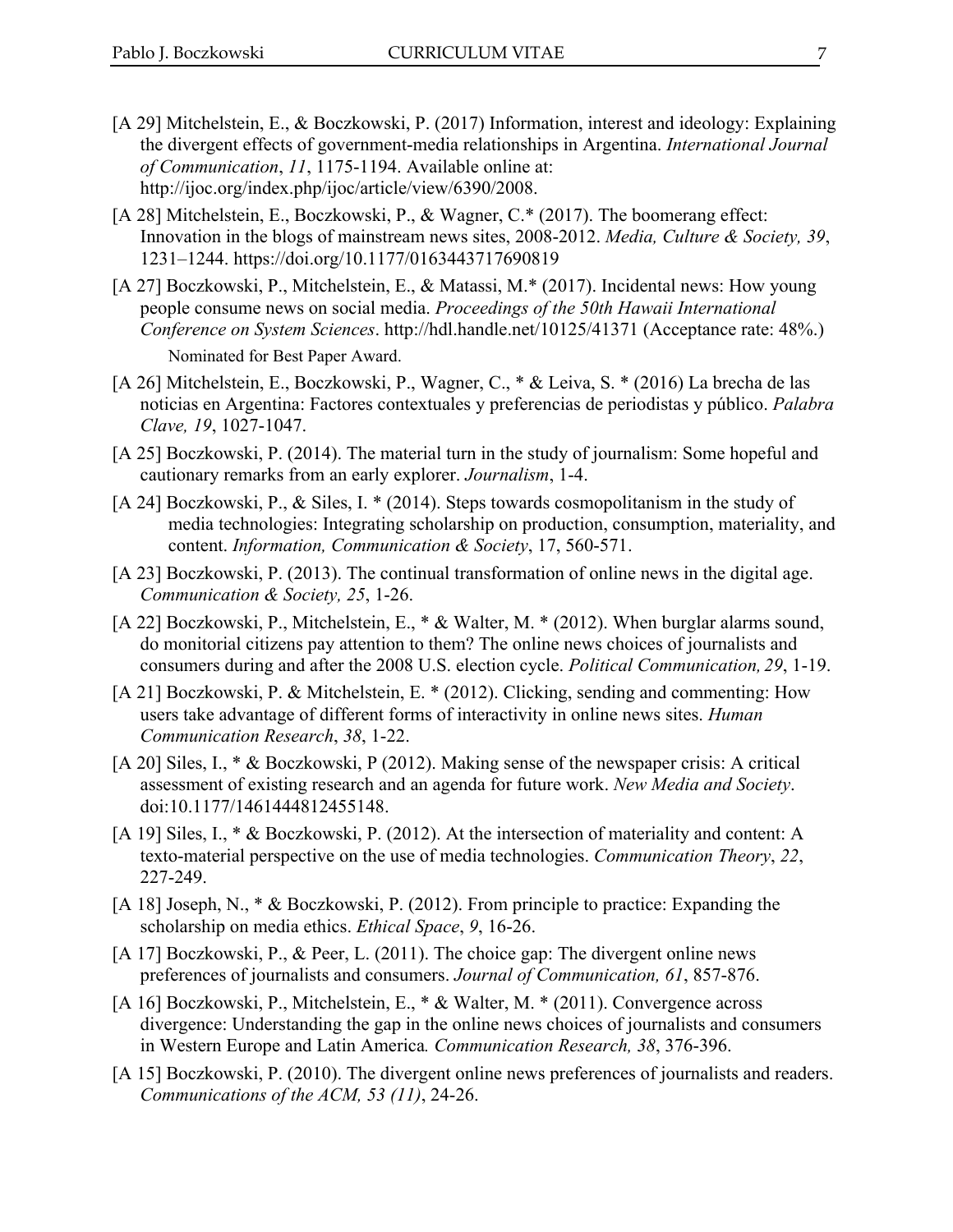[A 29] Mitchelstein, E., & Boczkowski, P. (2017) Information, interest and ideology: Explaining the divergent effects of government-media relationships in Argentina. *International Journal of Communication*, *11*, 1175-1194. Available online at: http://ijoc.org/index.php/ijoc/article/view/6390/2008.

[A 28] Mitchelstein, E., Boczkowski, P., & Wagner, C.* (2017). The boomerang effect: Innovation in the blogs of mainstream news sites, 2008-2012. *Media, Culture & Society, 39*, 1231–1244. https://doi.org/10.1177/0163443717690819

[A 27] Boczkowski, P., Mitchelstein, E., & Matassi, M.* (2017). Incidental news: How young people consume news on social media. *Proceedings of the 50th Hawaii International Conference on System Sciences*. http://hdl.handle.net/10125/41371 (Acceptance rate: 48%.)

Nominated for Best Paper Award.

[A 26] Mitchelstein, E., Boczkowski, P., Wagner, C., * & Leiva, S. * (2016) La brecha de las noticias en Argentina: Factores contextuales y preferencias de periodistas y público. *Palabra Clave, 19*, 1027-1047.

[A 25] Boczkowski, P. (2014). The material turn in the study of journalism: Some hopeful and cautionary remarks from an early explorer. *Journalism*, 1-4.

[A 24] Boczkowski, P., & Siles, I. * (2014). Steps towards cosmopolitanism in the study of media technologies: Integrating scholarship on production, consumption, materiality, and content. *Information, Communication & Society*, 17, 560-571.

[A 23] Boczkowski, P. (2013). The continual transformation of online news in the digital age. *Communication & Society, 25*, 1-26.

[A 22] Boczkowski, P., Mitchelstein, E., * & Walter, M. * (2012). When burglar alarms sound, do monitorial citizens pay attention to them? The online news choices of journalists and consumers during and after the 2008 U.S. election cycle. *Political Communication, 29*, 1-19.

[A 21] Boczkowski, P. & Mitchelstein, E. * (2012). Clicking, sending and commenting: How users take advantage of different forms of interactivity in online news sites. *Human Communication Research*, *38*, 1-22.

[A 20] Siles, I., * & Boczkowski, P (2012). Making sense of the newspaper crisis: A critical assessment of existing research and an agenda for future work. *New Media and Society*. doi:10.1177/1461444812455148.

[A 19] Siles, I., * & Boczkowski, P. (2012). At the intersection of materiality and content: A texto-material perspective on the use of media technologies. *Communication Theory*, *22*, 227-249.

[A 18] Joseph, N., * & Boczkowski, P. (2012). From principle to practice: Expanding the scholarship on media ethics. *Ethical Space*, *9*, 16-26.

[A 17] Boczkowski, P., & Peer, L. (2011). The choice gap: The divergent online news preferences of journalists and consumers. *Journal of Communication, 61*, 857-876.

[A 16] Boczkowski, P., Mitchelstein, E., * & Walter, M. * (2011). Convergence across divergence: Understanding the gap in the online news choices of journalists and consumers in Western Europe and Latin America*.* *Communication Research, 38*, 376-396.

[A 15] Boczkowski, P. (2010). The divergent online news preferences of journalists and readers. *Communications of the ACM, 53 (11)*, 24-26.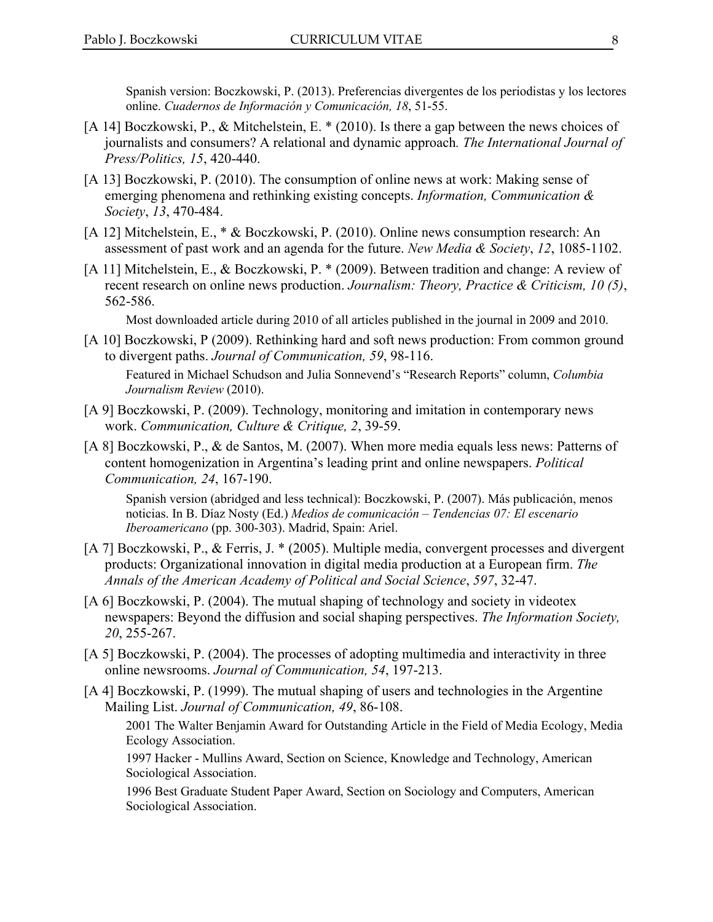Spanish version: Boczkowski, P. (2013). Preferencias divergentes de los periodistas y los lectores online. *Cuadernos de Información y Comunicación, 18*, 51-55.

[A 14] Boczkowski, P., & Mitchelstein, E. * (2010). Is there a gap between the news choices of journalists and consumers? A relational and dynamic approach*. The International Journal of Press/Politics, 15*, 420-440.

[A 13] Boczkowski, P. (2010). The consumption of online news at work: Making sense of emerging phenomena and rethinking existing concepts. *Information, Communication & Society*, *13*, 470-484.

[A 12] Mitchelstein, E., * & Boczkowski, P. (2010). Online news consumption research: An assessment of past work and an agenda for the future. *New Media & Society*, *12*, 1085-1102.

[A 11] Mitchelstein, E., & Boczkowski, P. * (2009). Between tradition and change: A review of recent research on online news production. *Journalism: Theory, Practice & Criticism, 10 (5)*, 562-586.

Most downloaded article during 2010 of all articles published in the journal in 2009 and 2010.

[A 10] Boczkowski, P (2009). Rethinking hard and soft news production: From common ground to divergent paths. *Journal of Communication, 59*, 98-116.

Featured in Michael Schudson and Julia Sonnevend's "Research Reports" column, *Columbia Journalism Review* (2010).

[A 9] Boczkowski, P. (2009). Technology, monitoring and imitation in contemporary news work. *Communication, Culture & Critique, 2*, 39-59.

[A 8] Boczkowski, P., & de Santos, M. (2007). When more media equals less news: Patterns of content homogenization in Argentina's leading print and online newspapers. *Political Communication, 24*, 167-190.

Spanish version (abridged and less technical): Boczkowski, P. (2007). Más publicación, menos noticias. In B. Díaz Nosty (Ed.) *Medios de comunicación – Tendencias 07: El escenario Iberoamericano* (pp. 300-303). Madrid, Spain: Ariel.

[A 7] Boczkowski, P., & Ferris, J. * (2005). Multiple media, convergent processes and divergent products: Organizational innovation in digital media production at a European firm. *The Annals of the American Academy of Political and Social Science*, *597*, 32-47.

[A 6] Boczkowski, P. (2004). The mutual shaping of technology and society in videotex newspapers: Beyond the diffusion and social shaping perspectives. *The Information Society, 20*, 255-267.

[A 5] Boczkowski, P. (2004). The processes of adopting multimedia and interactivity in three online newsrooms. *Journal of Communication, 54*, 197-213.

[A 4] Boczkowski, P. (1999). The mutual shaping of users and technologies in the Argentine Mailing List. *Journal of Communication, 49*, 86-108.

2001 The Walter Benjamin Award for Outstanding Article in the Field of Media Ecology, Media Ecology Association.

1997 Hacker - Mullins Award, Section on Science, Knowledge and Technology, American Sociological Association.

1996 Best Graduate Student Paper Award, Section on Sociology and Computers, American Sociological Association.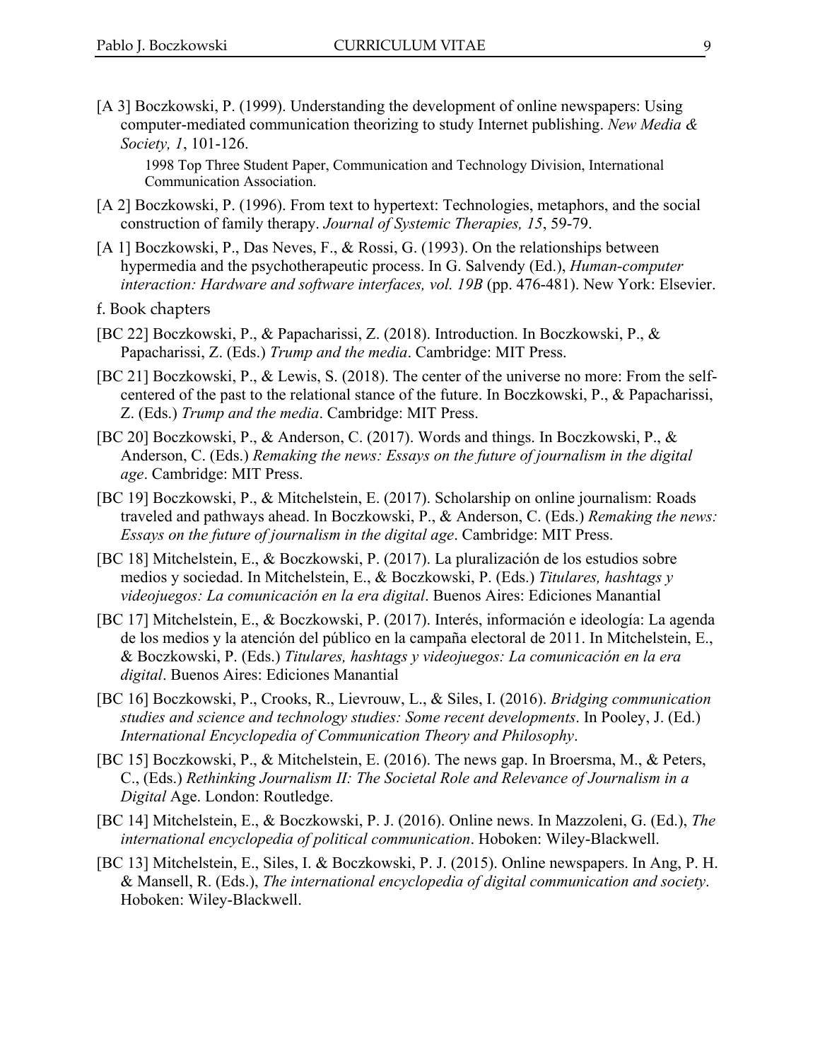[A 3] Boczkowski, P. (1999). Understanding the development of online newspapers: Using computer-mediated communication theorizing to study Internet publishing. *New Media & Society, 1*, 101-126.

1998 Top Three Student Paper, Communication and Technology Division, International Communication Association.

[A 2] Boczkowski, P. (1996). From text to hypertext: Technologies, metaphors, and the social construction of family therapy. *Journal of Systemic Therapies, 15*, 59-79.

[A 1] Boczkowski, P., Das Neves, F., & Rossi, G. (1993). On the relationships between hypermedia and the psychotherapeutic process. In G. Salvendy (Ed.), *Human-computer interaction: Hardware and software interfaces, vol. 19B* (pp. 476-481). New York: Elsevier.

f. Book chapters

[BC 22] Boczkowski, P., & Papacharissi, Z. (2018). Introduction. In Boczkowski, P., & Papacharissi, Z. (Eds.) *Trump and the media*. Cambridge: MIT Press.

[BC 21] Boczkowski, P., & Lewis, S. (2018). The center of the universe no more: From the self-centered of the past to the relational stance of the future. In Boczkowski, P., & Papacharissi, Z. (Eds.) *Trump and the media*. Cambridge: MIT Press.

[BC 20] Boczkowski, P., & Anderson, C. (2017). Words and things. In Boczkowski, P., & Anderson, C. (Eds.) *Remaking the news: Essays on the future of journalism in the digital age*. Cambridge: MIT Press.

[BC 19] Boczkowski, P., & Mitchelstein, E. (2017). Scholarship on online journalism: Roads traveled and pathways ahead. In Boczkowski, P., & Anderson, C. (Eds.) *Remaking the news: Essays on the future of journalism in the digital age*. Cambridge: MIT Press.

[BC 18] Mitchelstein, E., & Boczkowski, P. (2017). La pluralización de los estudios sobre medios y sociedad. In Mitchelstein, E., & Boczkowski, P. (Eds.) *Titulares, hashtags y videojuegos: La comunicación en la era digital*. Buenos Aires: Ediciones Manantial

[BC 17] Mitchelstein, E., & Boczkowski, P. (2017). Interés, información e ideología: La agenda de los medios y la atención del público en la campaña electoral de 2011. In Mitchelstein, E., & Boczkowski, P. (Eds.) *Titulares, hashtags y videojuegos: La comunicación en la era digital*. Buenos Aires: Ediciones Manantial

[BC 16] Boczkowski, P., Crooks, R., Lievrouw, L., & Siles, I. (2016). *Bridging communication studies and science and technology studies: Some recent developments*. In Pooley, J. (Ed.) *International Encyclopedia of Communication Theory and Philosophy*.

[BC 15] Boczkowski, P., & Mitchelstein, E. (2016). The news gap. In Broersma, M., & Peters, C., (Eds.) *Rethinking Journalism II: The Societal Role and Relevance of Journalism in a Digital* Age. London: Routledge.

[BC 14] Mitchelstein, E., & Boczkowski, P. J. (2016). Online news. In Mazzoleni, G. (Ed.), *The international encyclopedia of political communication*. Hoboken: Wiley-Blackwell.

[BC 13] Mitchelstein, E., Siles, I. & Boczkowski, P. J. (2015). Online newspapers. In Ang, P. H. & Mansell, R. (Eds.), *The international encyclopedia of digital communication and society*. Hoboken: Wiley-Blackwell.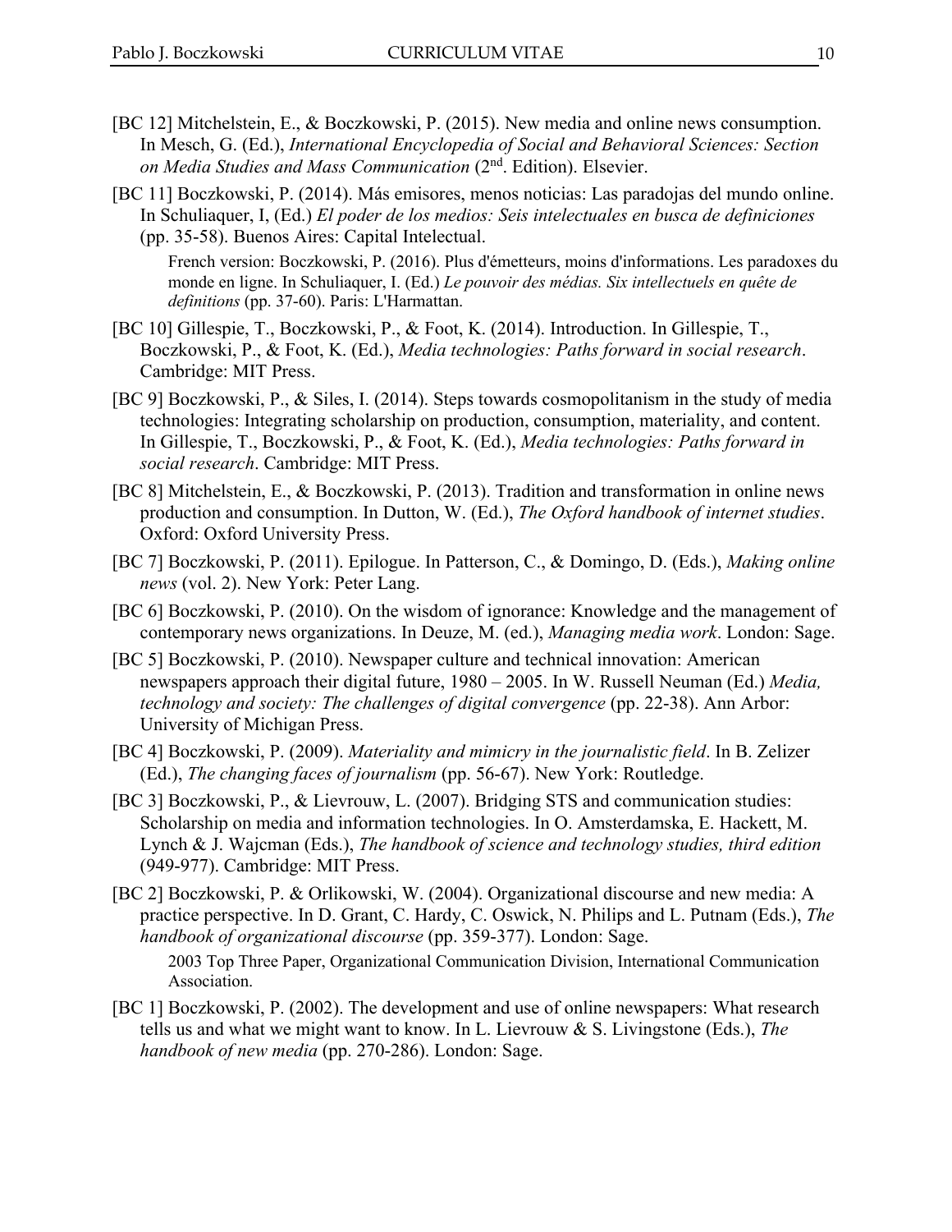[BC 12] Mitchelstein, E., & Boczkowski, P. (2015). New media and online news consumption. In Mesch, G. (Ed.), *International Encyclopedia of Social and Behavioral Sciences: Section on Media Studies and Mass Communication* (2nd. Edition). Elsevier.

[BC 11] Boczkowski, P. (2014). Más emisores, menos noticias: Las paradojas del mundo online. In Schuliaquer, I, (Ed.) *El poder de los medios: Seis intelectuales en busca de definiciones* (pp. 35-58). Buenos Aires: Capital Intelectual.

> French version: Boczkowski, P. (2016). Plus d'émetteurs, moins d'informations. Les paradoxes du monde en ligne. In Schuliaquer, I. (Ed.) *Le pouvoir des médias. Six intellectuels en quête de definitions* (pp. 37-60). Paris: L'Harmattan.

[BC 10] Gillespie, T., Boczkowski, P., & Foot, K. (2014). Introduction. In Gillespie, T., Boczkowski, P., & Foot, K. (Ed.), *Media technologies: Paths forward in social research*. Cambridge: MIT Press.

[BC 9] Boczkowski, P., & Siles, I. (2014). Steps towards cosmopolitanism in the study of media technologies: Integrating scholarship on production, consumption, materiality, and content. In Gillespie, T., Boczkowski, P., & Foot, K. (Ed.), *Media technologies: Paths forward in social research*. Cambridge: MIT Press.

[BC 8] Mitchelstein, E., & Boczkowski, P. (2013). Tradition and transformation in online news production and consumption. In Dutton, W. (Ed.), *The Oxford handbook of internet studies*. Oxford: Oxford University Press.

[BC 7] Boczkowski, P. (2011). Epilogue. In Patterson, C., & Domingo, D. (Eds.), *Making online news* (vol. 2). New York: Peter Lang.

[BC 6] Boczkowski, P. (2010). On the wisdom of ignorance: Knowledge and the management of contemporary news organizations. In Deuze, M. (ed.), *Managing media work*. London: Sage.

[BC 5] Boczkowski, P. (2010). Newspaper culture and technical innovation: American newspapers approach their digital future, 1980 – 2005. In W. Russell Neuman (Ed.) *Media, technology and society: The challenges of digital convergence* (pp. 22-38). Ann Arbor: University of Michigan Press.

[BC 4] Boczkowski, P. (2009). *Materiality and mimicry in the journalistic field*. In B. Zelizer (Ed.), *The changing faces of journalism* (pp. 56-67). New York: Routledge.

[BC 3] Boczkowski, P., & Lievrouw, L. (2007). Bridging STS and communication studies: Scholarship on media and information technologies. In O. Amsterdamska, E. Hackett, M. Lynch & J. Wajcman (Eds.), *The handbook of science and technology studies, third edition* (949-977). Cambridge: MIT Press.

[BC 2] Boczkowski, P. & Orlikowski, W. (2004). Organizational discourse and new media: A practice perspective. In D. Grant, C. Hardy, C. Oswick, N. Philips and L. Putnam (Eds.), *The handbook of organizational discourse* (pp. 359-377). London: Sage.

> 2003 Top Three Paper, Organizational Communication Division, International Communication Association.

[BC 1] Boczkowski, P. (2002). The development and use of online newspapers: What research tells us and what we might want to know. In L. Lievrouw & S. Livingstone (Eds.), *The handbook of new media* (pp. 270-286). London: Sage.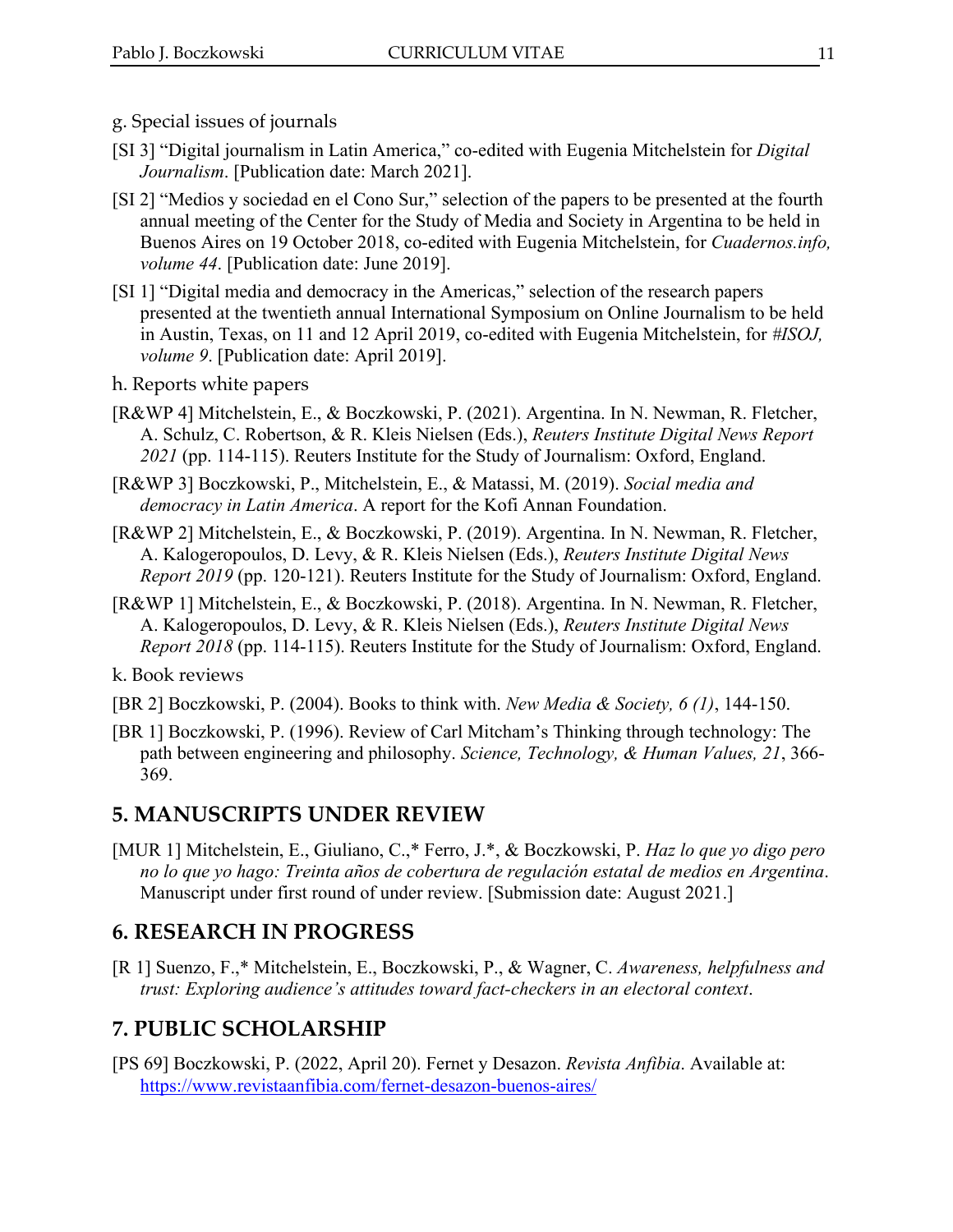g. Special issues of journals

[SI 3] "Digital journalism in Latin America," co-edited with Eugenia Mitchelstein for *Digital Journalism*. [Publication date: March 2021].

[SI 2] "Medios y sociedad en el Cono Sur," selection of the papers to be presented at the fourth annual meeting of the Center for the Study of Media and Society in Argentina to be held in Buenos Aires on 19 October 2018, co-edited with Eugenia Mitchelstein, for *Cuadernos.info, volume 44*. [Publication date: June 2019].

[SI 1] "Digital media and democracy in the Americas," selection of the research papers presented at the twentieth annual International Symposium on Online Journalism to be held in Austin, Texas, on 11 and 12 April 2019, co-edited with Eugenia Mitchelstein, for *#ISOJ, volume 9*. [Publication date: April 2019].

h. Reports white papers

[R&WP 4] Mitchelstein, E., & Boczkowski, P. (2021). Argentina. In N. Newman, R. Fletcher, A. Schulz, C. Robertson, & R. Kleis Nielsen (Eds.), *Reuters Institute Digital News Report 2021* (pp. 114-115). Reuters Institute for the Study of Journalism: Oxford, England.

[R&WP 3] Boczkowski, P., Mitchelstein, E., & Matassi, M. (2019). *Social media and democracy in Latin America*. A report for the Kofi Annan Foundation.

[R&WP 2] Mitchelstein, E., & Boczkowski, P. (2019). Argentina. In N. Newman, R. Fletcher, A. Kalogeropoulos, D. Levy, & R. Kleis Nielsen (Eds.), *Reuters Institute Digital News Report 2019* (pp. 120-121). Reuters Institute for the Study of Journalism: Oxford, England.

[R&WP 1] Mitchelstein, E., & Boczkowski, P. (2018). Argentina. In N. Newman, R. Fletcher, A. Kalogeropoulos, D. Levy, & R. Kleis Nielsen (Eds.), *Reuters Institute Digital News Report 2018* (pp. 114-115). Reuters Institute for the Study of Journalism: Oxford, England.

k. Book reviews

[BR 2] Boczkowski, P. (2004). Books to think with. *New Media & Society, 6 (1)*, 144-150.

[BR 1] Boczkowski, P. (1996). Review of Carl Mitcham's Thinking through technology: The path between engineering and philosophy. *Science, Technology, & Human Values, 21*, 366-369.

## 5. MANUSCRIPTS UNDER REVIEW

[MUR 1] Mitchelstein, E., Giuliano, C.,* Ferro, J.*, & Boczkowski, P. *Haz lo que yo digo pero no lo que yo hago: Treinta años de cobertura de regulación estatal de medios en Argentina*. Manuscript under first round of under review. [Submission date: August 2021.]

## 6. RESEARCH IN PROGRESS

[R 1] Suenzo, F.,* Mitchelstein, E., Boczkowski, P., & Wagner, C. *Awareness, helpfulness and trust: Exploring audience's attitudes toward fact-checkers in an electoral context*.

## 7. PUBLIC SCHOLARSHIP

[PS 69] Boczkowski, P. (2022, April 20). Fernet y Desazon. *Revista Anfibia*. Available at: https://www.revistaanfibia.com/fernet-desazon-buenos-aires/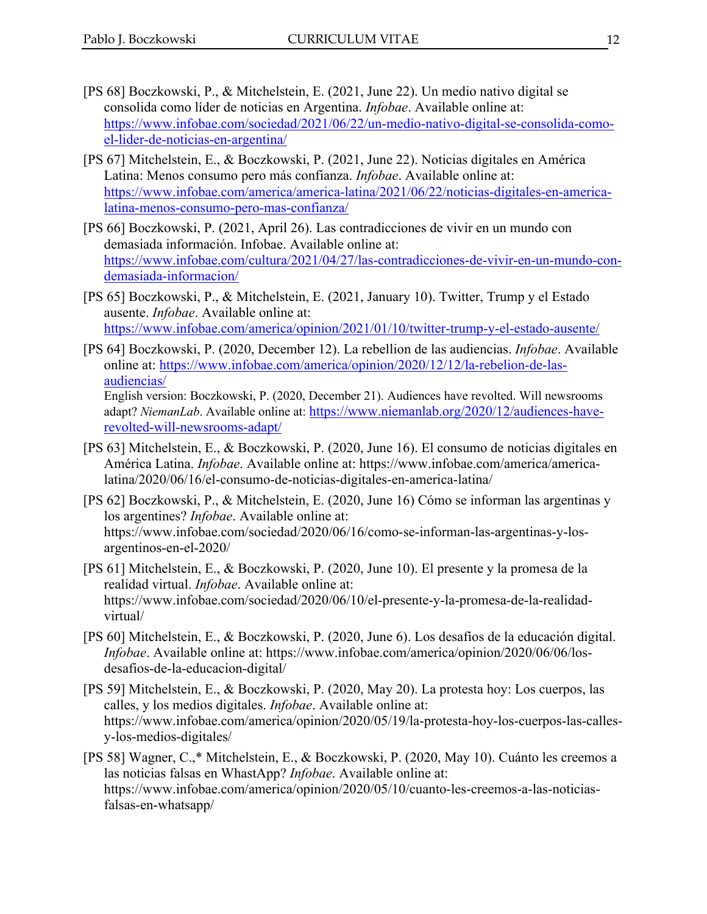[PS 68] Boczkowski, P., & Mitchelstein, E. (2021, June 22). Un medio nativo digital se consolida como líder de noticias en Argentina. *Infobae*. Available online at: https://www.infobae.com/sociedad/2021/06/22/un-medio-nativo-digital-se-consolida-como-el-lider-de-noticias-en-argentina/

[PS 67] Mitchelstein, E., & Boczkowski, P. (2021, June 22). Noticias digitales en América Latina: Menos consumo pero más confianza. *Infobae*. Available online at: https://www.infobae.com/america/america-latina/2021/06/22/noticias-digitales-en-america-latina-menos-consumo-pero-mas-confianza/

[PS 66] Boczkowski, P. (2021, April 26). Las contradicciones de vivir en un mundo con demasiada información. Infobae. Available online at: https://www.infobae.com/cultura/2021/04/27/las-contradicciones-de-vivir-en-un-mundo-con-demasiada-informacion/

[PS 65] Boczkowski, P., & Mitchelstein, E. (2021, January 10). Twitter, Trump y el Estado ausente. *Infobae*. Available online at: https://www.infobae.com/america/opinion/2021/01/10/twitter-trump-y-el-estado-ausente/

[PS 64] Boczkowski, P. (2020, December 12). La rebellion de las audiencias. *Infobae*. Available online at: https://www.infobae.com/america/opinion/2020/12/12/la-rebelion-de-las-audiencias/
English version: Boczkowski, P. (2020, December 21). Audiences have revolted. Will newsrooms adapt? *NiemanLab*. Available online at: https://www.niemanlab.org/2020/12/audiences-have-revolted-will-newsrooms-adapt/

[PS 63] Mitchelstein, E., & Boczkowski, P. (2020, June 16). El consumo de noticias digitales en América Latina. *Infobae*. Available online at: https://www.infobae.com/america/america-latina/2020/06/16/el-consumo-de-noticias-digitales-en-america-latina/

[PS 62] Boczkowski, P., & Mitchelstein, E. (2020, June 16) Cómo se informan las argentinas y los argentines? *Infobae*. Available online at: https://www.infobae.com/sociedad/2020/06/16/como-se-informan-las-argentinas-y-los-argentinos-en-el-2020/

[PS 61] Mitchelstein, E., & Boczkowski, P. (2020, June 10). El presente y la promesa de la realidad virtual. *Infobae*. Available online at: https://www.infobae.com/sociedad/2020/06/10/el-presente-y-la-promesa-de-la-realidad-virtual/

[PS 60] Mitchelstein, E., & Boczkowski, P. (2020, June 6). Los desafíos de la educación digital. *Infobae*. Available online at: https://www.infobae.com/america/opinion/2020/06/06/los-desafios-de-la-educacion-digital/

[PS 59] Mitchelstein, E., & Boczkowski, P. (2020, May 20). La protesta hoy: Los cuerpos, las calles, y los medios digitales. *Infobae*. Available online at: https://www.infobae.com/america/opinion/2020/05/19/la-protesta-hoy-los-cuerpos-las-calles-y-los-medios-digitales/

[PS 58] Wagner, C.,* Mitchelstein, E., & Boczkowski, P. (2020, May 10). Cuánto les creemos a las noticias falsas en WhastApp? *Infobae*. Available online at: https://www.infobae.com/america/opinion/2020/05/10/cuanto-les-creemos-a-las-noticias-falsas-en-whatsapp/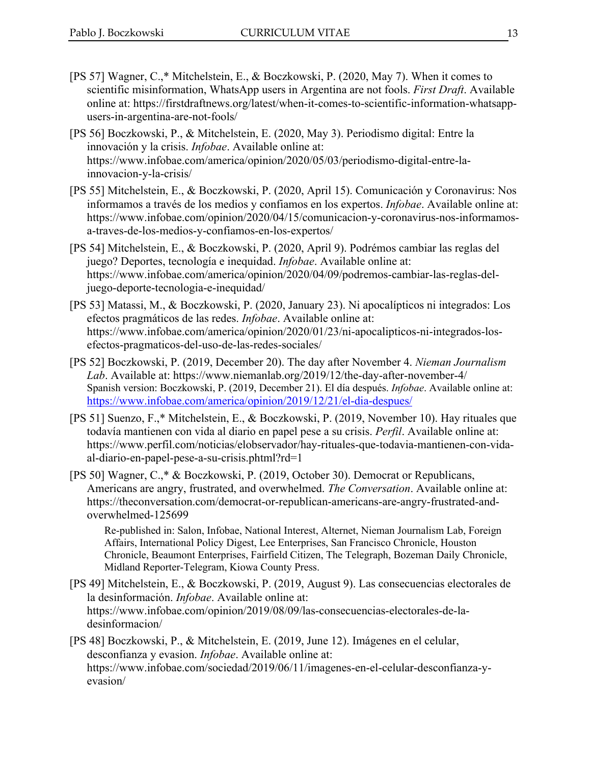[PS 57] Wagner, C.,* Mitchelstein, E., & Boczkowski, P. (2020, May 7). When it comes to scientific misinformation, WhatsApp users in Argentina are not fools. *First Draft*. Available online at: https://firstdraftnews.org/latest/when-it-comes-to-scientific-information-whatsapp-users-in-argentina-are-not-fools/

[PS 56] Boczkowski, P., & Mitchelstein, E. (2020, May 3). Periodismo digital: Entre la innovación y la crisis. *Infobae*. Available online at: https://www.infobae.com/america/opinion/2020/05/03/periodismo-digital-entre-la-innovacion-y-la-crisis/

[PS 55] Mitchelstein, E., & Boczkowski, P. (2020, April 15). Comunicación y Coronavirus: Nos informamos a través de los medios y confiamos en los expertos. *Infobae*. Available online at: https://www.infobae.com/opinion/2020/04/15/comunicacion-y-coronavirus-nos-informamos-a-traves-de-los-medios-y-confiamos-en-los-expertos/

[PS 54] Mitchelstein, E., & Boczkowski, P. (2020, April 9). Podrémos cambiar las reglas del juego? Deportes, tecnología e inequidad. *Infobae*. Available online at: https://www.infobae.com/america/opinion/2020/04/09/podremos-cambiar-las-reglas-del-juego-deporte-tecnologia-e-inequidad/

[PS 53] Matassi, M., & Boczkowski, P. (2020, January 23). Ni apocalípticos ni integrados: Los efectos pragmáticos de las redes. *Infobae*. Available online at: https://www.infobae.com/america/opinion/2020/01/23/ni-apocalipticos-ni-integrados-los-efectos-pragmaticos-del-uso-de-las-redes-sociales/

[PS 52] Boczkowski, P. (2019, December 20). The day after November 4. *Nieman Journalism Lab*. Available at: https://www.niemanlab.org/2019/12/the-day-after-november-4/
Spanish version: Boczkowski, P. (2019, December 21). El día después. *Infobae*. Available online at: https://www.infobae.com/america/opinion/2019/12/21/el-dia-despues/

[PS 51] Suenzo, F.,* Mitchelstein, E., & Boczkowski, P. (2019, November 10). Hay rituales que todavía mantienen con vida al diario en papel pese a su crisis. *Perfil*. Available online at: https://www.perfil.com/noticias/elobservador/hay-rituales-que-todavia-mantienen-con-vida-al-diario-en-papel-pese-a-su-crisis.phtml?rd=1

[PS 50] Wagner, C.,* & Boczkowski, P. (2019, October 30). Democrat or Republicans, Americans are angry, frustrated, and overwhelmed. *The Conversation*. Available online at: https://theconversation.com/democrat-or-republican-americans-are-angry-frustrated-and-overwhelmed-125699

Re-published in: Salon, Infobae, National Interest, Alternet, Nieman Journalism Lab, Foreign Affairs, International Policy Digest, Lee Enterprises, San Francisco Chronicle, Houston Chronicle, Beaumont Enterprises, Fairfield Citizen, The Telegraph, Bozeman Daily Chronicle, Midland Reporter-Telegram, Kiowa County Press.

[PS 49] Mitchelstein, E., & Boczkowski, P. (2019, August 9). Las consecuencias electorales de la desinformación. *Infobae*. Available online at: https://www.infobae.com/opinion/2019/08/09/las-consecuencias-electorales-de-la-desinformacion/

[PS 48] Boczkowski, P., & Mitchelstein, E. (2019, June 12). Imágenes en el celular, desconfianza y evasion. *Infobae*. Available online at: https://www.infobae.com/sociedad/2019/06/11/imagenes-en-el-celular-desconfianza-y-evasion/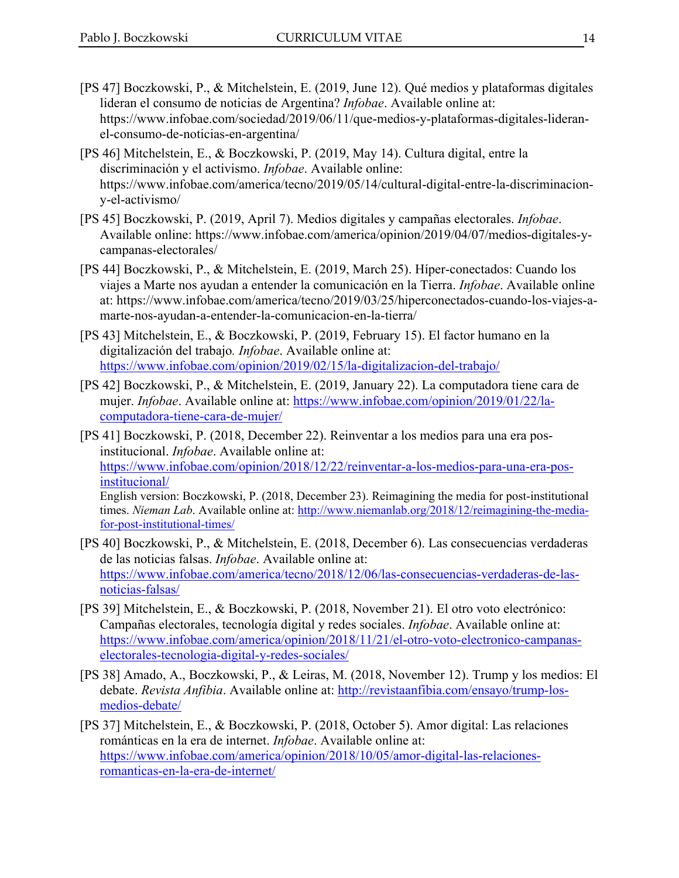[PS 47] Boczkowski, P., & Mitchelstein, E. (2019, June 12). Qué medios y plataformas digitales lideran el consumo de noticias de Argentina? *Infobae*. Available online at: https://www.infobae.com/sociedad/2019/06/11/que-medios-y-plataformas-digitales-lideran-el-consumo-de-noticias-en-argentina/

[PS 46] Mitchelstein, E., & Boczkowski, P. (2019, May 14). Cultura digital, entre la discriminación y el activismo. *Infobae*. Available online: https://www.infobae.com/america/tecno/2019/05/14/cultural-digital-entre-la-discriminacion-y-el-activismo/

[PS 45] Boczkowski, P. (2019, April 7). Medios digitales y campañas electorales. *Infobae*. Available online: https://www.infobae.com/america/opinion/2019/04/07/medios-digitales-y-campanas-electorales/

[PS 44] Boczkowski, P., & Mitchelstein, E. (2019, March 25). Híper-conectados: Cuando los viajes a Marte nos ayudan a entender la comunicación en la Tierra. *Infobae*. Available online at: https://www.infobae.com/america/tecno/2019/03/25/hiperconectados-cuando-los-viajes-a-marte-nos-ayudan-a-entender-la-comunicacion-en-la-tierra/

[PS 43] Mitchelstein, E., & Boczkowski, P. (2019, February 15). El factor humano en la digitalización del trabajo*.* *Infobae*. Available online at: https://www.infobae.com/opinion/2019/02/15/la-digitalizacion-del-trabajo/

[PS 42] Boczkowski, P., & Mitchelstein, E. (2019, January 22). La computadora tiene cara de mujer. *Infobae*. Available online at: https://www.infobae.com/opinion/2019/01/22/la-computadora-tiene-cara-de-mujer/

[PS 41] Boczkowski, P. (2018, December 22). Reinventar a los medios para una era pos-institucional. *Infobae*. Available online at: https://www.infobae.com/opinion/2018/12/22/reinventar-a-los-medios-para-una-era-pos-institucional/
English version: Boczkowski, P. (2018, December 23). Reimagining the media for post-institutional times. *Nieman Lab*. Available online at: http://www.niemanlab.org/2018/12/reimagining-the-media-for-post-institutional-times/

[PS 40] Boczkowski, P., & Mitchelstein, E. (2018, December 6). Las consecuencias verdaderas de las noticias falsas. *Infobae*. Available online at: https://www.infobae.com/america/tecno/2018/12/06/las-consecuencias-verdaderas-de-las-noticias-falsas/

[PS 39] Mitchelstein, E., & Boczkowski, P. (2018, November 21). El otro voto electrónico: Campañas electorales, tecnología digital y redes sociales. *Infobae*. Available online at: https://www.infobae.com/america/opinion/2018/11/21/el-otro-voto-electronico-campanas-electorales-tecnologia-digital-y-redes-sociales/

[PS 38] Amado, A., Boczkowski, P., & Leiras, M. (2018, November 12). Trump y los medios: El debate. *Revista Anfibia*. Available online at: http://revistaanfibia.com/ensayo/trump-los-medios-debate/

[PS 37] Mitchelstein, E., & Boczkowski, P. (2018, October 5). Amor digital: Las relaciones románticas en la era de internet. *Infobae*. Available online at: https://www.infobae.com/america/opinion/2018/10/05/amor-digital-las-relaciones-romanticas-en-la-era-de-internet/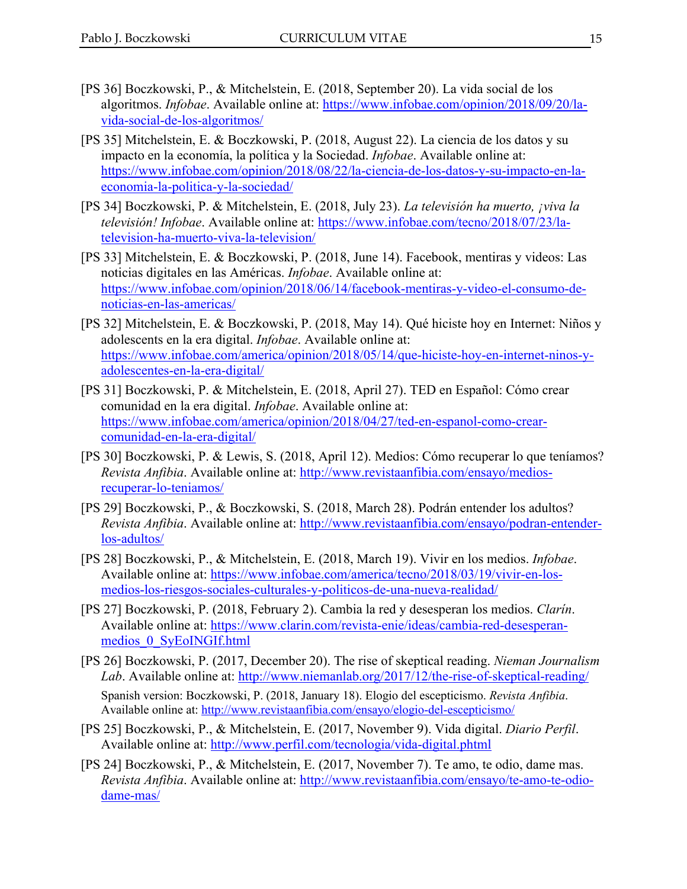[PS 36] Boczkowski, P., & Mitchelstein, E. (2018, September 20). La vida social de los algoritmos. *Infobae*. Available online at: https://www.infobae.com/opinion/2018/09/20/la-vida-social-de-los-algoritmos/

[PS 35] Mitchelstein, E. & Boczkowski, P. (2018, August 22). La ciencia de los datos y su impacto en la economía, la política y la Sociedad. *Infobae*. Available online at: https://www.infobae.com/opinion/2018/08/22/la-ciencia-de-los-datos-y-su-impacto-en-la-economia-la-politica-y-la-sociedad/

[PS 34] Boczkowski, P. & Mitchelstein, E. (2018, July 23). *La televisión ha muerto, ¡viva la televisión! Infobae*. Available online at: https://www.infobae.com/tecno/2018/07/23/la-television-ha-muerto-viva-la-television/

[PS 33] Mitchelstein, E. & Boczkowski, P. (2018, June 14). Facebook, mentiras y videos: Las noticias digitales en las Américas. *Infobae*. Available online at: https://www.infobae.com/opinion/2018/06/14/facebook-mentiras-y-video-el-consumo-de-noticias-en-las-americas/

[PS 32] Mitchelstein, E. & Boczkowski, P. (2018, May 14). Qué hiciste hoy en Internet: Niños y adolescents en la era digital. *Infobae*. Available online at: https://www.infobae.com/america/opinion/2018/05/14/que-hiciste-hoy-en-internet-ninos-y-adolescentes-en-la-era-digital/

[PS 31] Boczkowski, P. & Mitchelstein, E. (2018, April 27). TED en Español: Cómo crear comunidad en la era digital. *Infobae*. Available online at: https://www.infobae.com/america/opinion/2018/04/27/ted-en-espanol-como-crear-comunidad-en-la-era-digital/

[PS 30] Boczkowski, P. & Lewis, S. (2018, April 12). Medios: Cómo recuperar lo que teníamos? *Revista Anfibia*. Available online at: http://www.revistaanfibia.com/ensayo/medios-recuperar-lo-teniamos/

[PS 29] Boczkowski, P., & Boczkowski, S. (2018, March 28). Podrán entender los adultos? *Revista Anfibia*. Available online at: http://www.revistaanfibia.com/ensayo/podran-entender-los-adultos/

[PS 28] Boczkowski, P., & Mitchelstein, E. (2018, March 19). Vivir en los medios. *Infobae*. Available online at: https://www.infobae.com/america/tecno/2018/03/19/vivir-en-los-medios-los-riesgos-sociales-culturales-y-politicos-de-una-nueva-realidad/

[PS 27] Boczkowski, P. (2018, February 2). Cambia la red y desesperan los medios. *Clarín*. Available online at: https://www.clarin.com/revista-enie/ideas/cambia-red-desesperan-medios_0_SyEoINGIf.html

[PS 26] Boczkowski, P. (2017, December 20). The rise of skeptical reading. *Nieman Journalism Lab*. Available online at: http://www.niemanlab.org/2017/12/the-rise-of-skeptical-reading/

Spanish version: Boczkowski, P. (2018, January 18). Elogio del escepticismo. *Revista Anfibia*. Available online at: http://www.revistaanfibia.com/ensayo/elogio-del-escepticismo/

[PS 25] Boczkowski, P., & Mitchelstein, E. (2017, November 9). Vida digital. *Diario Perfil*. Available online at: http://www.perfil.com/tecnologia/vida-digital.phtml

[PS 24] Boczkowski, P., & Mitchelstein, E. (2017, November 7). Te amo, te odio, dame mas. *Revista Anfibia*. Available online at: http://www.revistaanfibia.com/ensayo/te-amo-te-odio-dame-mas/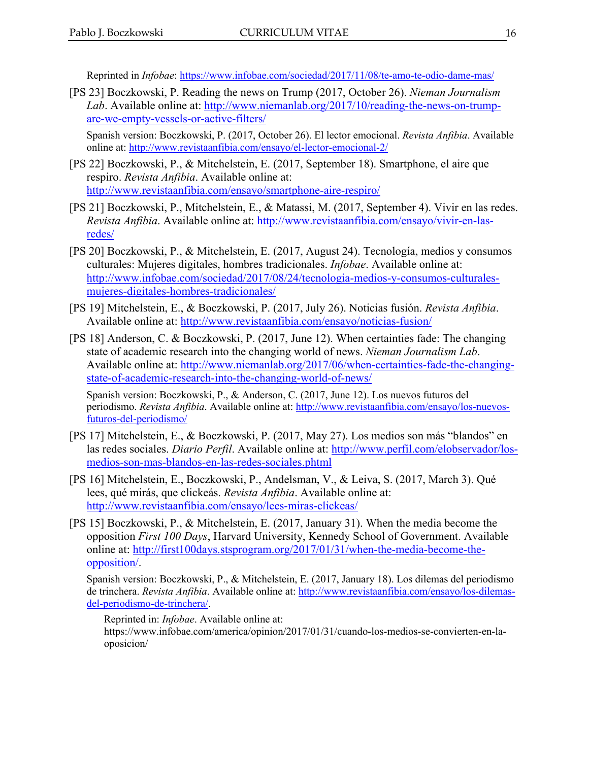Reprinted in *Infobae*: https://www.infobae.com/sociedad/2017/11/08/te-amo-te-odio-dame-mas/

[PS 23] Boczkowski, P. Reading the news on Trump (2017, October 26). *Nieman Journalism Lab*. Available online at: http://www.niemanlab.org/2017/10/reading-the-news-on-trump-are-we-empty-vessels-or-active-filters/

Spanish version: Boczkowski, P. (2017, October 26). El lector emocional. *Revista Anfibia*. Available online at: http://www.revistaanfibia.com/ensayo/el-lector-emocional-2/

[PS 22] Boczkowski, P., & Mitchelstein, E. (2017, September 18). Smartphone, el aire que respiro. *Revista Anfibia*. Available online at: http://www.revistaanfibia.com/ensayo/smartphone-aire-respiro/

[PS 21] Boczkowski, P., Mitchelstein, E., & Matassi, M. (2017, September 4). Vivir en las redes. *Revista Anfibia*. Available online at: http://www.revistaanfibia.com/ensayo/vivir-en-las-redes/

[PS 20] Boczkowski, P., & Mitchelstein, E. (2017, August 24). Tecnología, medios y consumos culturales: Mujeres digitales, hombres tradicionales. *Infobae*. Available online at: http://www.infobae.com/sociedad/2017/08/24/tecnologia-medios-y-consumos-culturales-mujeres-digitales-hombres-tradicionales/

[PS 19] Mitchelstein, E., & Boczkowski, P. (2017, July 26). Noticias fusión. *Revista Anfibia*. Available online at: http://www.revistaanfibia.com/ensayo/noticias-fusion/

[PS 18] Anderson, C. & Boczkowski, P. (2017, June 12). When certainties fade: The changing state of academic research into the changing world of news. *Nieman Journalism Lab*. Available online at: http://www.niemanlab.org/2017/06/when-certainties-fade-the-changing-state-of-academic-research-into-the-changing-world-of-news/

Spanish version: Boczkowski, P., & Anderson, C. (2017, June 12). Los nuevos futuros del periodismo. *Revista Anfibia*. Available online at: http://www.revistaanfibia.com/ensayo/los-nuevos-futuros-del-periodismo/

[PS 17] Mitchelstein, E., & Boczkowski, P. (2017, May 27). Los medios son más "blandos" en las redes sociales. *Diario Perfil*. Available online at: http://www.perfil.com/elobservador/los-medios-son-mas-blandos-en-las-redes-sociales.phtml

[PS 16] Mitchelstein, E., Boczkowski, P., Andelsman, V., & Leiva, S. (2017, March 3). Qué lees, qué mirás, que clickeás. *Revista Anfibia*. Available online at: http://www.revistaanfibia.com/ensayo/lees-miras-clickeas/

[PS 15] Boczkowski, P., & Mitchelstein, E. (2017, January 31). When the media become the opposition *First 100 Days*, Harvard University, Kennedy School of Government. Available online at: http://first100days.stsprogram.org/2017/01/31/when-the-media-become-the-opposition/.

Spanish version: Boczkowski, P., & Mitchelstein, E. (2017, January 18). Los dilemas del periodismo de trinchera. *Revista Anfibia*. Available online at: http://www.revistaanfibia.com/ensayo/los-dilemas-del-periodismo-de-trinchera/.

Reprinted in: *Infobae*. Available online at: https://www.infobae.com/america/opinion/2017/01/31/cuando-los-medios-se-convierten-en-la-oposicion/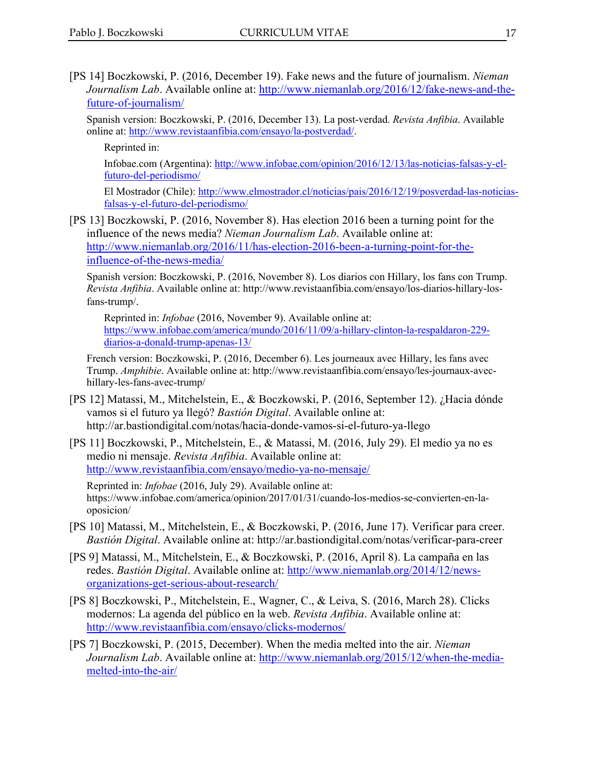[PS 14] Boczkowski, P. (2016, December 19). Fake news and the future of journalism. *Nieman Journalism Lab*. Available online at: http://www.niemanlab.org/2016/12/fake-news-and-the-future-of-journalism/

Spanish version: Boczkowski, P. (2016, December 13). La post-verdad. *Revista Anfibia*. Available online at: http://www.revistaanfibia.com/ensayo/la-postverdad/.

Reprinted in:

Infobae.com (Argentina): http://www.infobae.com/opinion/2016/12/13/las-noticias-falsas-y-el-futuro-del-periodismo/

El Mostrador (Chile): http://www.elmostrador.cl/noticias/pais/2016/12/19/posverdad-las-noticias-falsas-y-el-futuro-del-periodismo/

[PS 13] Boczkowski, P. (2016, November 8). Has election 2016 been a turning point for the influence of the news media? *Nieman Journalism Lab*. Available online at: http://www.niemanlab.org/2016/11/has-election-2016-been-a-turning-point-for-the-influence-of-the-news-media/

Spanish version: Boczkowski, P. (2016, November 8). Los diarios con Hillary, los fans con Trump. *Revista Anfibia*. Available online at: http://www.revistaanfibia.com/ensayo/los-diarios-hillary-los-fans-trump/.

Reprinted in: *Infobae* (2016, November 9). Available online at: https://www.infobae.com/america/mundo/2016/11/09/a-hillary-clinton-la-respaldaron-229-diarios-a-donald-trump-apenas-13/

French version: Boczkowski, P. (2016, December 6). Les journeaux avec Hillary, les fans avec Trump. *Amphibie*. Available online at: http://www.revistaanfibia.com/ensayo/les-journaux-avec-hillary-les-fans-avec-trump/

[PS 12] Matassi, M., Mitchelstein, E., & Boczkowski, P. (2016, September 12). ¿Hacia dónde vamos si el futuro ya llegó? *Bastión Digital*. Available online at: http://ar.bastiondigital.com/notas/hacia-donde-vamos-si-el-futuro-ya-llego

[PS 11] Boczkowski, P., Mitchelstein, E., & Matassi, M. (2016, July 29). El medio ya no es medio ni mensaje. *Revista Anfibia*. Available online at: http://www.revistaanfibia.com/ensayo/medio-ya-no-mensaje/

Reprinted in: *Infobae* (2016, July 29). Available online at: https://www.infobae.com/america/opinion/2017/01/31/cuando-los-medios-se-convierten-en-la-oposicion/

[PS 10] Matassi, M., Mitchelstein, E., & Boczkowski, P. (2016, June 17). Verificar para creer. *Bastión Digital*. Available online at: http://ar.bastiondigital.com/notas/verificar-para-creer

[PS 9] Matassi, M., Mitchelstein, E., & Boczkowski, P. (2016, April 8). La campaña en las redes. *Bastión Digital*. Available online at: http://www.niemanlab.org/2014/12/news-organizations-get-serious-about-research/

[PS 8] Boczkowski, P., Mitchelstein, E., Wagner, C., & Leiva, S. (2016, March 28). Clicks modernos: La agenda del público en la web. *Revista Anfibia*. Available online at: http://www.revistaanfibia.com/ensayo/clicks-modernos/

[PS 7] Boczkowski, P. (2015, December). When the media melted into the air. *Nieman Journalism Lab*. Available online at: http://www.niemanlab.org/2015/12/when-the-media-melted-into-the-air/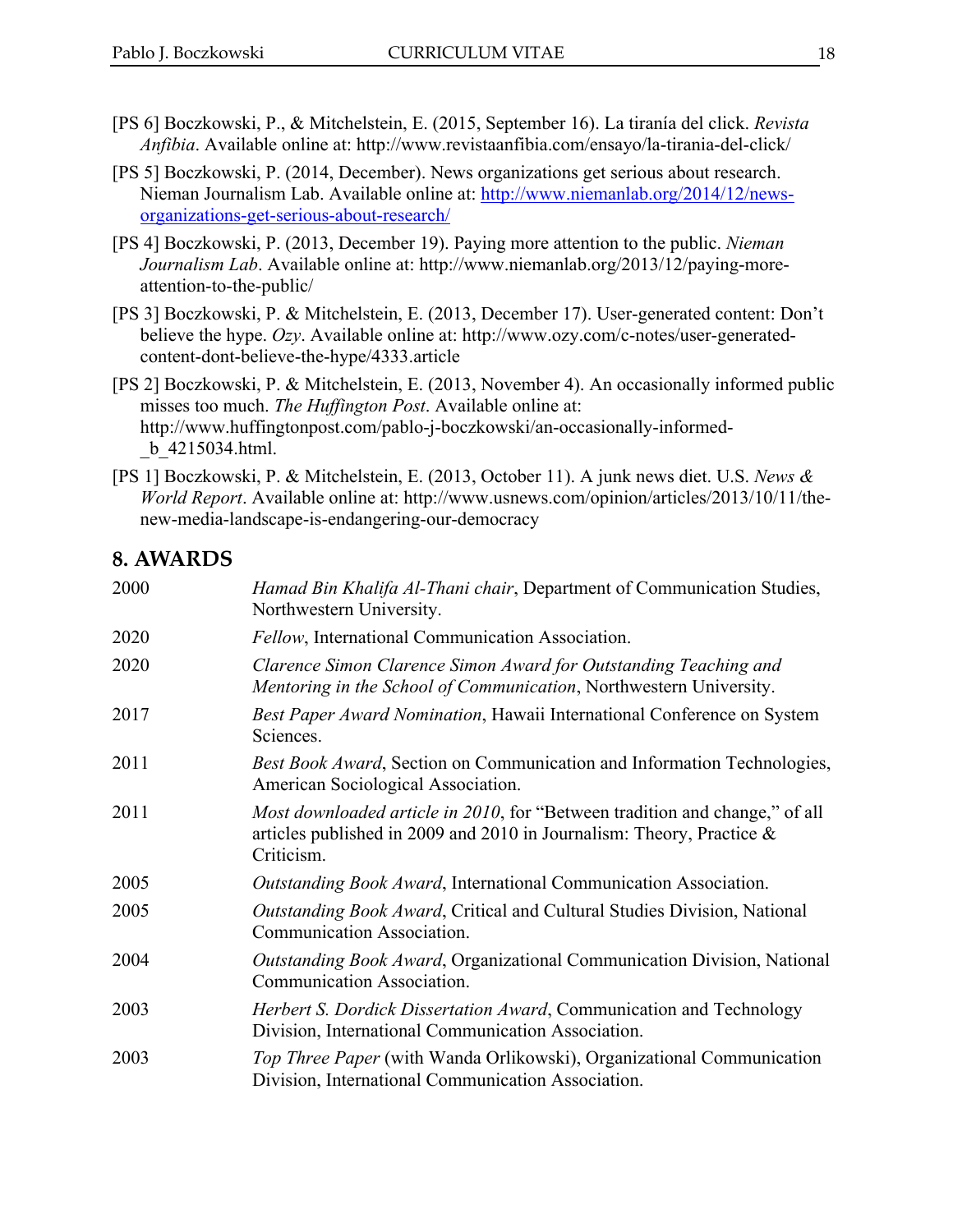[PS 6] Boczkowski, P., & Mitchelstein, E. (2015, September 16). La tiranía del click. *Revista Anfibia*. Available online at: http://www.revistaanfibia.com/ensayo/la-tirania-del-click/

[PS 5] Boczkowski, P. (2014, December). News organizations get serious about research. Nieman Journalism Lab. Available online at: http://www.niemanlab.org/2014/12/news-organizations-get-serious-about-research/

[PS 4] Boczkowski, P. (2013, December 19). Paying more attention to the public. *Nieman Journalism Lab*. Available online at: http://www.niemanlab.org/2013/12/paying-more-attention-to-the-public/

[PS 3] Boczkowski, P. & Mitchelstein, E. (2013, December 17). User-generated content: Don't believe the hype. *Ozy*. Available online at: http://www.ozy.com/c-notes/user-generated-content-dont-believe-the-hype/4333.article

[PS 2] Boczkowski, P. & Mitchelstein, E. (2013, November 4). An occasionally informed public misses too much. *The Huffington Post*. Available online at: http://www.huffingtonpost.com/pablo-j-boczkowski/an-occasionally-informed-_b_4215034.html.

[PS 1] Boczkowski, P. & Mitchelstein, E. (2013, October 11). A junk news diet. U.S. *News & World Report*. Available online at: http://www.usnews.com/opinion/articles/2013/10/11/the-new-media-landscape-is-endangering-our-democracy

## 8. AWARDS

| | |
|---|---|
| 2000 | *Hamad Bin Khalifa Al-Thani chair*, Department of Communication Studies, Northwestern University. |
| 2020 | *Fellow*, International Communication Association. |
| 2020 | *Clarence Simon Clarence Simon Award for Outstanding Teaching and Mentoring in the School of Communication*, Northwestern University. |
| 2017 | *Best Paper Award Nomination*, Hawaii International Conference on System Sciences. |
| 2011 | *Best Book Award*, Section on Communication and Information Technologies, American Sociological Association. |
| 2011 | *Most downloaded article in 2010*, for "Between tradition and change," of all articles published in 2009 and 2010 in Journalism: Theory, Practice & Criticism. |
| 2005 | *Outstanding Book Award*, International Communication Association. |
| 2005 | *Outstanding Book Award*, Critical and Cultural Studies Division, National Communication Association. |
| 2004 | *Outstanding Book Award*, Organizational Communication Division, National Communication Association. |
| 2003 | *Herbert S. Dordick Dissertation Award*, Communication and Technology Division, International Communication Association. |
| 2003 | *Top Three Paper* (with Wanda Orlikowski), Organizational Communication Division, International Communication Association. |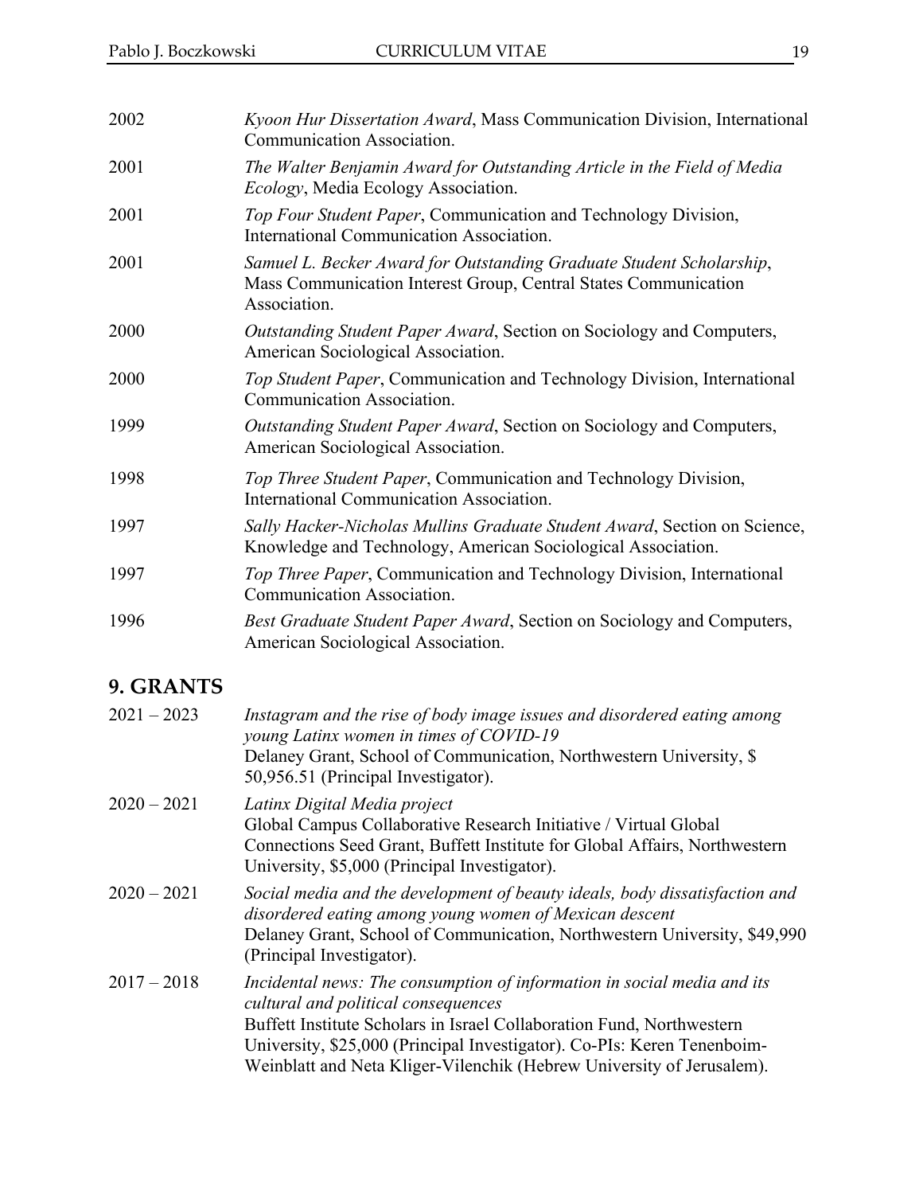2002 *Kyoon Hur Dissertation Award*, Mass Communication Division, International Communication Association.

2001 *The Walter Benjamin Award for Outstanding Article in the Field of Media Ecology*, Media Ecology Association.

2001 *Top Four Student Paper*, Communication and Technology Division, International Communication Association.

2001 *Samuel L. Becker Award for Outstanding Graduate Student Scholarship*, Mass Communication Interest Group, Central States Communication Association.

2000 *Outstanding Student Paper Award*, Section on Sociology and Computers, American Sociological Association.

2000 *Top Student Paper*, Communication and Technology Division, International Communication Association.

1999 *Outstanding Student Paper Award*, Section on Sociology and Computers, American Sociological Association.

1998 *Top Three Student Paper*, Communication and Technology Division, International Communication Association.

1997 *Sally Hacker-Nicholas Mullins Graduate Student Award*, Section on Science, Knowledge and Technology, American Sociological Association.

1997 *Top Three Paper*, Communication and Technology Division, International Communication Association.

1996 *Best Graduate Student Paper Award*, Section on Sociology and Computers, American Sociological Association.

## 9. GRANTS

2021 – 2023 *Instagram and the rise of body image issues and disordered eating among young Latinx women in times of COVID-19*
Delaney Grant, School of Communication, Northwestern University, $ 50,956.51 (Principal Investigator).

2020 – 2021 *Latinx Digital Media project*
Global Campus Collaborative Research Initiative / Virtual Global Connections Seed Grant, Buffett Institute for Global Affairs, Northwestern University, $5,000 (Principal Investigator).

2020 – 2021 *Social media and the development of beauty ideals, body dissatisfaction and disordered eating among young women of Mexican descent*
Delaney Grant, School of Communication, Northwestern University, $49,990 (Principal Investigator).

2017 – 2018 *Incidental news: The consumption of information in social media and its cultural and political consequences*
Buffett Institute Scholars in Israel Collaboration Fund, Northwestern University, $25,000 (Principal Investigator). Co-PIs: Keren Tenenboim-Weinblatt and Neta Kliger-Vilenchik (Hebrew University of Jerusalem).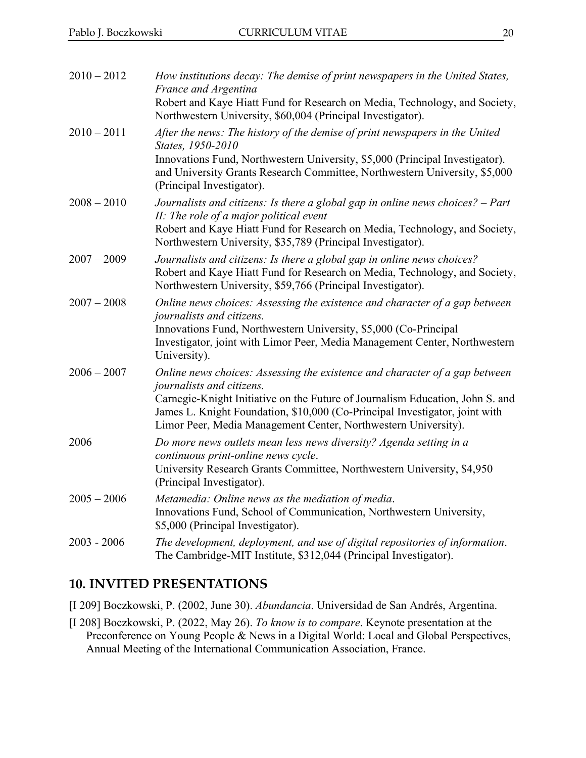2010 – 2012 *How institutions decay: The demise of print newspapers in the United States, France and Argentina*
Robert and Kaye Hiatt Fund for Research on Media, Technology, and Society, Northwestern University, $60,004 (Principal Investigator).

2010 – 2011 *After the news: The history of the demise of print newspapers in the United States, 1950-2010*
Innovations Fund, Northwestern University, $5,000 (Principal Investigator). and University Grants Research Committee, Northwestern University, $5,000 (Principal Investigator).

2008 – 2010 *Journalists and citizens: Is there a global gap in online news choices? – Part II: The role of a major political event*
Robert and Kaye Hiatt Fund for Research on Media, Technology, and Society, Northwestern University, $35,789 (Principal Investigator).

2007 – 2009 *Journalists and citizens: Is there a global gap in online news choices?*
Robert and Kaye Hiatt Fund for Research on Media, Technology, and Society, Northwestern University, $59,766 (Principal Investigator).

2007 – 2008 *Online news choices: Assessing the existence and character of a gap between journalists and citizens.*
Innovations Fund, Northwestern University, $5,000 (Co-Principal Investigator, joint with Limor Peer, Media Management Center, Northwestern University).

2006 – 2007 *Online news choices: Assessing the existence and character of a gap between journalists and citizens.*
Carnegie-Knight Initiative on the Future of Journalism Education, John S. and James L. Knight Foundation, $10,000 (Co-Principal Investigator, joint with Limor Peer, Media Management Center, Northwestern University).

2006 *Do more news outlets mean less news diversity? Agenda setting in a continuous print-online news cycle*.
University Research Grants Committee, Northwestern University, $4,950 (Principal Investigator).

2005 – 2006 *Metamedia: Online news as the mediation of media*.
Innovations Fund, School of Communication, Northwestern University, $5,000 (Principal Investigator).

2003 - 2006 *The development, deployment, and use of digital repositories of information*.
The Cambridge-MIT Institute, $312,044 (Principal Investigator).

## 10. INVITED PRESENTATIONS

[I 209] Boczkowski, P. (2002, June 30). *Abundancia*. Universidad de San Andrés, Argentina.

[I 208] Boczkowski, P. (2022, May 26). *To know is to compare*. Keynote presentation at the Preconference on Young People & News in a Digital World: Local and Global Perspectives, Annual Meeting of the International Communication Association, France.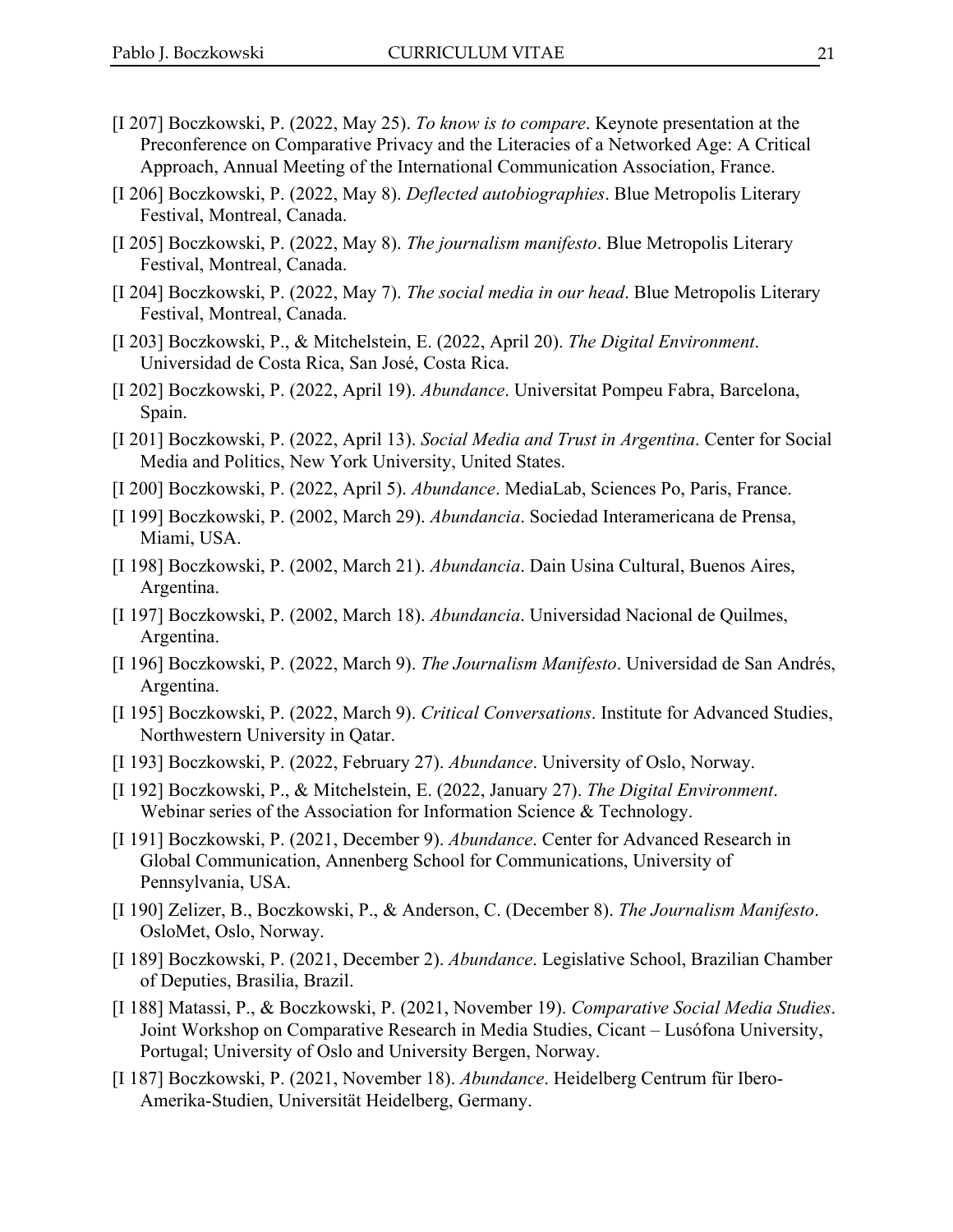[I 207] Boczkowski, P. (2022, May 25). *To know is to compare*. Keynote presentation at the Preconference on Comparative Privacy and the Literacies of a Networked Age: A Critical Approach, Annual Meeting of the International Communication Association, France.

[I 206] Boczkowski, P. (2022, May 8). *Deflected autobiographies*. Blue Metropolis Literary Festival, Montreal, Canada.

[I 205] Boczkowski, P. (2022, May 8). *The journalism manifesto*. Blue Metropolis Literary Festival, Montreal, Canada.

[I 204] Boczkowski, P. (2022, May 7). *The social media in our head*. Blue Metropolis Literary Festival, Montreal, Canada.

[I 203] Boczkowski, P., & Mitchelstein, E. (2022, April 20). *The Digital Environment*. Universidad de Costa Rica, San José, Costa Rica.

[I 202] Boczkowski, P. (2022, April 19). *Abundance*. Universitat Pompeu Fabra, Barcelona, Spain.

[I 201] Boczkowski, P. (2022, April 13). *Social Media and Trust in Argentina*. Center for Social Media and Politics, New York University, United States.

[I 200] Boczkowski, P. (2022, April 5). *Abundance*. MediaLab, Sciences Po, Paris, France.

[I 199] Boczkowski, P. (2002, March 29). *Abundancia*. Sociedad Interamericana de Prensa, Miami, USA.

[I 198] Boczkowski, P. (2002, March 21). *Abundancia*. Dain Usina Cultural, Buenos Aires, Argentina.

[I 197] Boczkowski, P. (2002, March 18). *Abundancia*. Universidad Nacional de Quilmes, Argentina.

[I 196] Boczkowski, P. (2022, March 9). *The Journalism Manifesto*. Universidad de San Andrés, Argentina.

[I 195] Boczkowski, P. (2022, March 9). *Critical Conversations*. Institute for Advanced Studies, Northwestern University in Qatar.

[I 193] Boczkowski, P. (2022, February 27). *Abundance*. University of Oslo, Norway.

[I 192] Boczkowski, P., & Mitchelstein, E. (2022, January 27). *The Digital Environment*. Webinar series of the Association for Information Science & Technology.

[I 191] Boczkowski, P. (2021, December 9). *Abundance*. Center for Advanced Research in Global Communication, Annenberg School for Communications, University of Pennsylvania, USA.

[I 190] Zelizer, B., Boczkowski, P., & Anderson, C. (December 8). *The Journalism Manifesto*. OsloMet, Oslo, Norway.

[I 189] Boczkowski, P. (2021, December 2). *Abundance*. Legislative School, Brazilian Chamber of Deputies, Brasilia, Brazil.

[I 188] Matassi, P., & Boczkowski, P. (2021, November 19). *Comparative Social Media Studies*. Joint Workshop on Comparative Research in Media Studies, Cicant – Lusófona University, Portugal; University of Oslo and University Bergen, Norway.

[I 187] Boczkowski, P. (2021, November 18). *Abundance*. Heidelberg Centrum für Ibero-Amerika-Studien, Universität Heidelberg, Germany.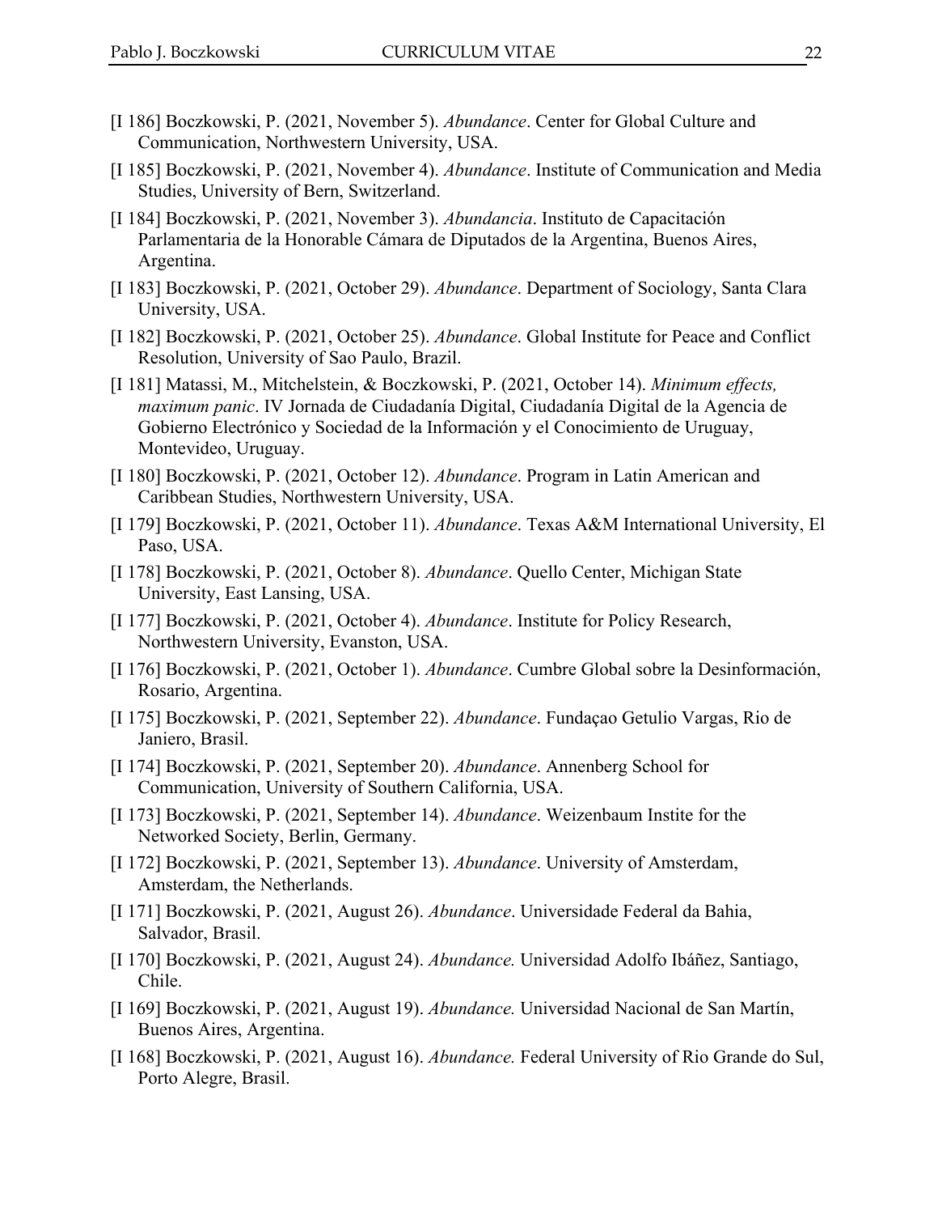[I 186] Boczkowski, P. (2021, November 5). *Abundance*. Center for Global Culture and Communication, Northwestern University, USA.

[I 185] Boczkowski, P. (2021, November 4). *Abundance*. Institute of Communication and Media Studies, University of Bern, Switzerland.

[I 184] Boczkowski, P. (2021, November 3). *Abundancia*. Instituto de Capacitación Parlamentaria de la Honorable Cámara de Diputados de la Argentina, Buenos Aires, Argentina.

[I 183] Boczkowski, P. (2021, October 29). *Abundance*. Department of Sociology, Santa Clara University, USA.

[I 182] Boczkowski, P. (2021, October 25). *Abundance*. Global Institute for Peace and Conflict Resolution, University of Sao Paulo, Brazil.

[I 181] Matassi, M., Mitchelstein, & Boczkowski, P. (2021, October 14). *Minimum effects, maximum panic*. IV Jornada de Ciudadanía Digital, Ciudadanía Digital de la Agencia de Gobierno Electrónico y Sociedad de la Información y el Conocimiento de Uruguay, Montevideo, Uruguay.

[I 180] Boczkowski, P. (2021, October 12). *Abundance*. Program in Latin American and Caribbean Studies, Northwestern University, USA.

[I 179] Boczkowski, P. (2021, October 11). *Abundance*. Texas A&M International University, El Paso, USA.

[I 178] Boczkowski, P. (2021, October 8). *Abundance*. Quello Center, Michigan State University, East Lansing, USA.

[I 177] Boczkowski, P. (2021, October 4). *Abundance*. Institute for Policy Research, Northwestern University, Evanston, USA.

[I 176] Boczkowski, P. (2021, October 1). *Abundance*. Cumbre Global sobre la Desinformación, Rosario, Argentina.

[I 175] Boczkowski, P. (2021, September 22). *Abundance*. Fundaçao Getulio Vargas, Rio de Janiero, Brasil.

[I 174] Boczkowski, P. (2021, September 20). *Abundance*. Annenberg School for Communication, University of Southern California, USA.

[I 173] Boczkowski, P. (2021, September 14). *Abundance*. Weizenbaum Instite for the Networked Society, Berlin, Germany.

[I 172] Boczkowski, P. (2021, September 13). *Abundance*. University of Amsterdam, Amsterdam, the Netherlands.

[I 171] Boczkowski, P. (2021, August 26). *Abundance*. Universidade Federal da Bahia, Salvador, Brasil.

[I 170] Boczkowski, P. (2021, August 24). *Abundance.* Universidad Adolfo Ibáñez, Santiago, Chile.

[I 169] Boczkowski, P. (2021, August 19). *Abundance.* Universidad Nacional de San Martín, Buenos Aires, Argentina.

[I 168] Boczkowski, P. (2021, August 16). *Abundance.* Federal University of Rio Grande do Sul, Porto Alegre, Brasil.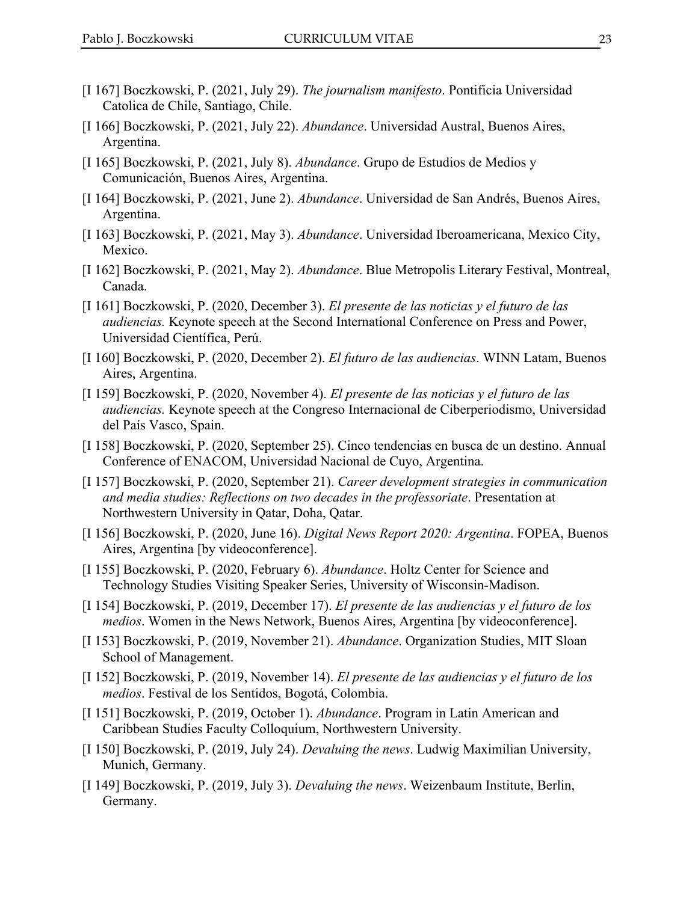[I 167] Boczkowski, P. (2021, July 29). *The journalism manifesto*. Pontificia Universidad Catolica de Chile, Santiago, Chile.

[I 166] Boczkowski, P. (2021, July 22). *Abundance*. Universidad Austral, Buenos Aires, Argentina.

[I 165] Boczkowski, P. (2021, July 8). *Abundance*. Grupo de Estudios de Medios y Comunicación, Buenos Aires, Argentina.

[I 164] Boczkowski, P. (2021, June 2). *Abundance*. Universidad de San Andrés, Buenos Aires, Argentina.

[I 163] Boczkowski, P. (2021, May 3). *Abundance*. Universidad Iberoamericana, Mexico City, Mexico.

[I 162] Boczkowski, P. (2021, May 2). *Abundance*. Blue Metropolis Literary Festival, Montreal, Canada.

[I 161] Boczkowski, P. (2020, December 3). *El presente de las noticias y el futuro de las audiencias.* Keynote speech at the Second International Conference on Press and Power, Universidad Científica, Perú.

[I 160] Boczkowski, P. (2020, December 2). *El futuro de las audiencias*. WINN Latam, Buenos Aires, Argentina.

[I 159] Boczkowski, P. (2020, November 4). *El presente de las noticias y el futuro de las audiencias.* Keynote speech at the Congreso Internacional de Ciberperiodismo, Universidad del País Vasco, Spain.

[I 158] Boczkowski, P. (2020, September 25). Cinco tendencias en busca de un destino. Annual Conference of ENACOM, Universidad Nacional de Cuyo, Argentina.

[I 157] Boczkowski, P. (2020, September 21). *Career development strategies in communication and media studies: Reflections on two decades in the professoriate*. Presentation at Northwestern University in Qatar, Doha, Qatar.

[I 156] Boczkowski, P. (2020, June 16). *Digital News Report 2020: Argentina*. FOPEA, Buenos Aires, Argentina [by videoconference].

[I 155] Boczkowski, P. (2020, February 6). *Abundance*. Holtz Center for Science and Technology Studies Visiting Speaker Series, University of Wisconsin-Madison.

[I 154] Boczkowski, P. (2019, December 17). *El presente de las audiencias y el futuro de los medios*. Women in the News Network, Buenos Aires, Argentina [by videoconference].

[I 153] Boczkowski, P. (2019, November 21). *Abundance*. Organization Studies, MIT Sloan School of Management.

[I 152] Boczkowski, P. (2019, November 14). *El presente de las audiencias y el futuro de los medios*. Festival de los Sentidos, Bogotá, Colombia.

[I 151] Boczkowski, P. (2019, October 1). *Abundance*. Program in Latin American and Caribbean Studies Faculty Colloquium, Northwestern University.

[I 150] Boczkowski, P. (2019, July 24). *Devaluing the news*. Ludwig Maximilian University, Munich, Germany.

[I 149] Boczkowski, P. (2019, July 3). *Devaluing the news*. Weizenbaum Institute, Berlin, Germany.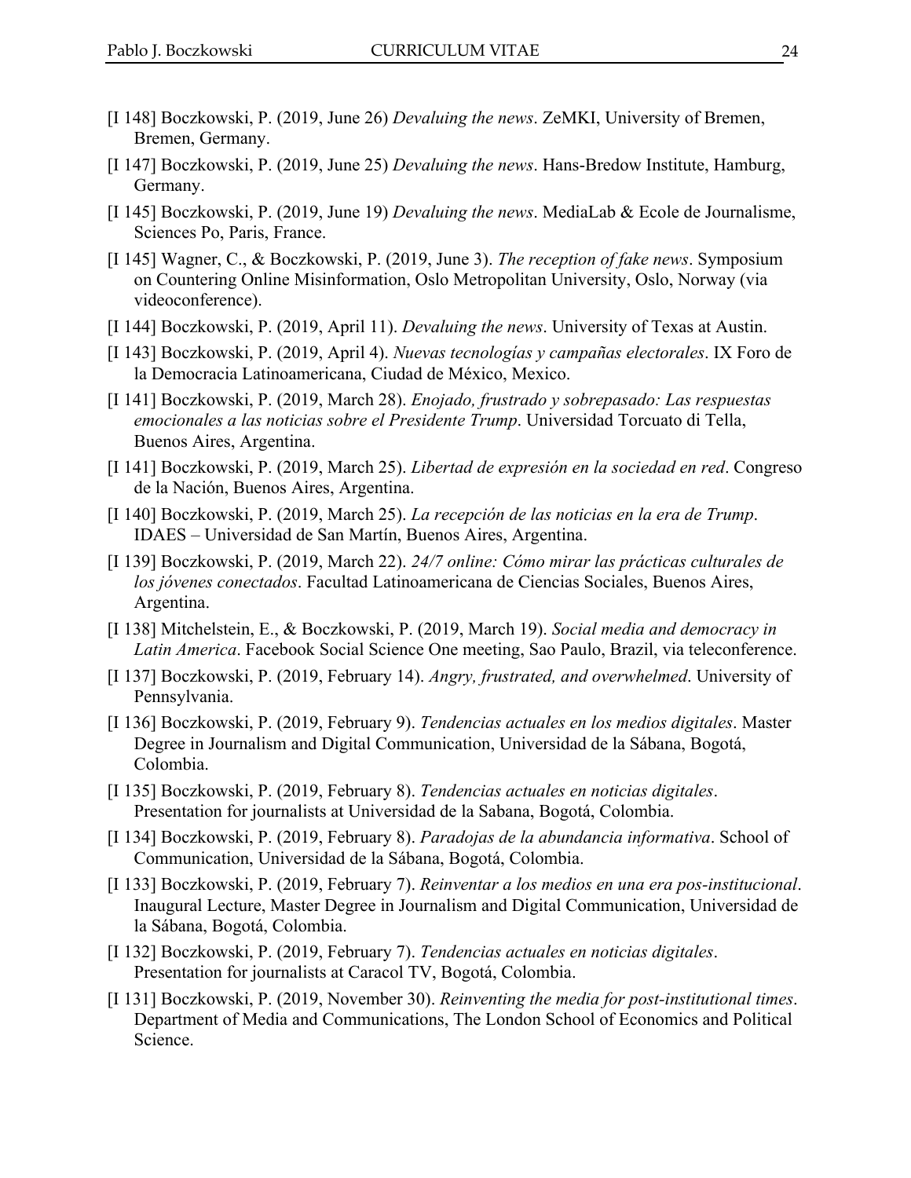[I 148] Boczkowski, P. (2019, June 26) *Devaluing the news*. ZeMKI, University of Bremen, Bremen, Germany.

[I 147] Boczkowski, P. (2019, June 25) *Devaluing the news*. Hans-Bredow Institute, Hamburg, Germany.

[I 145] Boczkowski, P. (2019, June 19) *Devaluing the news*. MediaLab & Ecole de Journalisme, Sciences Po, Paris, France.

[I 145] Wagner, C., & Boczkowski, P. (2019, June 3). *The reception of fake news*. Symposium on Countering Online Misinformation, Oslo Metropolitan University, Oslo, Norway (via videoconference).

[I 144] Boczkowski, P. (2019, April 11). *Devaluing the news*. University of Texas at Austin.

[I 143] Boczkowski, P. (2019, April 4). *Nuevas tecnologías y campañas electorales*. IX Foro de la Democracia Latinoamericana, Ciudad de México, Mexico.

[I 141] Boczkowski, P. (2019, March 28). *Enojado, frustrado y sobrepasado: Las respuestas emocionales a las noticias sobre el Presidente Trump*. Universidad Torcuato di Tella, Buenos Aires, Argentina.

[I 141] Boczkowski, P. (2019, March 25). *Libertad de expresión en la sociedad en red*. Congreso de la Nación, Buenos Aires, Argentina.

[I 140] Boczkowski, P. (2019, March 25). *La recepción de las noticias en la era de Trump*. IDAES – Universidad de San Martín, Buenos Aires, Argentina.

[I 139] Boczkowski, P. (2019, March 22). *24/7 online: Cómo mirar las prácticas culturales de los jóvenes conectados*. Facultad Latinoamericana de Ciencias Sociales, Buenos Aires, Argentina.

[I 138] Mitchelstein, E., & Boczkowski, P. (2019, March 19). *Social media and democracy in Latin America*. Facebook Social Science One meeting, Sao Paulo, Brazil, via teleconference.

[I 137] Boczkowski, P. (2019, February 14). *Angry, frustrated, and overwhelmed*. University of Pennsylvania.

[I 136] Boczkowski, P. (2019, February 9). *Tendencias actuales en los medios digitales*. Master Degree in Journalism and Digital Communication, Universidad de la Sábana, Bogotá, Colombia.

[I 135] Boczkowski, P. (2019, February 8). *Tendencias actuales en noticias digitales*. Presentation for journalists at Universidad de la Sabana, Bogotá, Colombia.

[I 134] Boczkowski, P. (2019, February 8). *Paradojas de la abundancia informativa*. School of Communication, Universidad de la Sábana, Bogotá, Colombia.

[I 133] Boczkowski, P. (2019, February 7). *Reinventar a los medios en una era pos-institucional*. Inaugural Lecture, Master Degree in Journalism and Digital Communication, Universidad de la Sábana, Bogotá, Colombia.

[I 132] Boczkowski, P. (2019, February 7). *Tendencias actuales en noticias digitales*. Presentation for journalists at Caracol TV, Bogotá, Colombia.

[I 131] Boczkowski, P. (2019, November 30). *Reinventing the media for post-institutional times*. Department of Media and Communications, The London School of Economics and Political Science.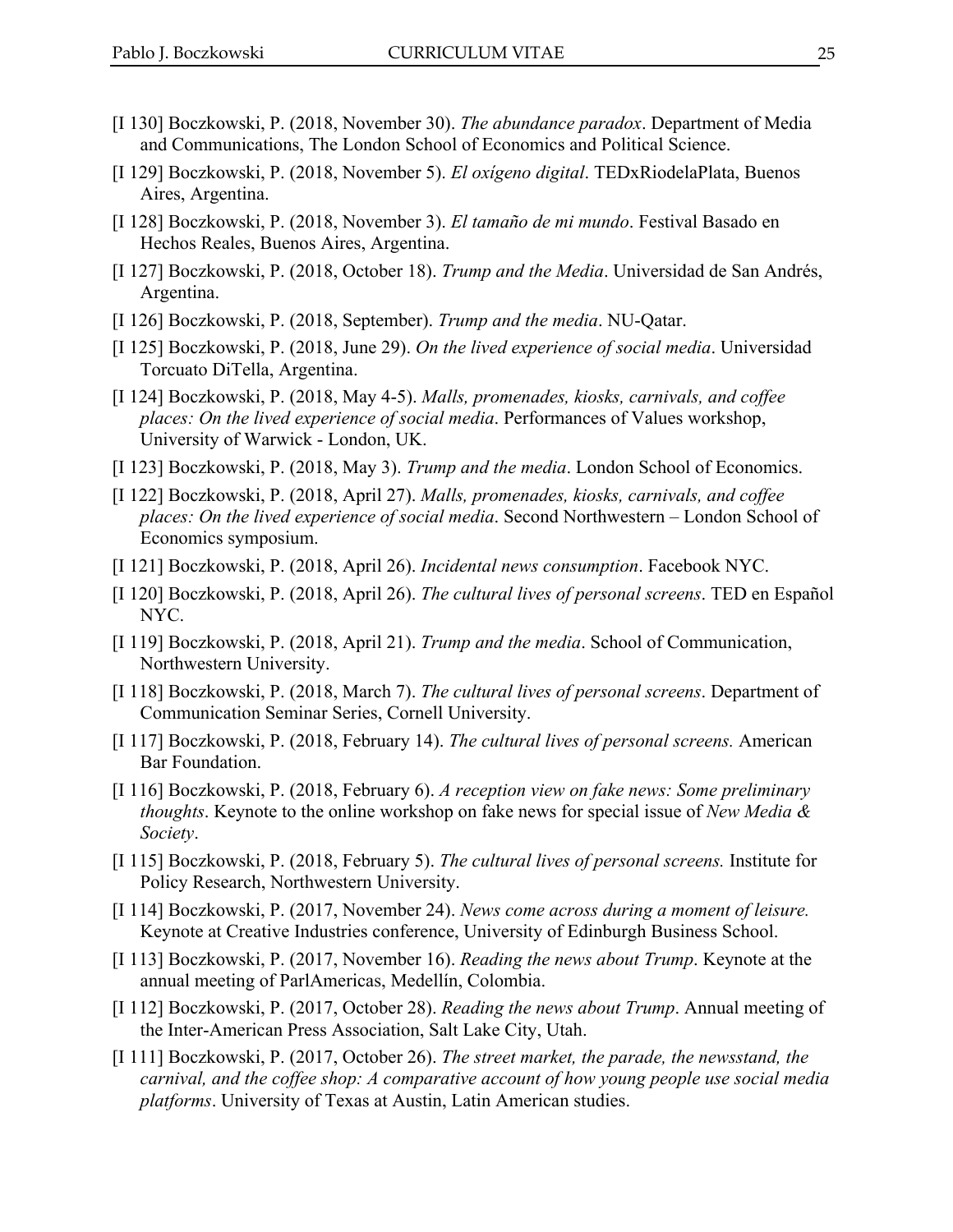[I 130] Boczkowski, P. (2018, November 30). *The abundance paradox*. Department of Media and Communications, The London School of Economics and Political Science.

[I 129] Boczkowski, P. (2018, November 5). *El oxígeno digital*. TEDxRiodelaPlata, Buenos Aires, Argentina.

[I 128] Boczkowski, P. (2018, November 3). *El tamaño de mi mundo*. Festival Basado en Hechos Reales, Buenos Aires, Argentina.

[I 127] Boczkowski, P. (2018, October 18). *Trump and the Media*. Universidad de San Andrés, Argentina.

[I 126] Boczkowski, P. (2018, September). *Trump and the media*. NU-Qatar.

[I 125] Boczkowski, P. (2018, June 29). *On the lived experience of social media*. Universidad Torcuato DiTella, Argentina.

[I 124] Boczkowski, P. (2018, May 4-5). *Malls, promenades, kiosks, carnivals, and coffee places: On the lived experience of social media*. Performances of Values workshop, University of Warwick - London, UK.

[I 123] Boczkowski, P. (2018, May 3). *Trump and the media*. London School of Economics.

[I 122] Boczkowski, P. (2018, April 27). *Malls, promenades, kiosks, carnivals, and coffee places: On the lived experience of social media*. Second Northwestern – London School of Economics symposium.

[I 121] Boczkowski, P. (2018, April 26). *Incidental news consumption*. Facebook NYC.

[I 120] Boczkowski, P. (2018, April 26). *The cultural lives of personal screens*. TED en Español NYC.

[I 119] Boczkowski, P. (2018, April 21). *Trump and the media*. School of Communication, Northwestern University.

[I 118] Boczkowski, P. (2018, March 7). *The cultural lives of personal screens*. Department of Communication Seminar Series, Cornell University.

[I 117] Boczkowski, P. (2018, February 14). *The cultural lives of personal screens.* American Bar Foundation.

[I 116] Boczkowski, P. (2018, February 6). *A reception view on fake news: Some preliminary thoughts*. Keynote to the online workshop on fake news for special issue of *New Media & Society*.

[I 115] Boczkowski, P. (2018, February 5). *The cultural lives of personal screens.* Institute for Policy Research, Northwestern University.

[I 114] Boczkowski, P. (2017, November 24). *News come across during a moment of leisure.* Keynote at Creative Industries conference, University of Edinburgh Business School.

[I 113] Boczkowski, P. (2017, November 16). *Reading the news about Trump*. Keynote at the annual meeting of ParlAmericas, Medellín, Colombia.

[I 112] Boczkowski, P. (2017, October 28). *Reading the news about Trump*. Annual meeting of the Inter-American Press Association, Salt Lake City, Utah.

[I 111] Boczkowski, P. (2017, October 26). *The street market, the parade, the newsstand, the carnival, and the coffee shop: A comparative account of how young people use social media platforms*. University of Texas at Austin, Latin American studies.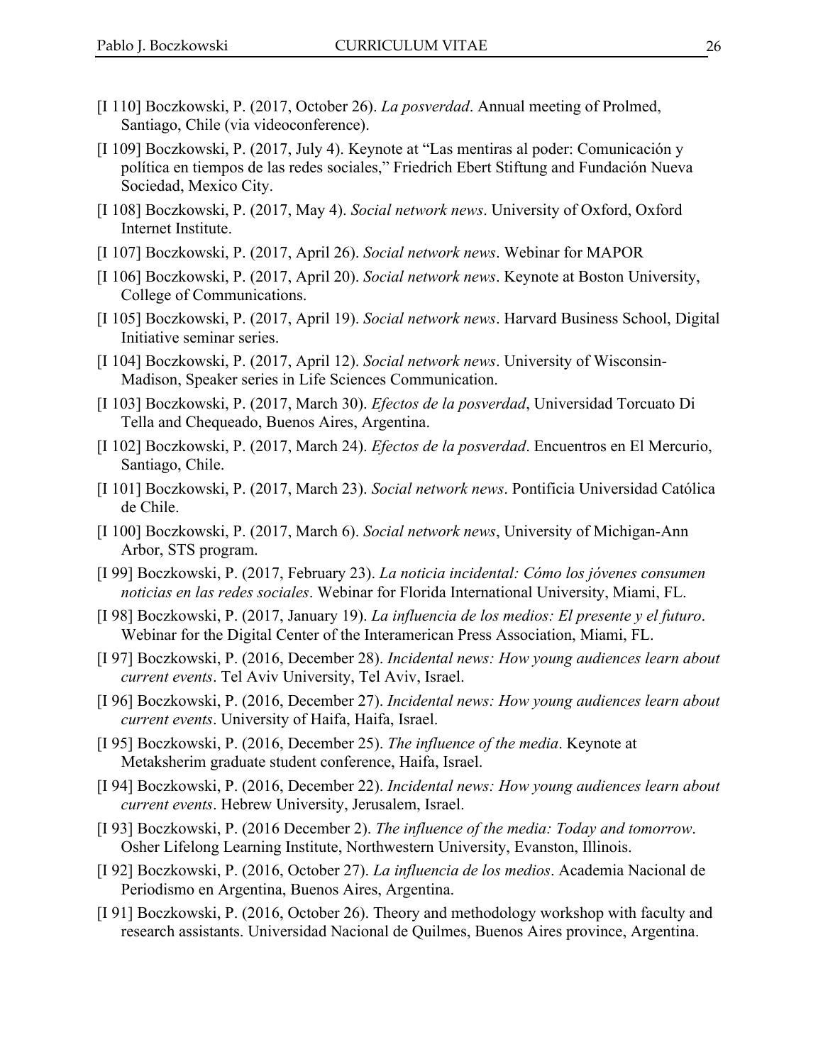[I 110] Boczkowski, P. (2017, October 26). *La posverdad*. Annual meeting of Prolmed, Santiago, Chile (via videoconference).

[I 109] Boczkowski, P. (2017, July 4). Keynote at "Las mentiras al poder: Comunicación y política en tiempos de las redes sociales," Friedrich Ebert Stiftung and Fundación Nueva Sociedad, Mexico City.

[I 108] Boczkowski, P. (2017, May 4). *Social network news*. University of Oxford, Oxford Internet Institute.

[I 107] Boczkowski, P. (2017, April 26). *Social network news*. Webinar for MAPOR

[I 106] Boczkowski, P. (2017, April 20). *Social network news*. Keynote at Boston University, College of Communications.

[I 105] Boczkowski, P. (2017, April 19). *Social network news*. Harvard Business School, Digital Initiative seminar series.

[I 104] Boczkowski, P. (2017, April 12). *Social network news*. University of Wisconsin-Madison, Speaker series in Life Sciences Communication.

[I 103] Boczkowski, P. (2017, March 30). *Efectos de la posverdad*, Universidad Torcuato Di Tella and Chequeado, Buenos Aires, Argentina.

[I 102] Boczkowski, P. (2017, March 24). *Efectos de la posverdad*. Encuentros en El Mercurio, Santiago, Chile.

[I 101] Boczkowski, P. (2017, March 23). *Social network news*. Pontificia Universidad Católica de Chile.

[I 100] Boczkowski, P. (2017, March 6). *Social network news*, University of Michigan-Ann Arbor, STS program.

[I 99] Boczkowski, P. (2017, February 23). *La noticia incidental: Cómo los jóvenes consumen noticias en las redes sociales*. Webinar for Florida International University, Miami, FL.

[I 98] Boczkowski, P. (2017, January 19). *La influencia de los medios: El presente y el futuro*. Webinar for the Digital Center of the Interamerican Press Association, Miami, FL.

[I 97] Boczkowski, P. (2016, December 28). *Incidental news: How young audiences learn about current events*. Tel Aviv University, Tel Aviv, Israel.

[I 96] Boczkowski, P. (2016, December 27). *Incidental news: How young audiences learn about current events*. University of Haifa, Haifa, Israel.

[I 95] Boczkowski, P. (2016, December 25). *The influence of the media*. Keynote at Metaksherim graduate student conference, Haifa, Israel.

[I 94] Boczkowski, P. (2016, December 22). *Incidental news: How young audiences learn about current events*. Hebrew University, Jerusalem, Israel.

[I 93] Boczkowski, P. (2016 December 2). *The influence of the media: Today and tomorrow*. Osher Lifelong Learning Institute, Northwestern University, Evanston, Illinois.

[I 92] Boczkowski, P. (2016, October 27). *La influencia de los medios*. Academia Nacional de Periodismo en Argentina, Buenos Aires, Argentina.

[I 91] Boczkowski, P. (2016, October 26). Theory and methodology workshop with faculty and research assistants. Universidad Nacional de Quilmes, Buenos Aires province, Argentina.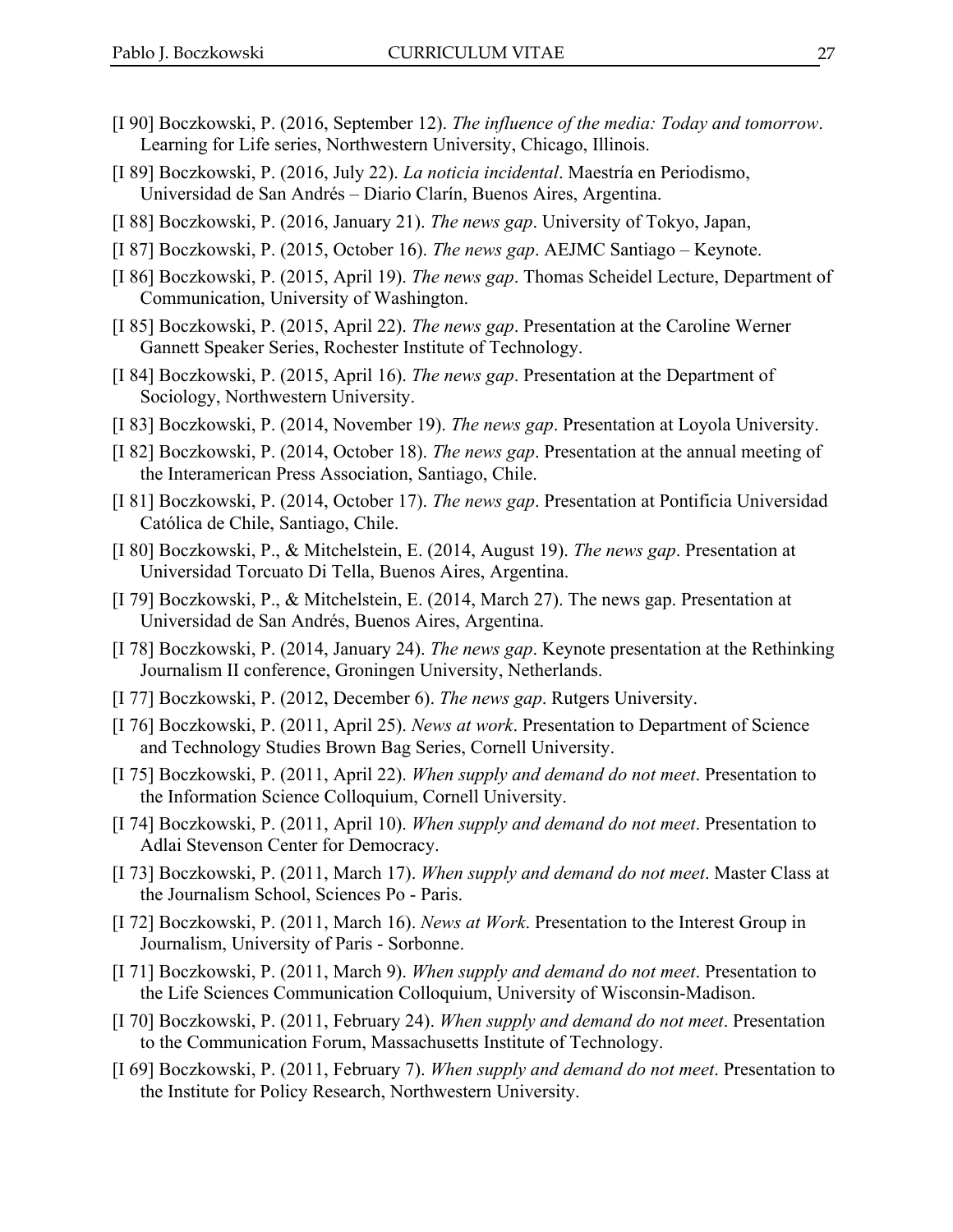[I 90] Boczkowski, P. (2016, September 12). *The influence of the media: Today and tomorrow*. Learning for Life series, Northwestern University, Chicago, Illinois.

[I 89] Boczkowski, P. (2016, July 22). *La noticia incidental*. Maestría en Periodismo, Universidad de San Andrés – Diario Clarín, Buenos Aires, Argentina.

[I 88] Boczkowski, P. (2016, January 21). *The news gap*. University of Tokyo, Japan,

[I 87] Boczkowski, P. (2015, October 16). *The news gap*. AEJMC Santiago – Keynote.

[I 86] Boczkowski, P. (2015, April 19). *The news gap*. Thomas Scheidel Lecture, Department of Communication, University of Washington.

[I 85] Boczkowski, P. (2015, April 22). *The news gap*. Presentation at the Caroline Werner Gannett Speaker Series, Rochester Institute of Technology.

[I 84] Boczkowski, P. (2015, April 16). *The news gap*. Presentation at the Department of Sociology, Northwestern University.

[I 83] Boczkowski, P. (2014, November 19). *The news gap*. Presentation at Loyola University.

[I 82] Boczkowski, P. (2014, October 18). *The news gap*. Presentation at the annual meeting of the Interamerican Press Association, Santiago, Chile.

[I 81] Boczkowski, P. (2014, October 17). *The news gap*. Presentation at Pontificia Universidad Católica de Chile, Santiago, Chile.

[I 80] Boczkowski, P., & Mitchelstein, E. (2014, August 19). *The news gap*. Presentation at Universidad Torcuato Di Tella, Buenos Aires, Argentina.

[I 79] Boczkowski, P., & Mitchelstein, E. (2014, March 27). The news gap. Presentation at Universidad de San Andrés, Buenos Aires, Argentina.

[I 78] Boczkowski, P. (2014, January 24). *The news gap*. Keynote presentation at the Rethinking Journalism II conference, Groningen University, Netherlands.

[I 77] Boczkowski, P. (2012, December 6). *The news gap*. Rutgers University.

[I 76] Boczkowski, P. (2011, April 25). *News at work*. Presentation to Department of Science and Technology Studies Brown Bag Series, Cornell University.

[I 75] Boczkowski, P. (2011, April 22). *When supply and demand do not meet*. Presentation to the Information Science Colloquium, Cornell University.

[I 74] Boczkowski, P. (2011, April 10). *When supply and demand do not meet*. Presentation to Adlai Stevenson Center for Democracy.

[I 73] Boczkowski, P. (2011, March 17). *When supply and demand do not meet*. Master Class at the Journalism School, Sciences Po - Paris.

[I 72] Boczkowski, P. (2011, March 16). *News at Work*. Presentation to the Interest Group in Journalism, University of Paris - Sorbonne.

[I 71] Boczkowski, P. (2011, March 9). *When supply and demand do not meet*. Presentation to the Life Sciences Communication Colloquium, University of Wisconsin-Madison.

[I 70] Boczkowski, P. (2011, February 24). *When supply and demand do not meet*. Presentation to the Communication Forum, Massachusetts Institute of Technology.

[I 69] Boczkowski, P. (2011, February 7). *When supply and demand do not meet*. Presentation to the Institute for Policy Research, Northwestern University.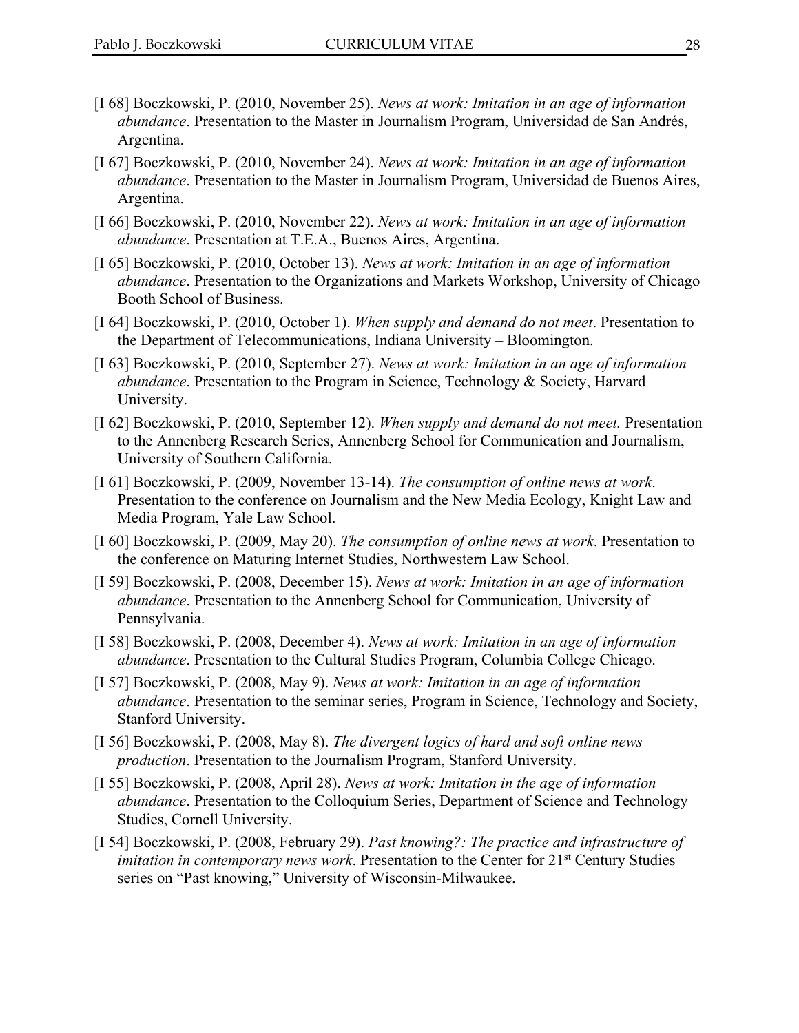[I 68] Boczkowski, P. (2010, November 25). *News at work: Imitation in an age of information abundance*. Presentation to the Master in Journalism Program, Universidad de San Andrés, Argentina.

[I 67] Boczkowski, P. (2010, November 24). *News at work: Imitation in an age of information abundance*. Presentation to the Master in Journalism Program, Universidad de Buenos Aires, Argentina.

[I 66] Boczkowski, P. (2010, November 22). *News at work: Imitation in an age of information abundance*. Presentation at T.E.A., Buenos Aires, Argentina.

[I 65] Boczkowski, P. (2010, October 13). *News at work: Imitation in an age of information abundance*. Presentation to the Organizations and Markets Workshop, University of Chicago Booth School of Business.

[I 64] Boczkowski, P. (2010, October 1). *When supply and demand do not meet*. Presentation to the Department of Telecommunications, Indiana University – Bloomington.

[I 63] Boczkowski, P. (2010, September 27). *News at work: Imitation in an age of information abundance*. Presentation to the Program in Science, Technology & Society, Harvard University.

[I 62] Boczkowski, P. (2010, September 12). *When supply and demand do not meet.* Presentation to the Annenberg Research Series, Annenberg School for Communication and Journalism, University of Southern California.

[I 61] Boczkowski, P. (2009, November 13-14). *The consumption of online news at work*. Presentation to the conference on Journalism and the New Media Ecology, Knight Law and Media Program, Yale Law School.

[I 60] Boczkowski, P. (2009, May 20). *The consumption of online news at work*. Presentation to the conference on Maturing Internet Studies, Northwestern Law School.

[I 59] Boczkowski, P. (2008, December 15). *News at work: Imitation in an age of information abundance*. Presentation to the Annenberg School for Communication, University of Pennsylvania.

[I 58] Boczkowski, P. (2008, December 4). *News at work: Imitation in an age of information abundance*. Presentation to the Cultural Studies Program, Columbia College Chicago.

[I 57] Boczkowski, P. (2008, May 9). *News at work: Imitation in an age of information abundance*. Presentation to the seminar series, Program in Science, Technology and Society, Stanford University.

[I 56] Boczkowski, P. (2008, May 8). *The divergent logics of hard and soft online news production*. Presentation to the Journalism Program, Stanford University.

[I 55] Boczkowski, P. (2008, April 28). *News at work: Imitation in the age of information abundance*. Presentation to the Colloquium Series, Department of Science and Technology Studies, Cornell University.

[I 54] Boczkowski, P. (2008, February 29). *Past knowing?: The practice and infrastructure of imitation in contemporary news work*. Presentation to the Center for 21st Century Studies series on "Past knowing," University of Wisconsin-Milwaukee.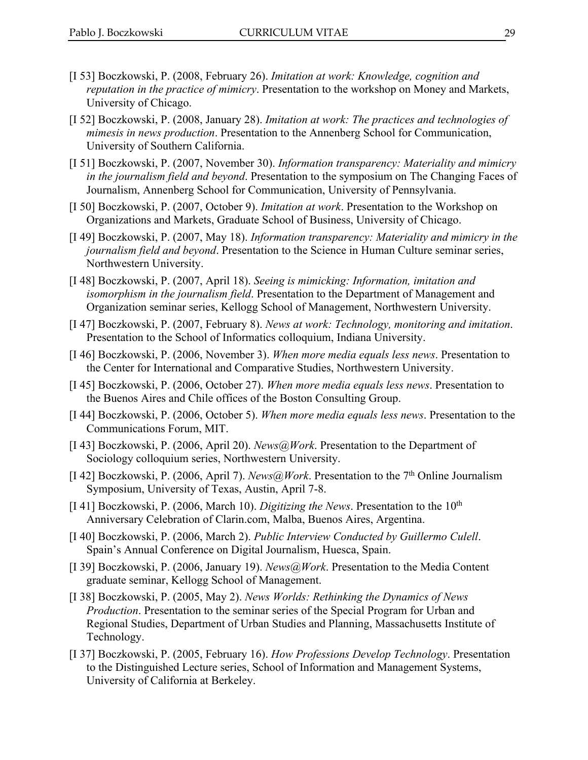[I 53] Boczkowski, P. (2008, February 26). *Imitation at work: Knowledge, cognition and reputation in the practice of mimicry*. Presentation to the workshop on Money and Markets, University of Chicago.

[I 52] Boczkowski, P. (2008, January 28). *Imitation at work: The practices and technologies of mimesis in news production*. Presentation to the Annenberg School for Communication, University of Southern California.

[I 51] Boczkowski, P. (2007, November 30). *Information transparency: Materiality and mimicry in the journalism field and beyond*. Presentation to the symposium on The Changing Faces of Journalism, Annenberg School for Communication, University of Pennsylvania.

[I 50] Boczkowski, P. (2007, October 9). *Imitation at work*. Presentation to the Workshop on Organizations and Markets, Graduate School of Business, University of Chicago.

[I 49] Boczkowski, P. (2007, May 18). *Information transparency: Materiality and mimicry in the journalism field and beyond*. Presentation to the Science in Human Culture seminar series, Northwestern University.

[I 48] Boczkowski, P. (2007, April 18). *Seeing is mimicking: Information, imitation and isomorphism in the journalism field*. Presentation to the Department of Management and Organization seminar series, Kellogg School of Management, Northwestern University.

[I 47] Boczkowski, P. (2007, February 8). *News at work: Technology, monitoring and imitation*. Presentation to the School of Informatics colloquium, Indiana University.

[I 46] Boczkowski, P. (2006, November 3). *When more media equals less news*. Presentation to the Center for International and Comparative Studies, Northwestern University.

[I 45] Boczkowski, P. (2006, October 27). *When more media equals less news*. Presentation to the Buenos Aires and Chile offices of the Boston Consulting Group.

[I 44] Boczkowski, P. (2006, October 5). *When more media equals less news*. Presentation to the Communications Forum, MIT.

[I 43] Boczkowski, P. (2006, April 20). *News@Work*. Presentation to the Department of Sociology colloquium series, Northwestern University.

[I 42] Boczkowski, P. (2006, April 7). *News@Work*. Presentation to the 7th Online Journalism Symposium, University of Texas, Austin, April 7-8.

[I 41] Boczkowski, P. (2006, March 10). *Digitizing the News*. Presentation to the 10th Anniversary Celebration of Clarin.com, Malba, Buenos Aires, Argentina.

[I 40] Boczkowski, P. (2006, March 2). *Public Interview Conducted by Guillermo Culell*. Spain's Annual Conference on Digital Journalism, Huesca, Spain.

[I 39] Boczkowski, P. (2006, January 19). *News@Work*. Presentation to the Media Content graduate seminar, Kellogg School of Management.

[I 38] Boczkowski, P. (2005, May 2). *News Worlds: Rethinking the Dynamics of News Production*. Presentation to the seminar series of the Special Program for Urban and Regional Studies, Department of Urban Studies and Planning, Massachusetts Institute of Technology.

[I 37] Boczkowski, P. (2005, February 16). *How Professions Develop Technology*. Presentation to the Distinguished Lecture series, School of Information and Management Systems, University of California at Berkeley.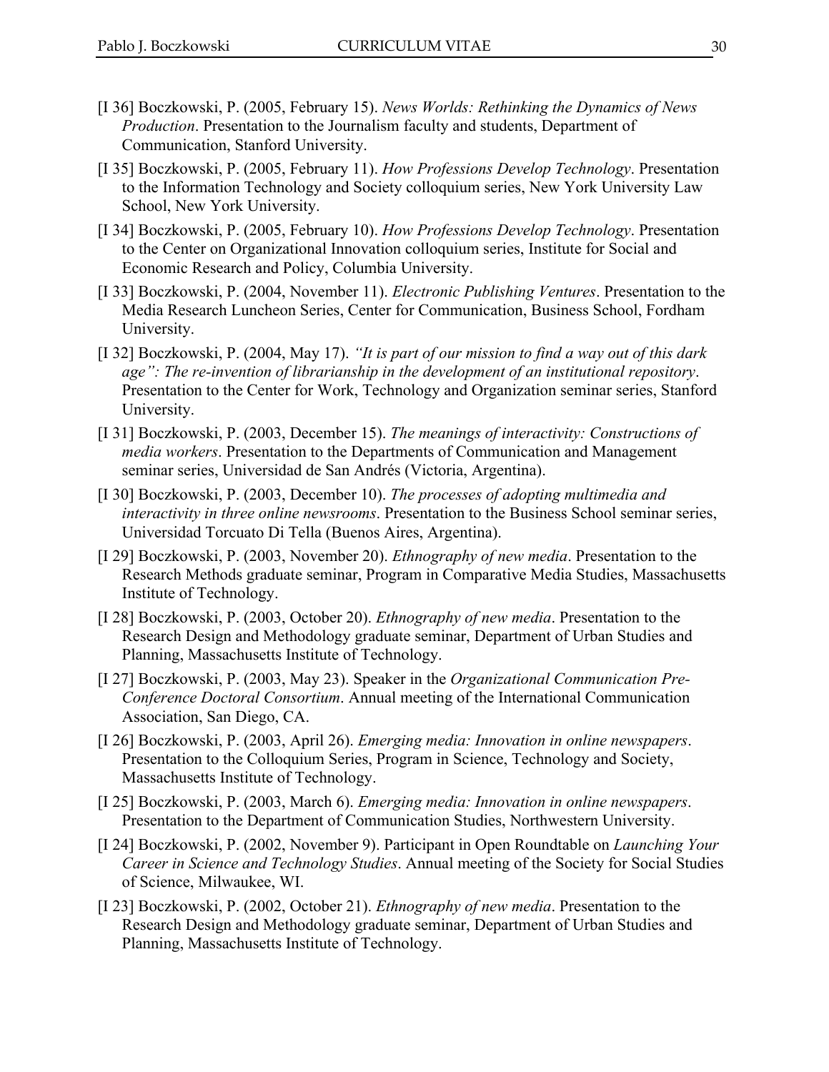[I 36] Boczkowski, P. (2005, February 15). *News Worlds: Rethinking the Dynamics of News Production*. Presentation to the Journalism faculty and students, Department of Communication, Stanford University.

[I 35] Boczkowski, P. (2005, February 11). *How Professions Develop Technology*. Presentation to the Information Technology and Society colloquium series, New York University Law School, New York University.

[I 34] Boczkowski, P. (2005, February 10). *How Professions Develop Technology*. Presentation to the Center on Organizational Innovation colloquium series, Institute for Social and Economic Research and Policy, Columbia University.

[I 33] Boczkowski, P. (2004, November 11). *Electronic Publishing Ventures*. Presentation to the Media Research Luncheon Series, Center for Communication, Business School, Fordham University.

[I 32] Boczkowski, P. (2004, May 17). *"It is part of our mission to find a way out of this dark age": The re-invention of librarianship in the development of an institutional repository*. Presentation to the Center for Work, Technology and Organization seminar series, Stanford University.

[I 31] Boczkowski, P. (2003, December 15). *The meanings of interactivity: Constructions of media workers*. Presentation to the Departments of Communication and Management seminar series, Universidad de San Andrés (Victoria, Argentina).

[I 30] Boczkowski, P. (2003, December 10). *The processes of adopting multimedia and interactivity in three online newsrooms*. Presentation to the Business School seminar series, Universidad Torcuato Di Tella (Buenos Aires, Argentina).

[I 29] Boczkowski, P. (2003, November 20). *Ethnography of new media*. Presentation to the Research Methods graduate seminar, Program in Comparative Media Studies, Massachusetts Institute of Technology.

[I 28] Boczkowski, P. (2003, October 20). *Ethnography of new media*. Presentation to the Research Design and Methodology graduate seminar, Department of Urban Studies and Planning, Massachusetts Institute of Technology.

[I 27] Boczkowski, P. (2003, May 23). Speaker in the *Organizational Communication Pre-Conference Doctoral Consortium*. Annual meeting of the International Communication Association, San Diego, CA.

[I 26] Boczkowski, P. (2003, April 26). *Emerging media: Innovation in online newspapers*. Presentation to the Colloquium Series, Program in Science, Technology and Society, Massachusetts Institute of Technology.

[I 25] Boczkowski, P. (2003, March 6). *Emerging media: Innovation in online newspapers*. Presentation to the Department of Communication Studies, Northwestern University.

[I 24] Boczkowski, P. (2002, November 9). Participant in Open Roundtable on *Launching Your Career in Science and Technology Studies*. Annual meeting of the Society for Social Studies of Science, Milwaukee, WI.

[I 23] Boczkowski, P. (2002, October 21). *Ethnography of new media*. Presentation to the Research Design and Methodology graduate seminar, Department of Urban Studies and Planning, Massachusetts Institute of Technology.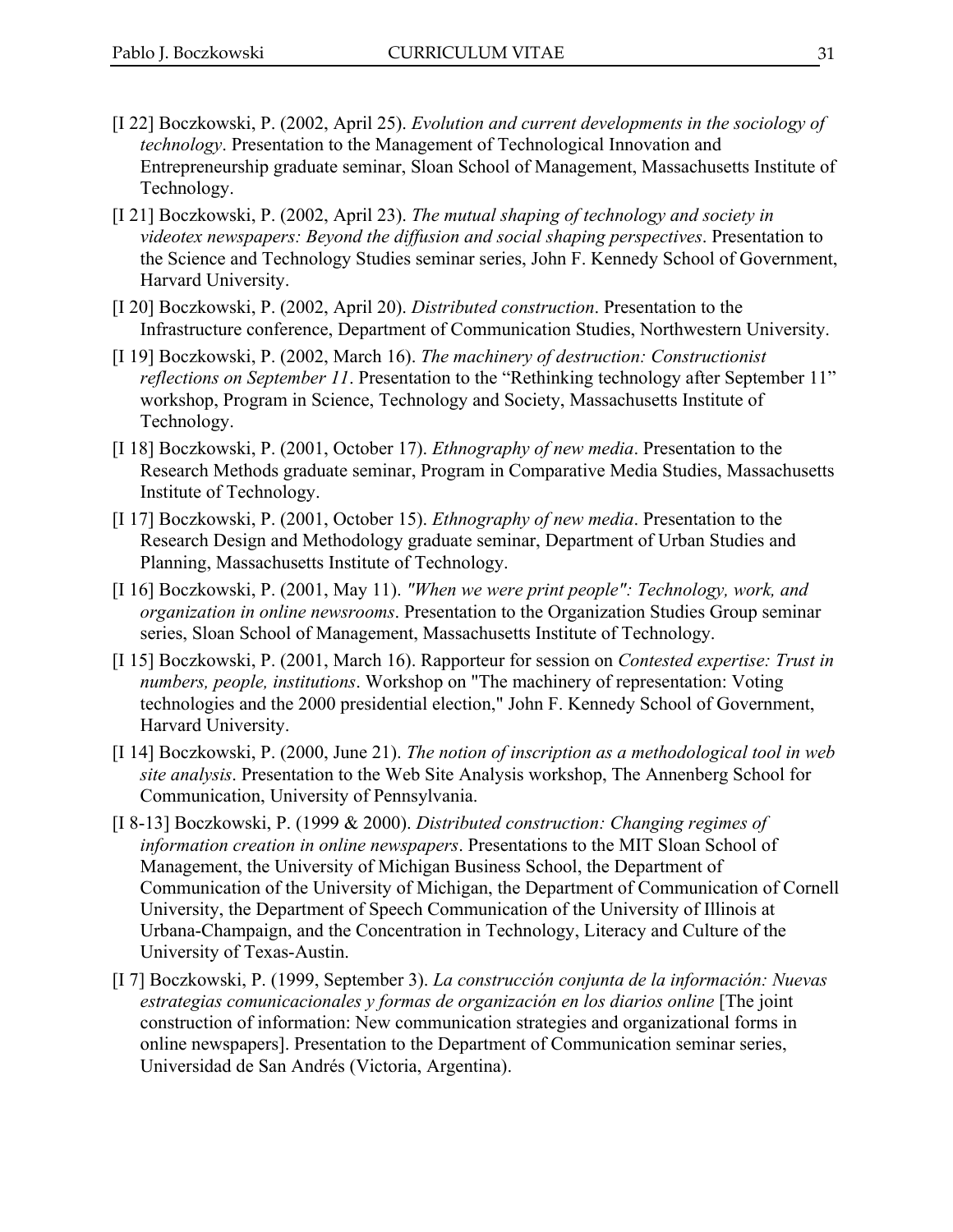[I 22] Boczkowski, P. (2002, April 25). *Evolution and current developments in the sociology of technology*. Presentation to the Management of Technological Innovation and Entrepreneurship graduate seminar, Sloan School of Management, Massachusetts Institute of Technology.

[I 21] Boczkowski, P. (2002, April 23). *The mutual shaping of technology and society in videotex newspapers: Beyond the diffusion and social shaping perspectives*. Presentation to the Science and Technology Studies seminar series, John F. Kennedy School of Government, Harvard University.

[I 20] Boczkowski, P. (2002, April 20). *Distributed construction*. Presentation to the Infrastructure conference, Department of Communication Studies, Northwestern University.

[I 19] Boczkowski, P. (2002, March 16). *The machinery of destruction: Constructionist reflections on September 11*. Presentation to the "Rethinking technology after September 11" workshop, Program in Science, Technology and Society, Massachusetts Institute of Technology.

[I 18] Boczkowski, P. (2001, October 17). *Ethnography of new media*. Presentation to the Research Methods graduate seminar, Program in Comparative Media Studies, Massachusetts Institute of Technology.

[I 17] Boczkowski, P. (2001, October 15). *Ethnography of new media*. Presentation to the Research Design and Methodology graduate seminar, Department of Urban Studies and Planning, Massachusetts Institute of Technology.

[I 16] Boczkowski, P. (2001, May 11). *"When we were print people": Technology, work, and organization in online newsrooms*. Presentation to the Organization Studies Group seminar series, Sloan School of Management, Massachusetts Institute of Technology.

[I 15] Boczkowski, P. (2001, March 16). Rapporteur for session on *Contested expertise: Trust in numbers, people, institutions*. Workshop on "The machinery of representation: Voting technologies and the 2000 presidential election," John F. Kennedy School of Government, Harvard University.

[I 14] Boczkowski, P. (2000, June 21). *The notion of inscription as a methodological tool in web site analysis*. Presentation to the Web Site Analysis workshop, The Annenberg School for Communication, University of Pennsylvania.

[I 8-13] Boczkowski, P. (1999 & 2000). *Distributed construction: Changing regimes of information creation in online newspapers*. Presentations to the MIT Sloan School of Management, the University of Michigan Business School, the Department of Communication of the University of Michigan, the Department of Communication of Cornell University, the Department of Speech Communication of the University of Illinois at Urbana-Champaign, and the Concentration in Technology, Literacy and Culture of the University of Texas-Austin.

[I 7] Boczkowski, P. (1999, September 3). *La construcción conjunta de la información: Nuevas estrategias comunicacionales y formas de organización en los diarios online* [The joint construction of information: New communication strategies and organizational forms in online newspapers]. Presentation to the Department of Communication seminar series, Universidad de San Andrés (Victoria, Argentina).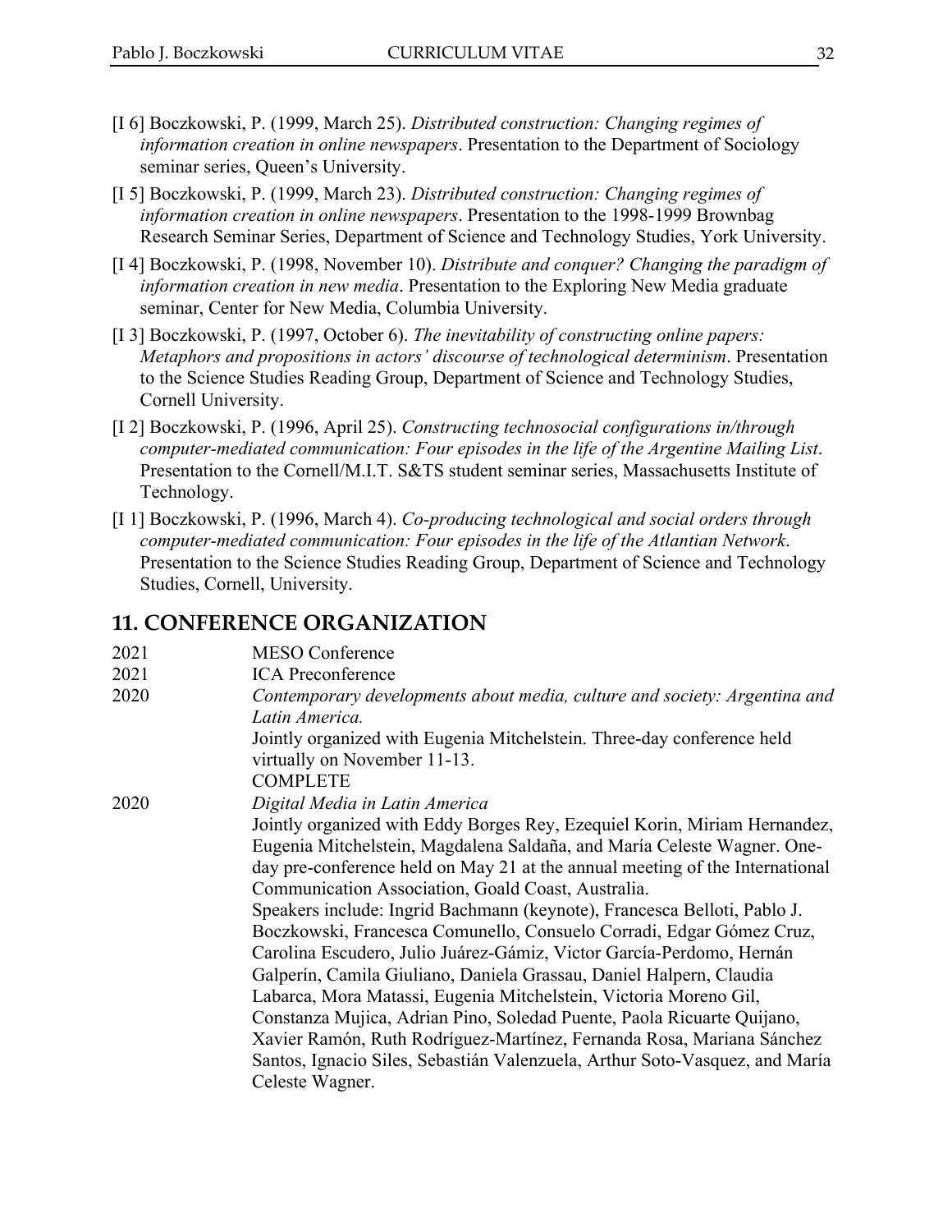[I 6] Boczkowski, P. (1999, March 25). *Distributed construction: Changing regimes of information creation in online newspapers*. Presentation to the Department of Sociology seminar series, Queen's University.

[I 5] Boczkowski, P. (1999, March 23). *Distributed construction: Changing regimes of information creation in online newspapers*. Presentation to the 1998-1999 Brownbag Research Seminar Series, Department of Science and Technology Studies, York University.

[I 4] Boczkowski, P. (1998, November 10). *Distribute and conquer? Changing the paradigm of information creation in new media*. Presentation to the Exploring New Media graduate seminar, Center for New Media, Columbia University.

[I 3] Boczkowski, P. (1997, October 6). *The inevitability of constructing online papers: Metaphors and propositions in actors' discourse of technological determinism*. Presentation to the Science Studies Reading Group, Department of Science and Technology Studies, Cornell University.

[I 2] Boczkowski, P. (1996, April 25). *Constructing technosocial configurations in/through computer-mediated communication: Four episodes in the life of the Argentine Mailing List*. Presentation to the Cornell/M.I.T. S&TS student seminar series, Massachusetts Institute of Technology.

[I 1] Boczkowski, P. (1996, March 4). *Co-producing technological and social orders through computer-mediated communication: Four episodes in the life of the Atlantian Network*. Presentation to the Science Studies Reading Group, Department of Science and Technology Studies, Cornell, University.

## 11. CONFERENCE ORGANIZATION

2021 MESO Conference

2021 ICA Preconference

2020 *Contemporary developments about media, culture and society: Argentina and Latin America.*
Jointly organized with Eugenia Mitchelstein. Three-day conference held virtually on November 11-13.
COMPLETE

2020 *Digital Media in Latin America*
Jointly organized with Eddy Borges Rey, Ezequiel Korin, Miriam Hernandez, Eugenia Mitchelstein, Magdalena Saldaña, and María Celeste Wagner. One-day pre-conference held on May 21 at the annual meeting of the International Communication Association, Goald Coast, Australia.
Speakers include: Ingrid Bachmann (keynote), Francesca Belloti, Pablo J. Boczkowski, Francesca Comunello, Consuelo Corradi, Edgar Gómez Cruz, Carolina Escudero, Julio Juárez-Gámiz, Victor García-Perdomo, Hernán Galperín, Camila Giuliano, Daniela Grassau, Daniel Halpern, Claudia Labarca, Mora Matassi, Eugenia Mitchelstein, Victoria Moreno Gil, Constanza Mujica, Adrian Pino, Soledad Puente, Paola Ricuarte Quijano, Xavier Ramón, Ruth Rodríguez-Martínez, Fernanda Rosa, Mariana Sánchez Santos, Ignacio Siles, Sebastián Valenzuela, Arthur Soto-Vasquez, and María Celeste Wagner.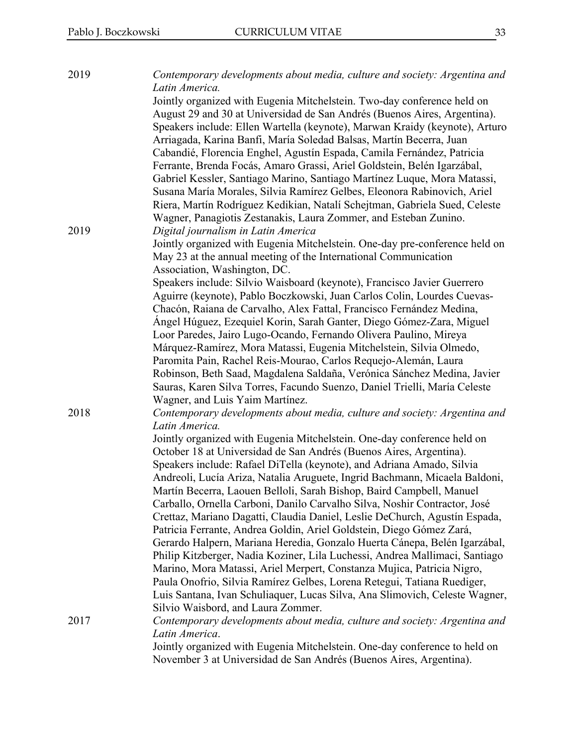2019 *Contemporary developments about media, culture and society: Argentina and Latin America.*
Jointly organized with Eugenia Mitchelstein. Two-day conference held on August 29 and 30 at Universidad de San Andrés (Buenos Aires, Argentina). Speakers include: Ellen Wartella (keynote), Marwan Kraidy (keynote), Arturo Arriagada, Karina Banfi, María Soledad Balsas, Martín Becerra, Juan Cabandié, Florencia Enghel, Agustín Espada, Camila Fernández, Patricia Ferrante, Brenda Focás, Amaro Grassi, Ariel Goldstein, Belén Igarzábal, Gabriel Kessler, Santiago Marino, Santiago Martínez Luque, Mora Matassi, Susana María Morales, Silvia Ramírez Gelbes, Eleonora Rabinovich, Ariel Riera, Martín Rodríguez Kedikian, Natalí Schejtman, Gabriela Sued, Celeste Wagner, Panagiotis Zestanakis, Laura Zommer, and Esteban Zunino.

2019 *Digital journalism in Latin America*
Jointly organized with Eugenia Mitchelstein. One-day pre-conference held on May 23 at the annual meeting of the International Communication Association, Washington, DC.
Speakers include: Silvio Waisboard (keynote), Francisco Javier Guerrero Aguirre (keynote), Pablo Boczkowski, Juan Carlos Colin, Lourdes Cuevas-Chacón, Raiana de Carvalho, Alex Fattal, Francisco Fernández Medina, Ángel Húguez, Ezequiel Korin, Sarah Ganter, Diego Gómez-Zara, Miguel Loor Paredes, Jairo Lugo-Ocando, Fernando Olivera Paulino, Mireya Márquez-Ramírez, Mora Matassi, Eugenia Mitchelstein, Silvia Olmedo, Paromita Pain, Rachel Reis-Mourao, Carlos Requejo-Alemán, Laura Robinson, Beth Saad, Magdalena Saldaña, Verónica Sánchez Medina, Javier Sauras, Karen Silva Torres, Facundo Suenzo, Daniel Trielli, María Celeste Wagner, and Luis Yaim Martínez.

2018 *Contemporary developments about media, culture and society: Argentina and Latin America.*
Jointly organized with Eugenia Mitchelstein. One-day conference held on October 18 at Universidad de San Andrés (Buenos Aires, Argentina). Speakers include: Rafael DiTella (keynote), and Adriana Amado, Silvia Andreoli, Lucía Ariza, Natalia Aruguete, Ingrid Bachmann, Micaela Baldoni, Martín Becerra, Laouen Belloli, Sarah Bishop, Baird Campbell, Manuel Carballo, Ornella Carboni, Danilo Carvalho Silva, Noshir Contractor, José Crettaz, Mariano Dagatti, Claudia Daniel, Leslie DeChurch, Agustín Espada, Patricia Ferrante, Andrea Goldin, Ariel Goldstein, Diego Gómez Zará, Gerardo Halpern, Mariana Heredia, Gonzalo Huerta Cánepa, Belén Igarzábal, Philip Kitzberger, Nadia Koziner, Lila Luchessi, Andrea Mallimaci, Santiago Marino, Mora Matassi, Ariel Merpert, Constanza Mujica, Patricia Nigro, Paula Onofrio, Silvia Ramírez Gelbes, Lorena Retegui, Tatiana Ruediger, Luis Santana, Ivan Schuliaquer, Lucas Silva, Ana Slimovich, Celeste Wagner, Silvio Waisbord, and Laura Zommer.

2017 *Contemporary developments about media, culture and society: Argentina and Latin America*.
Jointly organized with Eugenia Mitchelstein. One-day conference to held on November 3 at Universidad de San Andrés (Buenos Aires, Argentina).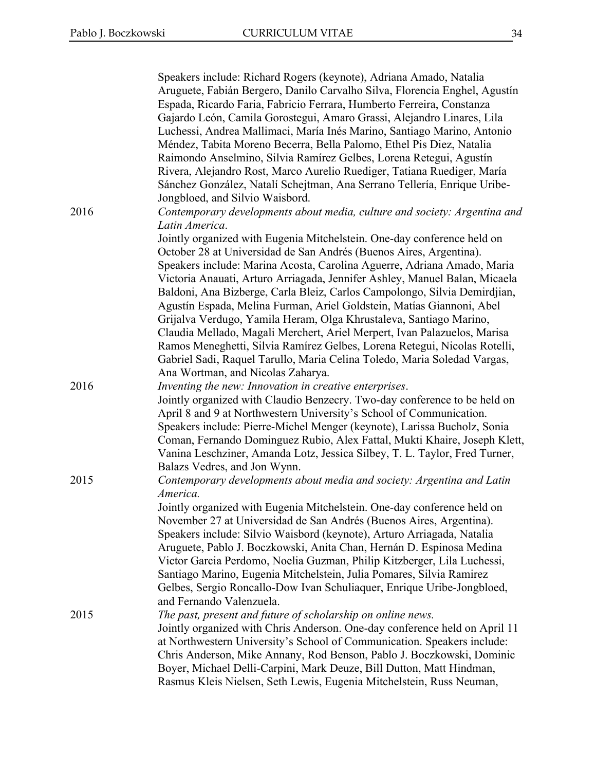Speakers include: Richard Rogers (keynote), Adriana Amado, Natalia Aruguete, Fabián Bergero, Danilo Carvalho Silva, Florencia Enghel, Agustín Espada, Ricardo Faria, Fabricio Ferrara, Humberto Ferreira, Constanza Gajardo León, Camila Gorostegui, Amaro Grassi, Alejandro Linares, Lila Luchessi, Andrea Mallimaci, María Inés Marino, Santiago Marino, Antonio Méndez, Tabita Moreno Becerra, Bella Palomo, Ethel Pis Diez, Natalia Raimondo Anselmino, Silvia Ramírez Gelbes, Lorena Retegui, Agustín Rivera, Alejandro Rost, Marco Aurelio Ruediger, Tatiana Ruediger, María Sánchez González, Natalí Schejtman, Ana Serrano Tellería, Enrique Uribe-Jongbloed, and Silvio Waisbord.

2016 *Contemporary developments about media, culture and society: Argentina and Latin America*.
Jointly organized with Eugenia Mitchelstein. One-day conference held on October 28 at Universidad de San Andrés (Buenos Aires, Argentina). Speakers include: Marina Acosta, Carolina Aguerre, Adriana Amado, Maria Victoria Anauati, Arturo Arriagada, Jennifer Ashley, Manuel Balan, Micaela Baldoni, Ana Bizberge, Carla Bleiz, Carlos Campolongo, Silvia Demirdjian, Agustín Espada, Melina Furman, Ariel Goldstein, Matías Giannoni, Abel Grijalva Verdugo, Yamila Heram, Olga Khrustaleva, Santiago Marino, Claudia Mellado, Magali Merchert, Ariel Merpert, Ivan Palazuelos, Marisa Ramos Meneghetti, Silvia Ramírez Gelbes, Lorena Retegui, Nicolas Rotelli, Gabriel Sadi, Raquel Tarullo, Maria Celina Toledo, Maria Soledad Vargas, Ana Wortman, and Nicolas Zaharya.

2016 *Inventing the new: Innovation in creative enterprises*.
Jointly organized with Claudio Benzecry. Two-day conference to be held on April 8 and 9 at Northwestern University's School of Communication. Speakers include: Pierre-Michel Menger (keynote), Larissa Bucholz, Sonia Coman, Fernando Dominguez Rubio, Alex Fattal, Mukti Khaire, Joseph Klett, Vanina Leschziner, Amanda Lotz, Jessica Silbey, T. L. Taylor, Fred Turner, Balazs Vedres, and Jon Wynn.

2015 *Contemporary developments about media and society: Argentina and Latin America.*
Jointly organized with Eugenia Mitchelstein. One-day conference held on November 27 at Universidad de San Andrés (Buenos Aires, Argentina). Speakers include: Silvio Waisbord (keynote), Arturo Arriagada, Natalia Aruguete, Pablo J. Boczkowski, Anita Chan, Hernán D. Espinosa Medina Victor Garcia Perdomo, Noelia Guzman, Philip Kitzberger, Lila Luchessi, Santiago Marino, Eugenia Mitchelstein, Julia Pomares, Silvia Ramirez Gelbes, Sergio Roncallo-Dow Ivan Schuliaquer, Enrique Uribe-Jongbloed, and Fernando Valenzuela.

2015 *The past, present and future of scholarship on online news.*
Jointly organized with Chris Anderson. One-day conference held on April 11 at Northwestern University's School of Communication. Speakers include: Chris Anderson, Mike Annany, Rod Benson, Pablo J. Boczkowski, Dominic Boyer, Michael Delli-Carpini, Mark Deuze, Bill Dutton, Matt Hindman, Rasmus Kleis Nielsen, Seth Lewis, Eugenia Mitchelstein, Russ Neuman,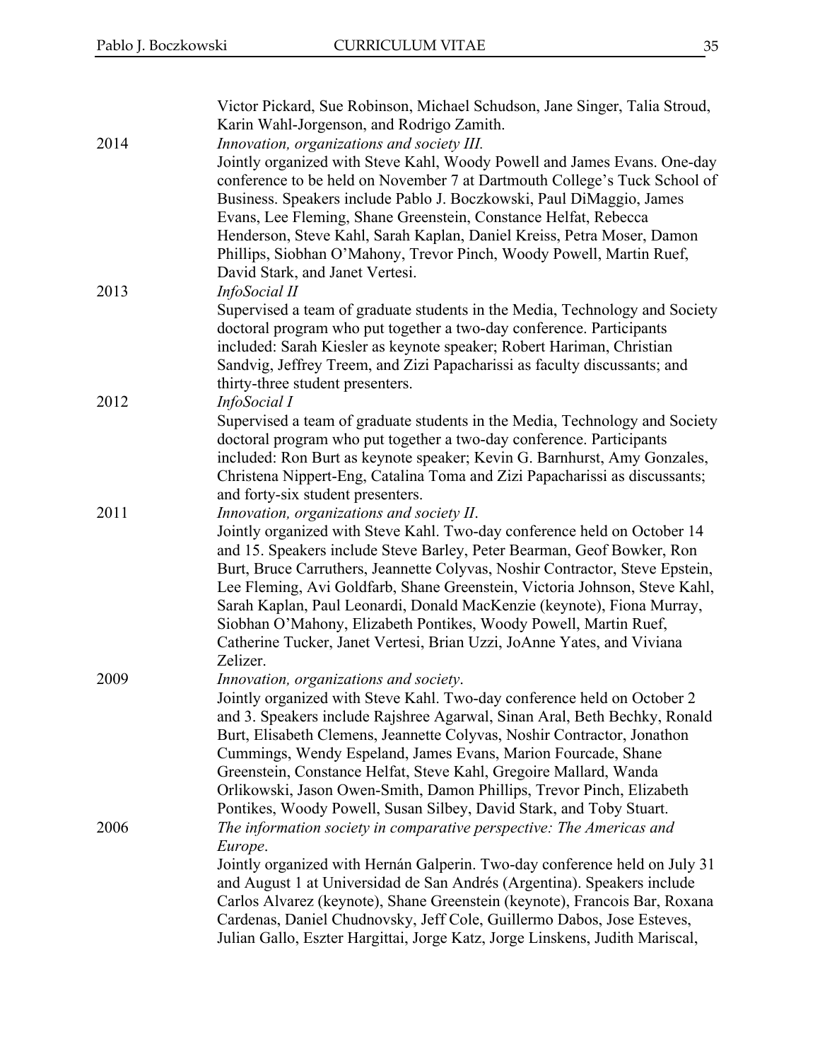Victor Pickard, Sue Robinson, Michael Schudson, Jane Singer, Talia Stroud, Karin Wahl-Jorgenson, and Rodrigo Zamith.

2014 *Innovation, organizations and society III.*
Jointly organized with Steve Kahl, Woody Powell and James Evans. One-day conference to be held on November 7 at Dartmouth College's Tuck School of Business. Speakers include Pablo J. Boczkowski, Paul DiMaggio, James Evans, Lee Fleming, Shane Greenstein, Constance Helfat, Rebecca Henderson, Steve Kahl, Sarah Kaplan, Daniel Kreiss, Petra Moser, Damon Phillips, Siobhan O'Mahony, Trevor Pinch, Woody Powell, Martin Ruef, David Stark, and Janet Vertesi.

2013 *InfoSocial II*
Supervised a team of graduate students in the Media, Technology and Society doctoral program who put together a two-day conference. Participants included: Sarah Kiesler as keynote speaker; Robert Hariman, Christian Sandvig, Jeffrey Treem, and Zizi Papacharissi as faculty discussants; and thirty-three student presenters.

2012 *InfoSocial I*
Supervised a team of graduate students in the Media, Technology and Society doctoral program who put together a two-day conference. Participants included: Ron Burt as keynote speaker; Kevin G. Barnhurst, Amy Gonzales, Christena Nippert-Eng, Catalina Toma and Zizi Papacharissi as discussants; and forty-six student presenters.

2011 *Innovation, organizations and society II*.
Jointly organized with Steve Kahl. Two-day conference held on October 14 and 15. Speakers include Steve Barley, Peter Bearman, Geof Bowker, Ron Burt, Bruce Carruthers, Jeannette Colyvas, Noshir Contractor, Steve Epstein, Lee Fleming, Avi Goldfarb, Shane Greenstein, Victoria Johnson, Steve Kahl, Sarah Kaplan, Paul Leonardi, Donald MacKenzie (keynote), Fiona Murray, Siobhan O'Mahony, Elizabeth Pontikes, Woody Powell, Martin Ruef, Catherine Tucker, Janet Vertesi, Brian Uzzi, JoAnne Yates, and Viviana Zelizer.

2009 *Innovation, organizations and society*.
Jointly organized with Steve Kahl. Two-day conference held on October 2 and 3. Speakers include Rajshree Agarwal, Sinan Aral, Beth Bechky, Ronald Burt, Elisabeth Clemens, Jeannette Colyvas, Noshir Contractor, Jonathon Cummings, Wendy Espeland, James Evans, Marion Fourcade, Shane Greenstein, Constance Helfat, Steve Kahl, Gregoire Mallard, Wanda Orlikowski, Jason Owen-Smith, Damon Phillips, Trevor Pinch, Elizabeth Pontikes, Woody Powell, Susan Silbey, David Stark, and Toby Stuart.

2006 *The information society in comparative perspective: The Americas and Europe*.
Jointly organized with Hernán Galperin. Two-day conference held on July 31 and August 1 at Universidad de San Andrés (Argentina). Speakers include Carlos Alvarez (keynote), Shane Greenstein (keynote), Francois Bar, Roxana Cardenas, Daniel Chudnovsky, Jeff Cole, Guillermo Dabos, Jose Esteves, Julian Gallo, Eszter Hargittai, Jorge Katz, Jorge Linskens, Judith Mariscal,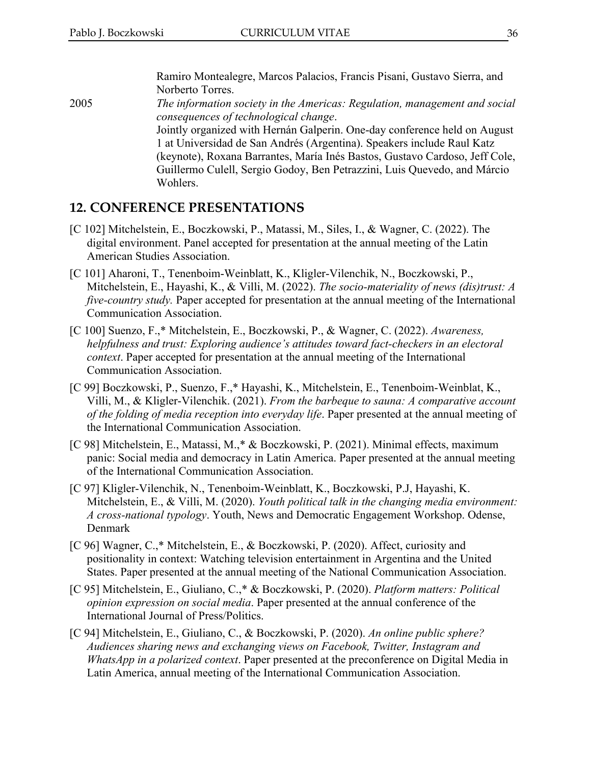Ramiro Montealegre, Marcos Palacios, Francis Pisani, Gustavo Sierra, and Norberto Torres.

2005 *The information society in the Americas: Regulation, management and social consequences of technological change*.
Jointly organized with Hernán Galperin. One-day conference held on August 1 at Universidad de San Andrés (Argentina). Speakers include Raul Katz (keynote), Roxana Barrantes, María Inés Bastos, Gustavo Cardoso, Jeff Cole, Guillermo Culell, Sergio Godoy, Ben Petrazzini, Luis Quevedo, and Márcio Wohlers.

## 12. CONFERENCE PRESENTATIONS

[C 102] Mitchelstein, E., Boczkowski, P., Matassi, M., Siles, I., & Wagner, C. (2022). The digital environment. Panel accepted for presentation at the annual meeting of the Latin American Studies Association.

[C 101] Aharoni, T., Tenenboim-Weinblatt, K., Kligler-Vilenchik, N., Boczkowski, P., Mitchelstein, E., Hayashi, K., & Villi, M. (2022). *The socio-materiality of news (dis)trust: A five-country study.* Paper accepted for presentation at the annual meeting of the International Communication Association.

[C 100] Suenzo, F.,* Mitchelstein, E., Boczkowski, P., & Wagner, C. (2022). *Awareness, helpfulness and trust: Exploring audience's attitudes toward fact-checkers in an electoral context*. Paper accepted for presentation at the annual meeting of the International Communication Association.

[C 99] Boczkowski, P., Suenzo, F.,* Hayashi, K., Mitchelstein, E., Tenenboim-Weinblat, K., Villi, M., & Kligler-Vilenchik. (2021). *From the barbeque to sauna: A comparative account of the folding of media reception into everyday life*. Paper presented at the annual meeting of the International Communication Association.

[C 98] Mitchelstein, E., Matassi, M.,* & Boczkowski, P. (2021). Minimal effects, maximum panic: Social media and democracy in Latin America. Paper presented at the annual meeting of the International Communication Association.

[C 97] Kligler-Vilenchik, N., Tenenboim-Weinblatt, K., Boczkowski, P.J, Hayashi, K. Mitchelstein, E., & Villi, M. (2020). *Youth political talk in the changing media environment: A cross-national typology*. Youth, News and Democratic Engagement Workshop. Odense, Denmark

[C 96] Wagner, C.,* Mitchelstein, E., & Boczkowski, P. (2020). Affect, curiosity and positionality in context: Watching television entertainment in Argentina and the United States. Paper presented at the annual meeting of the National Communication Association.

[C 95] Mitchelstein, E., Giuliano, C.,* & Boczkowski, P. (2020). *Platform matters: Political opinion expression on social media*. Paper presented at the annual conference of the International Journal of Press/Politics.

[C 94] Mitchelstein, E., Giuliano, C., & Boczkowski, P. (2020). *An online public sphere? Audiences sharing news and exchanging views on Facebook, Twitter, Instagram and WhatsApp in a polarized context*. Paper presented at the preconference on Digital Media in Latin America, annual meeting of the International Communication Association.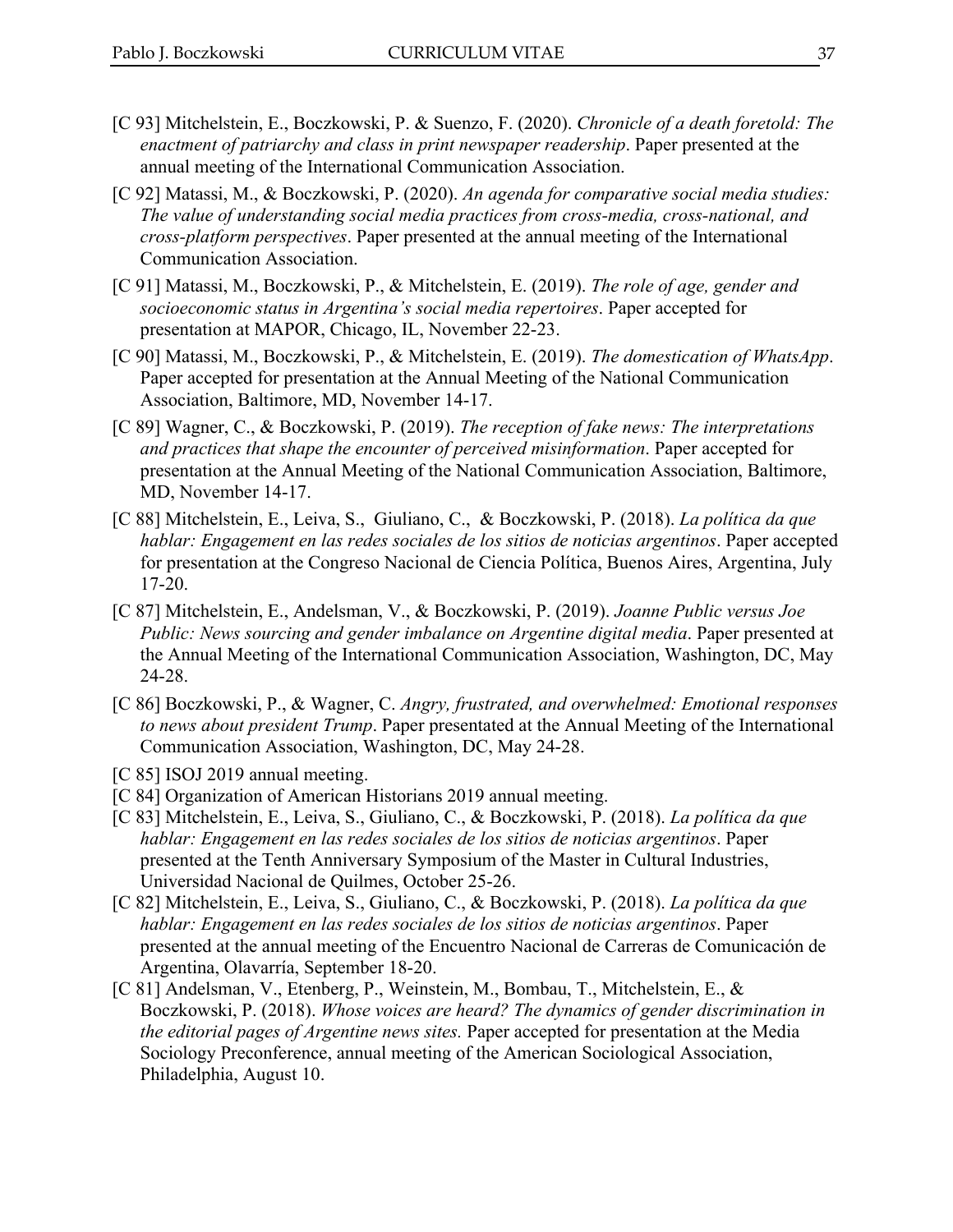[C 93] Mitchelstein, E., Boczkowski, P. & Suenzo, F. (2020). *Chronicle of a death foretold: The enactment of patriarchy and class in print newspaper readership*. Paper presented at the annual meeting of the International Communication Association.

[C 92] Matassi, M., & Boczkowski, P. (2020). *An agenda for comparative social media studies: The value of understanding social media practices from cross-media, cross-national, and cross-platform perspectives*. Paper presented at the annual meeting of the International Communication Association.

[C 91] Matassi, M., Boczkowski, P., & Mitchelstein, E. (2019). *The role of age, gender and socioeconomic status in Argentina's social media repertoires*. Paper accepted for presentation at MAPOR, Chicago, IL, November 22-23.

[C 90] Matassi, M., Boczkowski, P., & Mitchelstein, E. (2019). *The domestication of WhatsApp*. Paper accepted for presentation at the Annual Meeting of the National Communication Association, Baltimore, MD, November 14-17.

[C 89] Wagner, C., & Boczkowski, P. (2019). *The reception of fake news: The interpretations and practices that shape the encounter of perceived misinformation*. Paper accepted for presentation at the Annual Meeting of the National Communication Association, Baltimore, MD, November 14-17.

[C 88] Mitchelstein, E., Leiva, S., Giuliano, C., & Boczkowski, P. (2018). *La política da que hablar: Engagement en las redes sociales de los sitios de noticias argentinos*. Paper accepted for presentation at the Congreso Nacional de Ciencia Política, Buenos Aires, Argentina, July 17-20.

[C 87] Mitchelstein, E., Andelsman, V., & Boczkowski, P. (2019). *Joanne Public versus Joe Public: News sourcing and gender imbalance on Argentine digital media*. Paper presented at the Annual Meeting of the International Communication Association, Washington, DC, May 24-28.

[C 86] Boczkowski, P., & Wagner, C. *Angry, frustrated, and overwhelmed: Emotional responses to news about president Trump*. Paper presentated at the Annual Meeting of the International Communication Association, Washington, DC, May 24-28.

[C 85] ISOJ 2019 annual meeting.

[C 84] Organization of American Historians 2019 annual meeting.

[C 83] Mitchelstein, E., Leiva, S., Giuliano, C., & Boczkowski, P. (2018). *La política da que hablar: Engagement en las redes sociales de los sitios de noticias argentinos*. Paper presented at the Tenth Anniversary Symposium of the Master in Cultural Industries, Universidad Nacional de Quilmes, October 25-26.

[C 82] Mitchelstein, E., Leiva, S., Giuliano, C., & Boczkowski, P. (2018). *La política da que hablar: Engagement en las redes sociales de los sitios de noticias argentinos*. Paper presented at the annual meeting of the Encuentro Nacional de Carreras de Comunicación de Argentina, Olavarría, September 18-20.

[C 81] Andelsman, V., Etenberg, P., Weinstein, M., Bombau, T., Mitchelstein, E., & Boczkowski, P. (2018). *Whose voices are heard? The dynamics of gender discrimination in the editorial pages of Argentine news sites.* Paper accepted for presentation at the Media Sociology Preconference, annual meeting of the American Sociological Association, Philadelphia, August 10.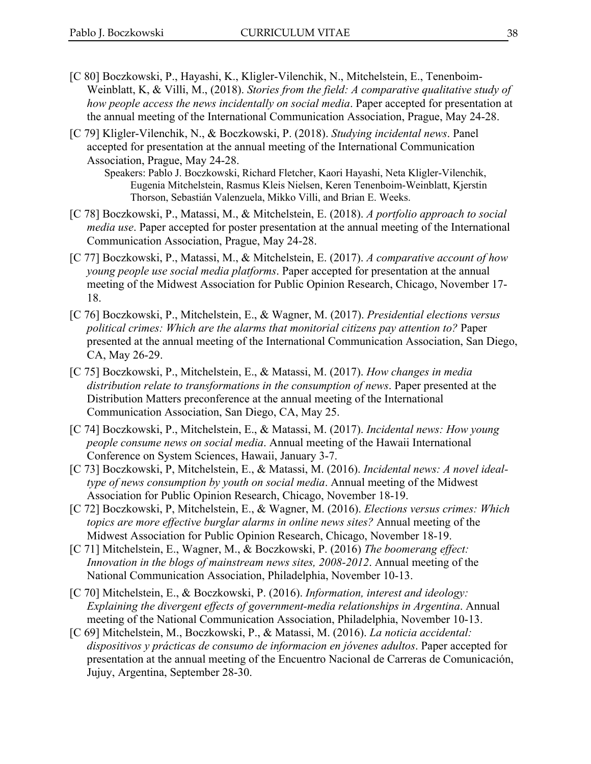[C 80] Boczkowski, P., Hayashi, K., Kligler-Vilenchik, N., Mitchelstein, E., Tenenboim-Weinblatt, K, & Villi, M., (2018). *Stories from the field: A comparative qualitative study of how people access the news incidentally on social media*. Paper accepted for presentation at the annual meeting of the International Communication Association, Prague, May 24-28.

[C 79] Kligler-Vilenchik, N., & Boczkowski, P. (2018). *Studying incidental news*. Panel accepted for presentation at the annual meeting of the International Communication Association, Prague, May 24-28.
Speakers: Pablo J. Boczkowski, Richard Fletcher, Kaori Hayashi, Neta Kligler-Vilenchik, Eugenia Mitchelstein, Rasmus Kleis Nielsen, Keren Tenenboim-Weinblatt, Kjerstin Thorson, Sebastián Valenzuela, Mikko Villi, and Brian E. Weeks.

[C 78] Boczkowski, P., Matassi, M., & Mitchelstein, E. (2018). *A portfolio approach to social media use*. Paper accepted for poster presentation at the annual meeting of the International Communication Association, Prague, May 24-28.

[C 77] Boczkowski, P., Matassi, M., & Mitchelstein, E. (2017). *A comparative account of how young people use social media platforms*. Paper accepted for presentation at the annual meeting of the Midwest Association for Public Opinion Research, Chicago, November 17-18.

[C 76] Boczkowski, P., Mitchelstein, E., & Wagner, M. (2017). *Presidential elections versus political crimes: Which are the alarms that monitorial citizens pay attention to?* Paper presented at the annual meeting of the International Communication Association, San Diego, CA, May 26-29.

[C 75] Boczkowski, P., Mitchelstein, E., & Matassi, M. (2017). *How changes in media distribution relate to transformations in the consumption of news*. Paper presented at the Distribution Matters preconference at the annual meeting of the International Communication Association, San Diego, CA, May 25.

[C 74] Boczkowski, P., Mitchelstein, E., & Matassi, M. (2017). *Incidental news: How young people consume news on social media*. Annual meeting of the Hawaii International Conference on System Sciences, Hawaii, January 3-7.

[C 73] Boczkowski, P, Mitchelstein, E., & Matassi, M. (2016). *Incidental news: A novel ideal-type of news consumption by youth on social media*. Annual meeting of the Midwest Association for Public Opinion Research, Chicago, November 18-19.

[C 72] Boczkowski, P, Mitchelstein, E., & Wagner, M. (2016). *Elections versus crimes: Which topics are more effective burglar alarms in online news sites?* Annual meeting of the Midwest Association for Public Opinion Research, Chicago, November 18-19.

[C 71] Mitchelstein, E., Wagner, M., & Boczkowski, P. (2016) *The boomerang effect: Innovation in the blogs of mainstream news sites, 2008-2012*. Annual meeting of the National Communication Association, Philadelphia, November 10-13.

[C 70] Mitchelstein, E., & Boczkowski, P. (2016). *Information, interest and ideology: Explaining the divergent effects of government-media relationships in Argentina*. Annual meeting of the National Communication Association, Philadelphia, November 10-13.

[C 69] Mitchelstein, M., Boczkowski, P., & Matassi, M. (2016). *La noticia accidental: dispositivos y prácticas de consumo de informacion en jóvenes adultos*. Paper accepted for presentation at the annual meeting of the Encuentro Nacional de Carreras de Comunicación, Jujuy, Argentina, September 28-30.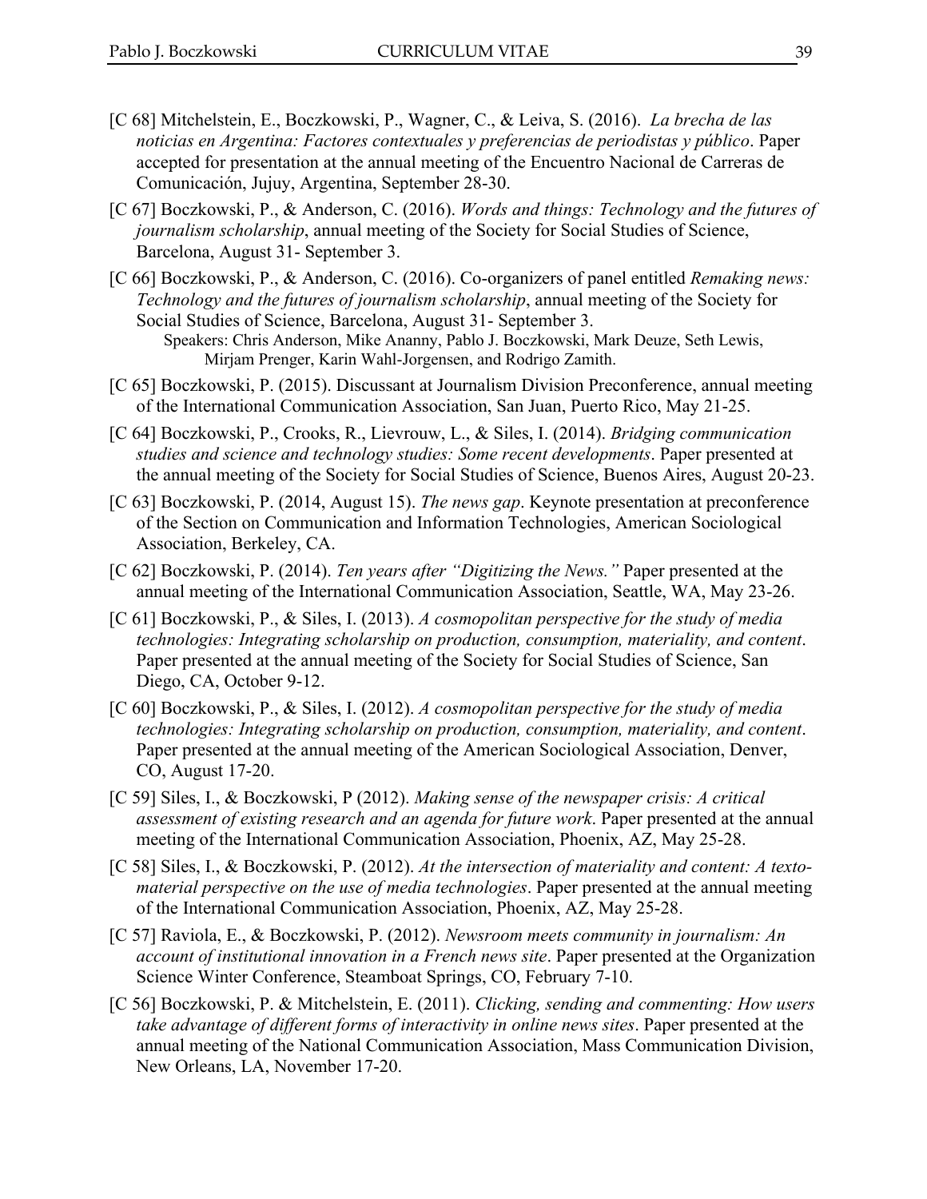[C 68] Mitchelstein, E., Boczkowski, P., Wagner, C., & Leiva, S. (2016). *La brecha de las noticias en Argentina: Factores contextuales y preferencias de periodistas y público*. Paper accepted for presentation at the annual meeting of the Encuentro Nacional de Carreras de Comunicación, Jujuy, Argentina, September 28-30.

[C 67] Boczkowski, P., & Anderson, C. (2016). *Words and things: Technology and the futures of journalism scholarship*, annual meeting of the Society for Social Studies of Science, Barcelona, August 31- September 3.

[C 66] Boczkowski, P., & Anderson, C. (2016). Co-organizers of panel entitled *Remaking news: Technology and the futures of journalism scholarship*, annual meeting of the Society for Social Studies of Science, Barcelona, August 31- September 3.
Speakers: Chris Anderson, Mike Ananny, Pablo J. Boczkowski, Mark Deuze, Seth Lewis, Mirjam Prenger, Karin Wahl-Jorgensen, and Rodrigo Zamith.

[C 65] Boczkowski, P. (2015). Discussant at Journalism Division Preconference, annual meeting of the International Communication Association, San Juan, Puerto Rico, May 21-25.

[C 64] Boczkowski, P., Crooks, R., Lievrouw, L., & Siles, I. (2014). *Bridging communication studies and science and technology studies: Some recent developments*. Paper presented at the annual meeting of the Society for Social Studies of Science, Buenos Aires, August 20-23.

[C 63] Boczkowski, P. (2014, August 15). *The news gap*. Keynote presentation at preconference of the Section on Communication and Information Technologies, American Sociological Association, Berkeley, CA.

[C 62] Boczkowski, P. (2014). *Ten years after "Digitizing the News."* Paper presented at the annual meeting of the International Communication Association, Seattle, WA, May 23-26.

[C 61] Boczkowski, P., & Siles, I. (2013). *A cosmopolitan perspective for the study of media technologies: Integrating scholarship on production, consumption, materiality, and content*. Paper presented at the annual meeting of the Society for Social Studies of Science, San Diego, CA, October 9-12.

[C 60] Boczkowski, P., & Siles, I. (2012). *A cosmopolitan perspective for the study of media technologies: Integrating scholarship on production, consumption, materiality, and content*. Paper presented at the annual meeting of the American Sociological Association, Denver, CO, August 17-20.

[C 59] Siles, I., & Boczkowski, P (2012). *Making sense of the newspaper crisis: A critical assessment of existing research and an agenda for future work*. Paper presented at the annual meeting of the International Communication Association, Phoenix, AZ, May 25-28.

[C 58] Siles, I., & Boczkowski, P. (2012). *At the intersection of materiality and content: A texto-material perspective on the use of media technologies*. Paper presented at the annual meeting of the International Communication Association, Phoenix, AZ, May 25-28.

[C 57] Raviola, E., & Boczkowski, P. (2012). *Newsroom meets community in journalism: An account of institutional innovation in a French news site*. Paper presented at the Organization Science Winter Conference, Steamboat Springs, CO, February 7-10.

[C 56] Boczkowski, P. & Mitchelstein, E. (2011). *Clicking, sending and commenting: How users take advantage of different forms of interactivity in online news sites*. Paper presented at the annual meeting of the National Communication Association, Mass Communication Division, New Orleans, LA, November 17-20.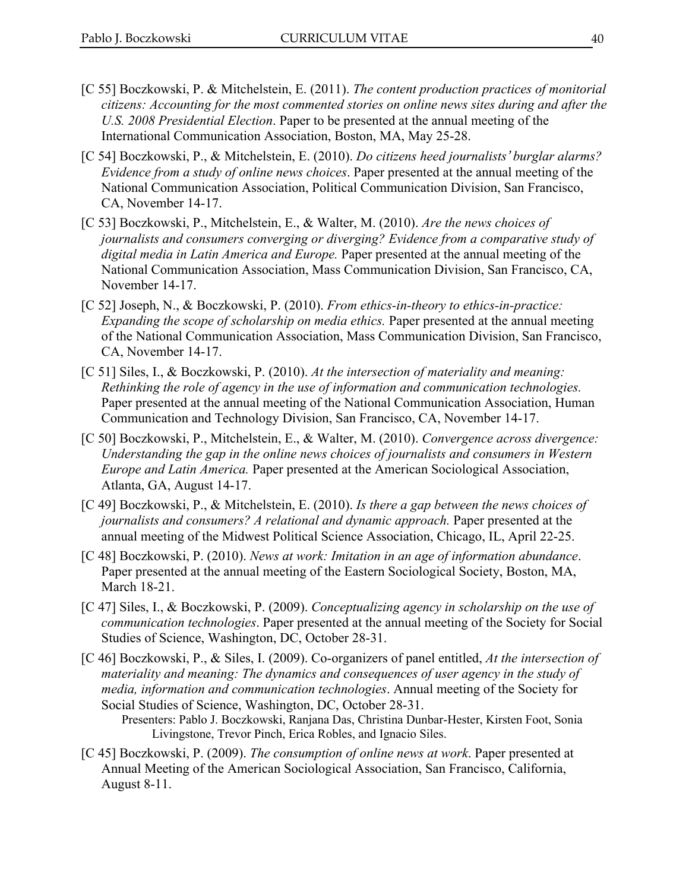[C 55] Boczkowski, P. & Mitchelstein, E. (2011). *The content production practices of monitorial citizens: Accounting for the most commented stories on online news sites during and after the U.S. 2008 Presidential Election*. Paper to be presented at the annual meeting of the International Communication Association, Boston, MA, May 25-28.

[C 54] Boczkowski, P., & Mitchelstein, E. (2010). *Do citizens heed journalists' burglar alarms? Evidence from a study of online news choices*. Paper presented at the annual meeting of the National Communication Association, Political Communication Division, San Francisco, CA, November 14-17.

[C 53] Boczkowski, P., Mitchelstein, E., & Walter, M. (2010). *Are the news choices of journalists and consumers converging or diverging? Evidence from a comparative study of digital media in Latin America and Europe.* Paper presented at the annual meeting of the National Communication Association, Mass Communication Division, San Francisco, CA, November 14-17.

[C 52] Joseph, N., & Boczkowski, P. (2010). *From ethics-in-theory to ethics-in-practice: Expanding the scope of scholarship on media ethics.* Paper presented at the annual meeting of the National Communication Association, Mass Communication Division, San Francisco, CA, November 14-17.

[C 51] Siles, I., & Boczkowski, P. (2010). *At the intersection of materiality and meaning: Rethinking the role of agency in the use of information and communication technologies.* Paper presented at the annual meeting of the National Communication Association, Human Communication and Technology Division, San Francisco, CA, November 14-17.

[C 50] Boczkowski, P., Mitchelstein, E., & Walter, M. (2010). *Convergence across divergence: Understanding the gap in the online news choices of journalists and consumers in Western Europe and Latin America.* Paper presented at the American Sociological Association, Atlanta, GA, August 14-17.

[C 49] Boczkowski, P., & Mitchelstein, E. (2010). *Is there a gap between the news choices of journalists and consumers? A relational and dynamic approach.* Paper presented at the annual meeting of the Midwest Political Science Association, Chicago, IL, April 22-25.

[C 48] Boczkowski, P. (2010). *News at work: Imitation in an age of information abundance*. Paper presented at the annual meeting of the Eastern Sociological Society, Boston, MA, March 18-21.

[C 47] Siles, I., & Boczkowski, P. (2009). *Conceptualizing agency in scholarship on the use of communication technologies*. Paper presented at the annual meeting of the Society for Social Studies of Science, Washington, DC, October 28-31.

[C 46] Boczkowski, P., & Siles, I. (2009). Co-organizers of panel entitled, *At the intersection of materiality and meaning: The dynamics and consequences of user agency in the study of media, information and communication technologies*. Annual meeting of the Society for Social Studies of Science, Washington, DC, October 28-31.
Presenters: Pablo J. Boczkowski, Ranjana Das, Christina Dunbar-Hester, Kirsten Foot, Sonia Livingstone, Trevor Pinch, Erica Robles, and Ignacio Siles.

[C 45] Boczkowski, P. (2009). *The consumption of online news at work*. Paper presented at Annual Meeting of the American Sociological Association, San Francisco, California, August 8-11.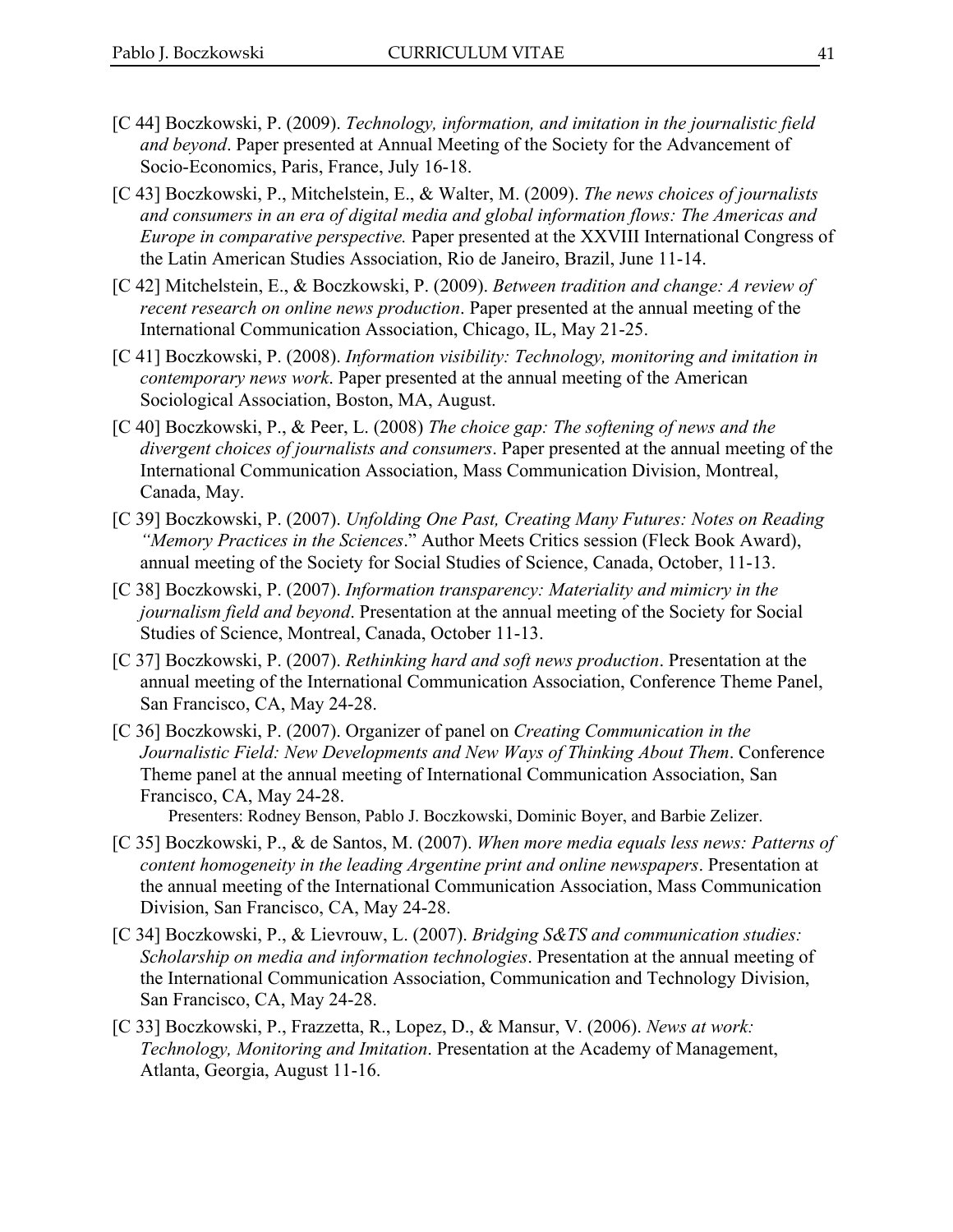[C 44] Boczkowski, P. (2009). *Technology, information, and imitation in the journalistic field and beyond*. Paper presented at Annual Meeting of the Society for the Advancement of Socio-Economics, Paris, France, July 16-18.

[C 43] Boczkowski, P., Mitchelstein, E., & Walter, M. (2009). *The news choices of journalists and consumers in an era of digital media and global information flows: The Americas and Europe in comparative perspective.* Paper presented at the XXVIII International Congress of the Latin American Studies Association, Rio de Janeiro, Brazil, June 11-14.

[C 42] Mitchelstein, E., & Boczkowski, P. (2009). *Between tradition and change: A review of recent research on online news production*. Paper presented at the annual meeting of the International Communication Association, Chicago, IL, May 21-25.

[C 41] Boczkowski, P. (2008). *Information visibility: Technology, monitoring and imitation in contemporary news work*. Paper presented at the annual meeting of the American Sociological Association, Boston, MA, August.

[C 40] Boczkowski, P., & Peer, L. (2008) *The choice gap: The softening of news and the divergent choices of journalists and consumers*. Paper presented at the annual meeting of the International Communication Association, Mass Communication Division, Montreal, Canada, May.

[C 39] Boczkowski, P. (2007). *Unfolding One Past, Creating Many Futures: Notes on Reading "Memory Practices in the Sciences*." Author Meets Critics session (Fleck Book Award), annual meeting of the Society for Social Studies of Science, Canada, October, 11-13.

[C 38] Boczkowski, P. (2007). *Information transparency: Materiality and mimicry in the journalism field and beyond*. Presentation at the annual meeting of the Society for Social Studies of Science, Montreal, Canada, October 11-13.

[C 37] Boczkowski, P. (2007). *Rethinking hard and soft news production*. Presentation at the annual meeting of the International Communication Association, Conference Theme Panel, San Francisco, CA, May 24-28.

[C 36] Boczkowski, P. (2007). Organizer of panel on *Creating Communication in the Journalistic Field: New Developments and New Ways of Thinking About Them*. Conference Theme panel at the annual meeting of International Communication Association, San Francisco, CA, May 24-28.
Presenters: Rodney Benson, Pablo J. Boczkowski, Dominic Boyer, and Barbie Zelizer.

[C 35] Boczkowski, P., & de Santos, M. (2007). *When more media equals less news: Patterns of content homogeneity in the leading Argentine print and online newspapers*. Presentation at the annual meeting of the International Communication Association, Mass Communication Division, San Francisco, CA, May 24-28.

[C 34] Boczkowski, P., & Lievrouw, L. (2007). *Bridging S&TS and communication studies: Scholarship on media and information technologies*. Presentation at the annual meeting of the International Communication Association, Communication and Technology Division, San Francisco, CA, May 24-28.

[C 33] Boczkowski, P., Frazzetta, R., Lopez, D., & Mansur, V. (2006). *News at work: Technology, Monitoring and Imitation*. Presentation at the Academy of Management, Atlanta, Georgia, August 11-16.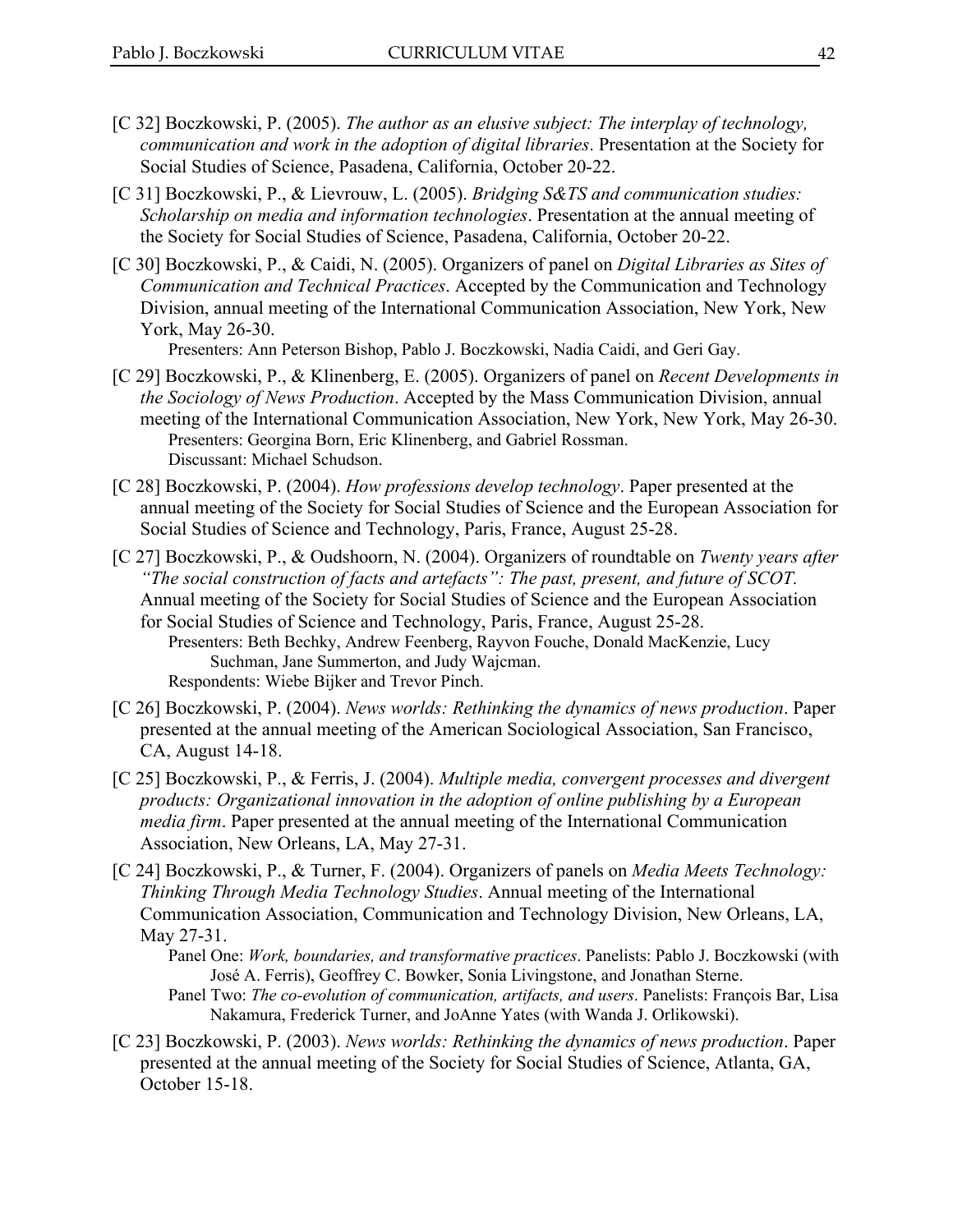[C 32] Boczkowski, P. (2005). *The author as an elusive subject: The interplay of technology, communication and work in the adoption of digital libraries*. Presentation at the Society for Social Studies of Science, Pasadena, California, October 20-22.

[C 31] Boczkowski, P., & Lievrouw, L. (2005). *Bridging S&TS and communication studies: Scholarship on media and information technologies*. Presentation at the annual meeting of the Society for Social Studies of Science, Pasadena, California, October 20-22.

[C 30] Boczkowski, P., & Caidi, N. (2005). Organizers of panel on *Digital Libraries as Sites of Communication and Technical Practices*. Accepted by the Communication and Technology Division, annual meeting of the International Communication Association, New York, New York, May 26-30.
Presenters: Ann Peterson Bishop, Pablo J. Boczkowski, Nadia Caidi, and Geri Gay.

[C 29] Boczkowski, P., & Klinenberg, E. (2005). Organizers of panel on *Recent Developments in the Sociology of News Production*. Accepted by the Mass Communication Division, annual meeting of the International Communication Association, New York, New York, May 26-30.
Presenters: Georgina Born, Eric Klinenberg, and Gabriel Rossman.
Discussant: Michael Schudson.

[C 28] Boczkowski, P. (2004). *How professions develop technology*. Paper presented at the annual meeting of the Society for Social Studies of Science and the European Association for Social Studies of Science and Technology, Paris, France, August 25-28.

[C 27] Boczkowski, P., & Oudshoorn, N. (2004). Organizers of roundtable on *Twenty years after "The social construction of facts and artefacts": The past, present, and future of SCOT.* Annual meeting of the Society for Social Studies of Science and the European Association for Social Studies of Science and Technology, Paris, France, August 25-28.
Presenters: Beth Bechky, Andrew Feenberg, Rayvon Fouche, Donald MacKenzie, Lucy Suchman, Jane Summerton, and Judy Wajcman.
Respondents: Wiebe Bijker and Trevor Pinch.

[C 26] Boczkowski, P. (2004). *News worlds: Rethinking the dynamics of news production*. Paper presented at the annual meeting of the American Sociological Association, San Francisco, CA, August 14-18.

[C 25] Boczkowski, P., & Ferris, J. (2004). *Multiple media, convergent processes and divergent products: Organizational innovation in the adoption of online publishing by a European media firm*. Paper presented at the annual meeting of the International Communication Association, New Orleans, LA, May 27-31.

[C 24] Boczkowski, P., & Turner, F. (2004). Organizers of panels on *Media Meets Technology: Thinking Through Media Technology Studies*. Annual meeting of the International Communication Association, Communication and Technology Division, New Orleans, LA, May 27-31.
Panel One: *Work, boundaries, and transformative practices*. Panelists: Pablo J. Boczkowski (with José A. Ferris), Geoffrey C. Bowker, Sonia Livingstone, and Jonathan Sterne.
Panel Two: *The co-evolution of communication, artifacts, and users*. Panelists: François Bar, Lisa Nakamura, Frederick Turner, and JoAnne Yates (with Wanda J. Orlikowski).

[C 23] Boczkowski, P. (2003). *News worlds: Rethinking the dynamics of news production*. Paper presented at the annual meeting of the Society for Social Studies of Science, Atlanta, GA, October 15-18.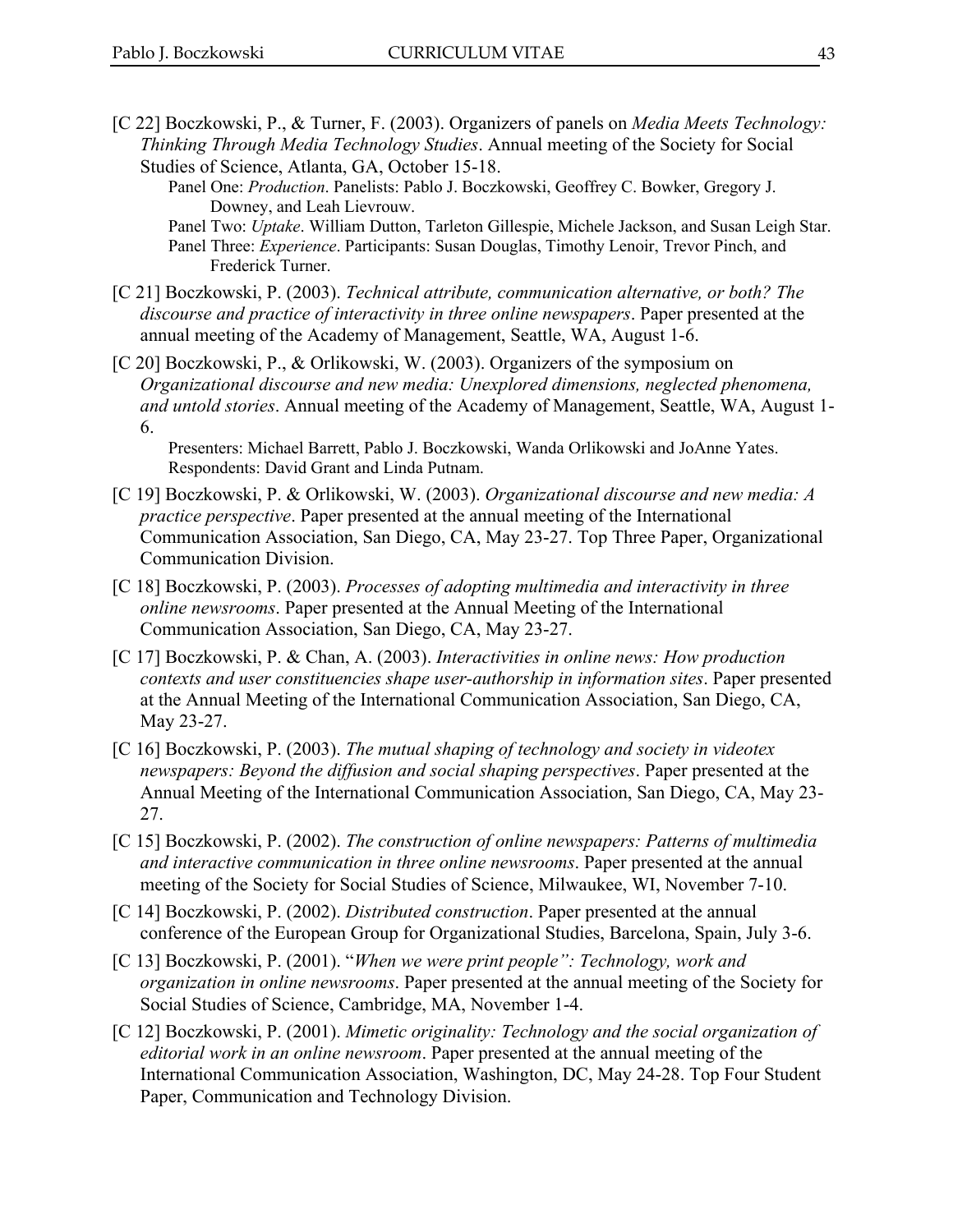[C 22] Boczkowski, P., & Turner, F. (2003). Organizers of panels on *Media Meets Technology: Thinking Through Media Technology Studies*. Annual meeting of the Society for Social Studies of Science, Atlanta, GA, October 15-18.

Panel One: *Production*. Panelists: Pablo J. Boczkowski, Geoffrey C. Bowker, Gregory J. Downey, and Leah Lievrouw.

Panel Two: *Uptake*. William Dutton, Tarleton Gillespie, Michele Jackson, and Susan Leigh Star.

Panel Three: *Experience*. Participants: Susan Douglas, Timothy Lenoir, Trevor Pinch, and Frederick Turner.

[C 21] Boczkowski, P. (2003). *Technical attribute, communication alternative, or both? The discourse and practice of interactivity in three online newspapers*. Paper presented at the annual meeting of the Academy of Management, Seattle, WA, August 1-6.

[C 20] Boczkowski, P., & Orlikowski, W. (2003). Organizers of the symposium on *Organizational discourse and new media: Unexplored dimensions, neglected phenomena, and untold stories*. Annual meeting of the Academy of Management, Seattle, WA, August 1-6.

Presenters: Michael Barrett, Pablo J. Boczkowski, Wanda Orlikowski and JoAnne Yates. Respondents: David Grant and Linda Putnam.

[C 19] Boczkowski, P. & Orlikowski, W. (2003). *Organizational discourse and new media: A practice perspective*. Paper presented at the annual meeting of the International Communication Association, San Diego, CA, May 23-27. Top Three Paper, Organizational Communication Division.

[C 18] Boczkowski, P. (2003). *Processes of adopting multimedia and interactivity in three online newsrooms*. Paper presented at the Annual Meeting of the International Communication Association, San Diego, CA, May 23-27.

[C 17] Boczkowski, P. & Chan, A. (2003). *Interactivities in online news: How production contexts and user constituencies shape user-authorship in information sites*. Paper presented at the Annual Meeting of the International Communication Association, San Diego, CA, May 23-27.

[C 16] Boczkowski, P. (2003). *The mutual shaping of technology and society in videotex newspapers: Beyond the diffusion and social shaping perspectives*. Paper presented at the Annual Meeting of the International Communication Association, San Diego, CA, May 23-27.

[C 15] Boczkowski, P. (2002). *The construction of online newspapers: Patterns of multimedia and interactive communication in three online newsrooms*. Paper presented at the annual meeting of the Society for Social Studies of Science, Milwaukee, WI, November 7-10.

[C 14] Boczkowski, P. (2002). *Distributed construction*. Paper presented at the annual conference of the European Group for Organizational Studies, Barcelona, Spain, July 3-6.

[C 13] Boczkowski, P. (2001). "*When we were print people": Technology, work and organization in online newsrooms*. Paper presented at the annual meeting of the Society for Social Studies of Science, Cambridge, MA, November 1-4.

[C 12] Boczkowski, P. (2001). *Mimetic originality: Technology and the social organization of editorial work in an online newsroom*. Paper presented at the annual meeting of the International Communication Association, Washington, DC, May 24-28. Top Four Student Paper, Communication and Technology Division.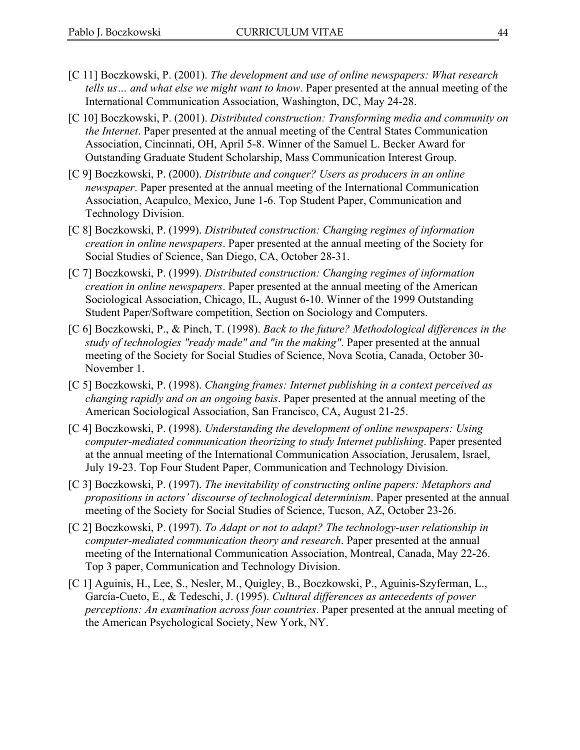[C 11] Boczkowski, P. (2001). *The development and use of online newspapers: What research tells us… and what else we might want to know*. Paper presented at the annual meeting of the International Communication Association, Washington, DC, May 24-28.

[C 10] Boczkowski, P. (2001). *Distributed construction: Transforming media and community on the Internet*. Paper presented at the annual meeting of the Central States Communication Association, Cincinnati, OH, April 5-8. Winner of the Samuel L. Becker Award for Outstanding Graduate Student Scholarship, Mass Communication Interest Group.

[C 9] Boczkowski, P. (2000). *Distribute and conquer? Users as producers in an online newspaper*. Paper presented at the annual meeting of the International Communication Association, Acapulco, Mexico, June 1-6. Top Student Paper, Communication and Technology Division.

[C 8] Boczkowski, P. (1999). *Distributed construction: Changing regimes of information creation in online newspapers*. Paper presented at the annual meeting of the Society for Social Studies of Science, San Diego, CA, October 28-31.

[C 7] Boczkowski, P. (1999). *Distributed construction: Changing regimes of information creation in online newspapers*. Paper presented at the annual meeting of the American Sociological Association, Chicago, IL, August 6-10. Winner of the 1999 Outstanding Student Paper/Software competition, Section on Sociology and Computers.

[C 6] Boczkowski, P., & Pinch, T. (1998). *Back to the future? Methodological differences in the study of technologies "ready made" and "in the making"*. Paper presented at the annual meeting of the Society for Social Studies of Science, Nova Scotia, Canada, October 30-November 1.

[C 5] Boczkowski, P. (1998). *Changing frames: Internet publishing in a context perceived as changing rapidly and on an ongoing basis*. Paper presented at the annual meeting of the American Sociological Association, San Francisco, CA, August 21-25.

[C 4] Boczkowski, P. (1998). *Understanding the development of online newspapers: Using computer-mediated communication theorizing to study Internet publishing*. Paper presented at the annual meeting of the International Communication Association, Jerusalem, Israel, July 19-23. Top Four Student Paper, Communication and Technology Division.

[C 3] Boczkowski, P. (1997). *The inevitability of constructing online papers: Metaphors and propositions in actors' discourse of technological determinism*. Paper presented at the annual meeting of the Society for Social Studies of Science, Tucson, AZ, October 23-26.

[C 2] Boczkowski, P. (1997). *To Adapt or not to adapt? The technology-user relationship in computer-mediated communication theory and research*. Paper presented at the annual meeting of the International Communication Association, Montreal, Canada, May 22-26. Top 3 paper, Communication and Technology Division.

[C 1] Aguinis, H., Lee, S., Nesler, M., Quigley, B., Boczkowski, P., Aguinis-Szyferman, L., García-Cueto, E., & Tedeschi, J. (1995). *Cultural differences as antecedents of power perceptions: An examination across four countries*. Paper presented at the annual meeting of the American Psychological Society, New York, NY.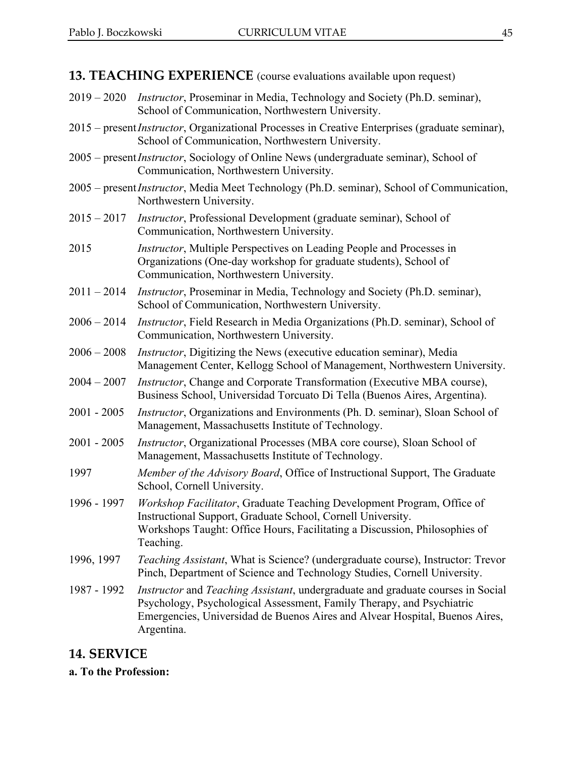## 13. TEACHING EXPERIENCE (course evaluations available upon request)

2019 – 2020 *Instructor*, Proseminar in Media, Technology and Society (Ph.D. seminar), School of Communication, Northwestern University.

2015 – present *Instructor*, Organizational Processes in Creative Enterprises (graduate seminar), School of Communication, Northwestern University.

2005 – present *Instructor*, Sociology of Online News (undergraduate seminar), School of Communication, Northwestern University.

2005 – present *Instructor*, Media Meet Technology (Ph.D. seminar), School of Communication, Northwestern University.

2015 – 2017 *Instructor*, Professional Development (graduate seminar), School of Communication, Northwestern University.

2015 *Instructor*, Multiple Perspectives on Leading People and Processes in Organizations (One-day workshop for graduate students), School of Communication, Northwestern University.

2011 – 2014 *Instructor*, Proseminar in Media, Technology and Society (Ph.D. seminar), School of Communication, Northwestern University.

2006 – 2014 *Instructor*, Field Research in Media Organizations (Ph.D. seminar), School of Communication, Northwestern University.

2006 – 2008 *Instructor*, Digitizing the News (executive education seminar), Media Management Center, Kellogg School of Management, Northwestern University.

2004 – 2007 *Instructor*, Change and Corporate Transformation (Executive MBA course), Business School, Universidad Torcuato Di Tella (Buenos Aires, Argentina).

2001 - 2005 *Instructor*, Organizations and Environments (Ph. D. seminar), Sloan School of Management, Massachusetts Institute of Technology.

2001 - 2005 *Instructor*, Organizational Processes (MBA core course), Sloan School of Management, Massachusetts Institute of Technology.

1997 *Member of the Advisory Board*, Office of Instructional Support, The Graduate School, Cornell University.

1996 - 1997 *Workshop Facilitator*, Graduate Teaching Development Program, Office of Instructional Support, Graduate School, Cornell University.
Workshops Taught: Office Hours, Facilitating a Discussion, Philosophies of Teaching.

1996, 1997 *Teaching Assistant*, What is Science? (undergraduate course), Instructor: Trevor Pinch, Department of Science and Technology Studies, Cornell University.

1987 - 1992 *Instructor* and *Teaching Assistant*, undergraduate and graduate courses in Social Psychology, Psychological Assessment, Family Therapy, and Psychiatric Emergencies, Universidad de Buenos Aires and Alvear Hospital, Buenos Aires, Argentina.

## 14. SERVICE

**a. To the Profession:**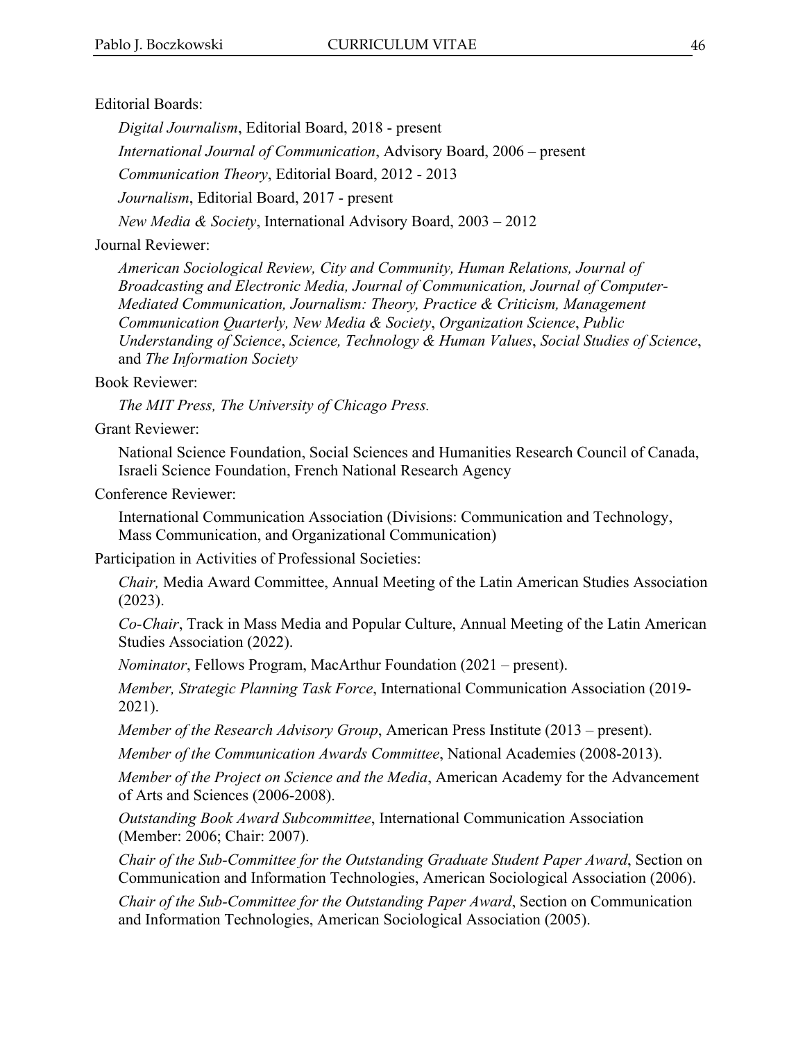Editorial Boards:

*Digital Journalism*, Editorial Board, 2018 - present

*International Journal of Communication*, Advisory Board, 2006 – present

*Communication Theory*, Editorial Board, 2012 - 2013

*Journalism*, Editorial Board, 2017 - present

*New Media & Society*, International Advisory Board, 2003 – 2012

Journal Reviewer:

*American Sociological Review, City and Community, Human Relations, Journal of Broadcasting and Electronic Media, Journal of Communication, Journal of Computer-Mediated Communication, Journalism: Theory, Practice & Criticism, Management Communication Quarterly, New Media & Society*, *Organization Science*, *Public Understanding of Science*, *Science, Technology & Human Values*, *Social Studies of Science*, and *The Information Society*

Book Reviewer:

*The MIT Press, The University of Chicago Press.*

Grant Reviewer:

National Science Foundation, Social Sciences and Humanities Research Council of Canada, Israeli Science Foundation, French National Research Agency

Conference Reviewer:

International Communication Association (Divisions: Communication and Technology, Mass Communication, and Organizational Communication)

Participation in Activities of Professional Societies:

*Chair,* Media Award Committee, Annual Meeting of the Latin American Studies Association (2023).

*Co-Chair*, Track in Mass Media and Popular Culture, Annual Meeting of the Latin American Studies Association (2022).

*Nominator*, Fellows Program, MacArthur Foundation (2021 – present).

*Member, Strategic Planning Task Force*, International Communication Association (2019-2021).

*Member of the Research Advisory Group*, American Press Institute (2013 – present).

*Member of the Communication Awards Committee*, National Academies (2008-2013).

*Member of the Project on Science and the Media*, American Academy for the Advancement of Arts and Sciences (2006-2008).

*Outstanding Book Award Subcommittee*, International Communication Association (Member: 2006; Chair: 2007).

*Chair of the Sub-Committee for the Outstanding Graduate Student Paper Award*, Section on Communication and Information Technologies, American Sociological Association (2006).

*Chair of the Sub-Committee for the Outstanding Paper Award*, Section on Communication and Information Technologies, American Sociological Association (2005).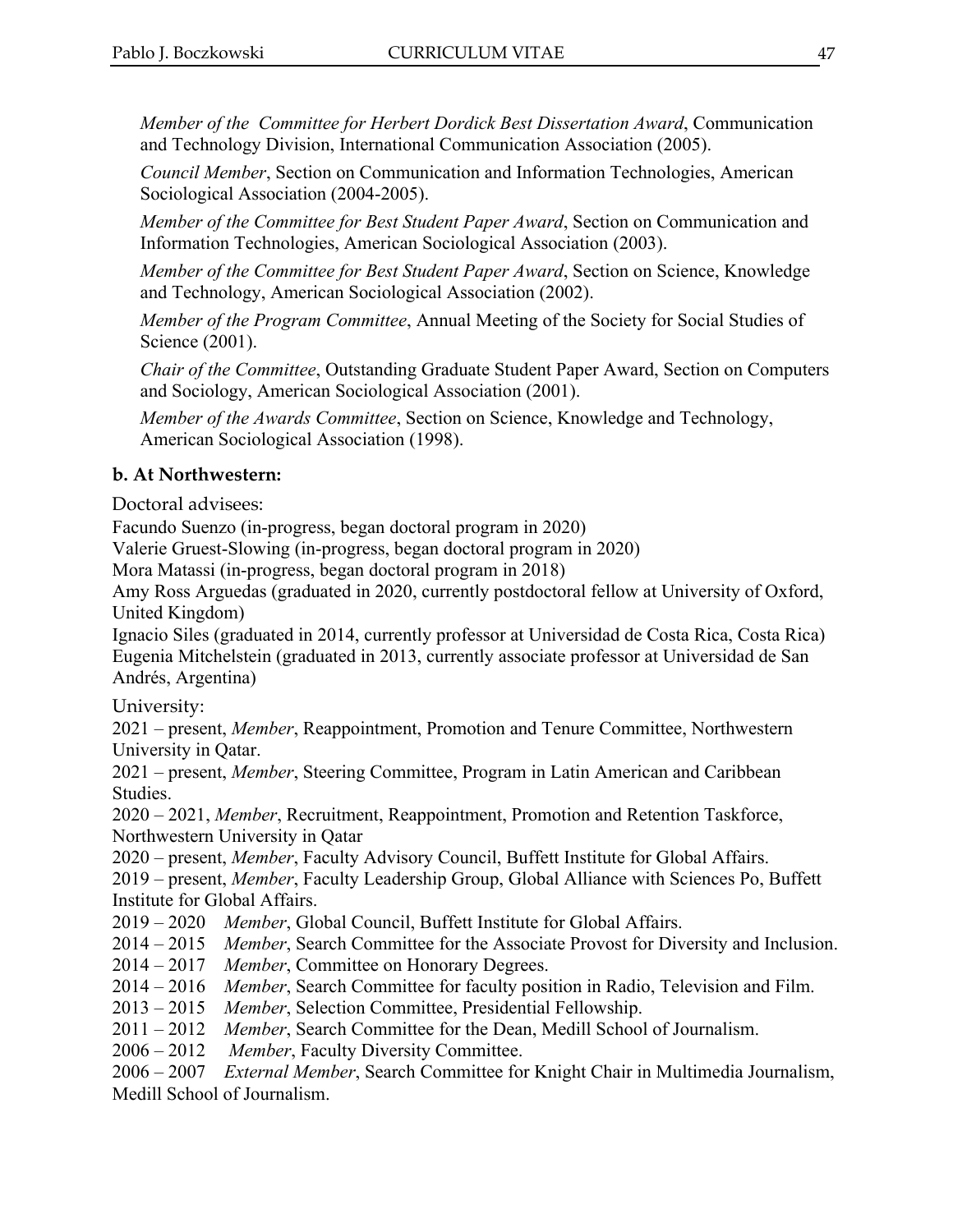*Member of the  Committee for Herbert Dordick Best Dissertation Award*, Communication and Technology Division, International Communication Association (2005).

*Council Member*, Section on Communication and Information Technologies, American Sociological Association (2004-2005).

*Member of the Committee for Best Student Paper Award*, Section on Communication and Information Technologies, American Sociological Association (2003).

*Member of the Committee for Best Student Paper Award*, Section on Science, Knowledge and Technology, American Sociological Association (2002).

*Member of the Program Committee*, Annual Meeting of the Society for Social Studies of Science (2001).

*Chair of the Committee*, Outstanding Graduate Student Paper Award, Section on Computers and Sociology, American Sociological Association (2001).

*Member of the Awards Committee*, Section on Science, Knowledge and Technology, American Sociological Association (1998).

**b. At Northwestern:**

Doctoral advisees:

Facundo Suenzo (in-progress, began doctoral program in 2020)
Valerie Gruest-Slowing (in-progress, began doctoral program in 2020)
Mora Matassi (in-progress, began doctoral program in 2018)
Amy Ross Arguedas (graduated in 2020, currently postdoctoral fellow at University of Oxford, United Kingdom)
Ignacio Siles (graduated in 2014, currently professor at Universidad de Costa Rica, Costa Rica)
Eugenia Mitchelstein (graduated in 2013, currently associate professor at Universidad de San Andrés, Argentina)

University:

2021 – present, *Member*, Reappointment, Promotion and Tenure Committee, Northwestern University in Qatar.
2021 – present, *Member*, Steering Committee, Program in Latin American and Caribbean Studies.
2020 – 2021, *Member*, Recruitment, Reappointment, Promotion and Retention Taskforce, Northwestern University in Qatar
2020 – present, *Member*, Faculty Advisory Council, Buffett Institute for Global Affairs.
2019 – present, *Member*, Faculty Leadership Group, Global Alliance with Sciences Po, Buffett Institute for Global Affairs.
2019 – 2020 *Member*, Global Council, Buffett Institute for Global Affairs.
2014 – 2015 *Member*, Search Committee for the Associate Provost for Diversity and Inclusion.
2014 – 2017 *Member*, Committee on Honorary Degrees.
2014 – 2016 *Member*, Search Committee for faculty position in Radio, Television and Film.
2013 – 2015 *Member*, Selection Committee, Presidential Fellowship.
2011 – 2012 *Member*, Search Committee for the Dean, Medill School of Journalism.
2006 – 2012 *Member*, Faculty Diversity Committee.
2006 – 2007 *External Member*, Search Committee for Knight Chair in Multimedia Journalism, Medill School of Journalism.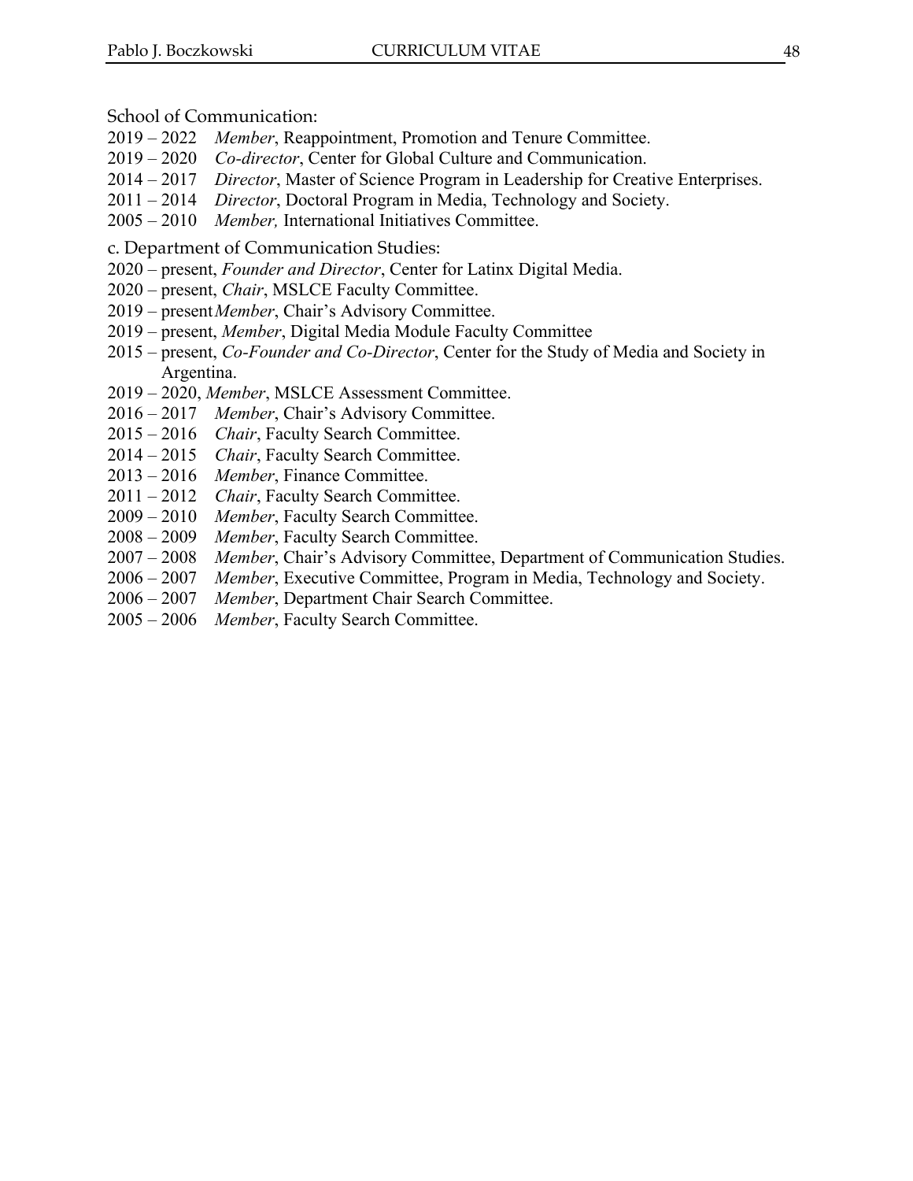School of Communication:

2019 – 2022 *Member*, Reappointment, Promotion and Tenure Committee.
2019 – 2020 *Co-director*, Center for Global Culture and Communication.
2014 – 2017 *Director*, Master of Science Program in Leadership for Creative Enterprises.
2011 – 2014 *Director*, Doctoral Program in Media, Technology and Society.
2005 – 2010 *Member,* International Initiatives Committee.

c. Department of Communication Studies:

2020 – present, *Founder and Director*, Center for Latinx Digital Media.
2020 – present, *Chair*, MSLCE Faculty Committee.
2019 – present *Member*, Chair's Advisory Committee.
2019 – present, *Member*, Digital Media Module Faculty Committee
2015 – present, *Co-Founder and Co-Director*, Center for the Study of Media and Society in Argentina.
2019 – 2020, *Member*, MSLCE Assessment Committee.
2016 – 2017 *Member*, Chair's Advisory Committee.
2015 – 2016 *Chair*, Faculty Search Committee.
2014 – 2015 *Chair*, Faculty Search Committee.
2013 – 2016 *Member*, Finance Committee.
2011 – 2012 *Chair*, Faculty Search Committee.
2009 – 2010 *Member*, Faculty Search Committee.
2008 – 2009 *Member*, Faculty Search Committee.
2007 – 2008 *Member*, Chair's Advisory Committee, Department of Communication Studies.
2006 – 2007 *Member*, Executive Committee, Program in Media, Technology and Society.
2006 – 2007 *Member*, Department Chair Search Committee.
2005 – 2006 *Member*, Faculty Search Committee.